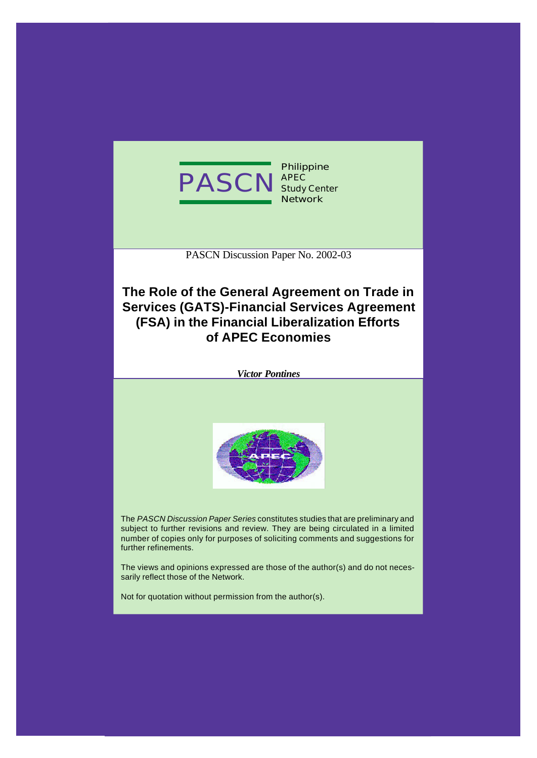PASCN Philippine APEC Study Center Network

PASCN Discussion Paper No. 2002-03

# The Role of the General Agreement on Trade in Services (GATS)-Financial Services Agreement (FSA) in the Financial Liberalization Efforts of APEC Economies

***Victor Pontines***

The *PASCN Discussion Paper Series* constitutes studies that are preliminary and subject to further revisions and review. They are being circulated in a limited number of copies only for purposes of soliciting comments and suggestions for further refinements.

The views and opinions expressed are those of the author(s) and do not necessarily reflect those of the Network.

Not for quotation without permission from the author(s).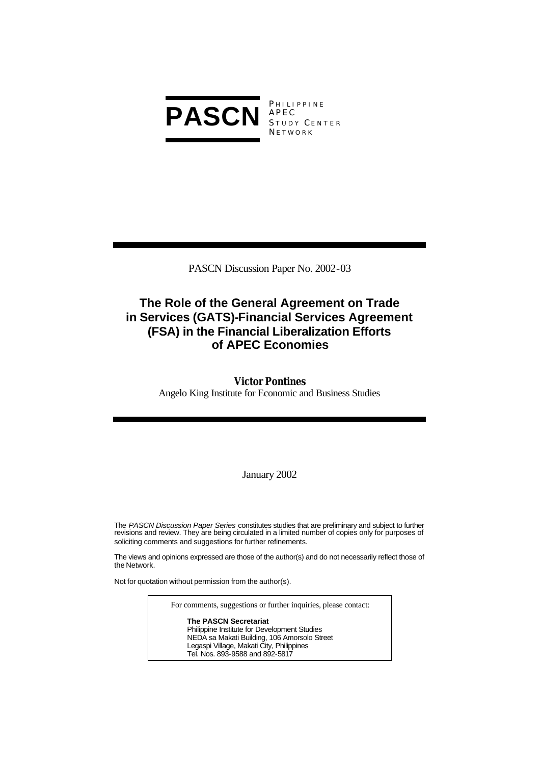**PASCN** PHILIPPINE APEC STUDY CENTER NETWORK

PASCN Discussion Paper No. 2002-03

# The Role of the General Agreement on Trade in Services (GATS)-Financial Services Agreement (FSA) in the Financial Liberalization Efforts of APEC Economies

**Victor Pontines**

Angelo King Institute for Economic and Business Studies

January 2002

The *PASCN Discussion Paper Series* constitutes studies that are preliminary and subject to further revisions and review. They are being circulated in a limited number of copies only for purposes of soliciting comments and suggestions for further refinements.

The views and opinions expressed are those of the author(s) and do not necessarily reflect those of the Network.

Not for quotation without permission from the author(s).

For comments, suggestions or further inquiries, please contact:

**The PASCN Secretariat**
Philippine Institute for Development Studies
NEDA sa Makati Building, 106 Amorsolo Street
Legaspi Village, Makati City, Philippines
Tel. Nos. 893-9588 and 892-5817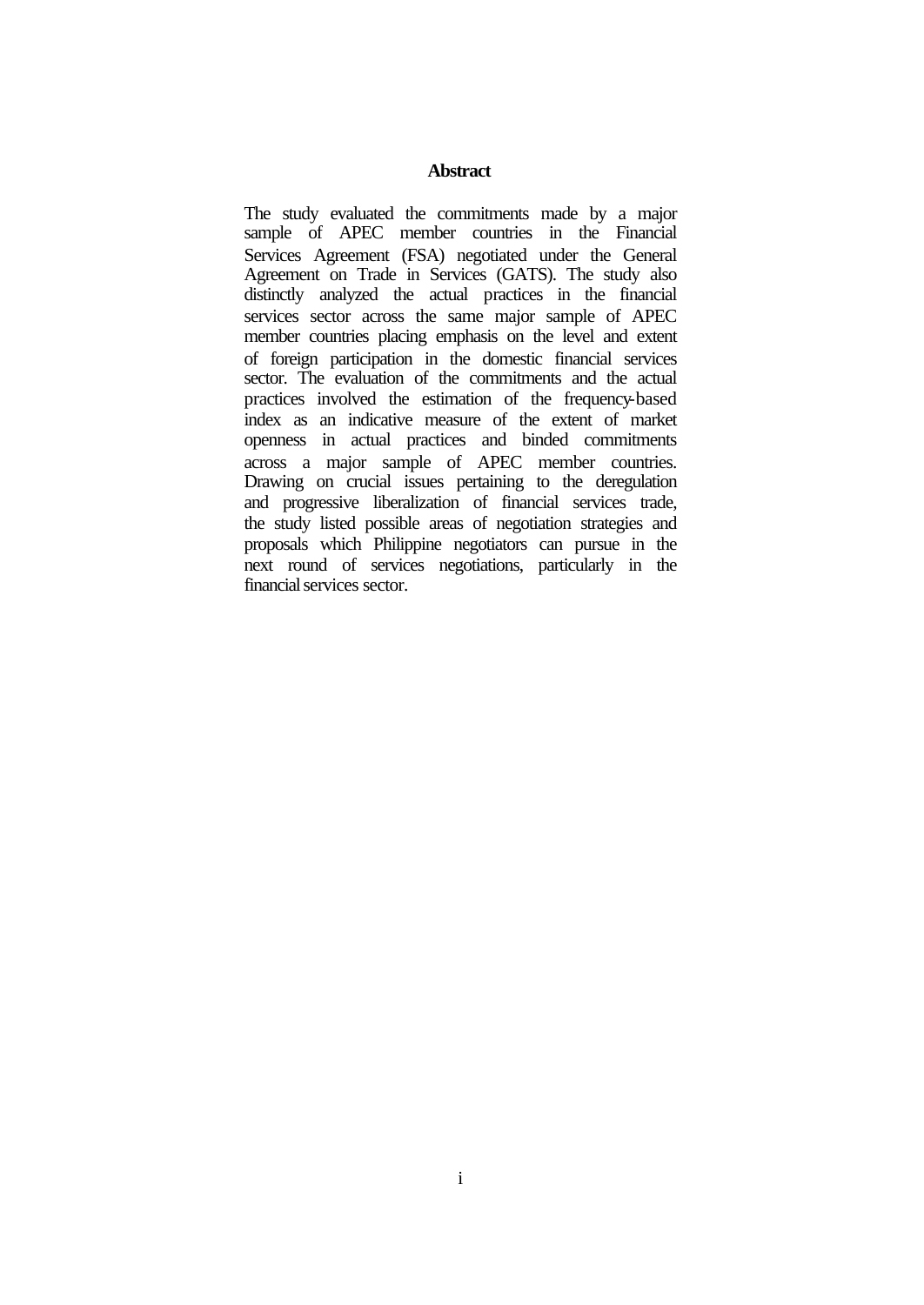## Abstract

The study evaluated the commitments made by a major sample of APEC member countries in the Financial Services Agreement (FSA) negotiated under the General Agreement on Trade in Services (GATS). The study also distinctly analyzed the actual practices in the financial services sector across the same major sample of APEC member countries placing emphasis on the level and extent of foreign participation in the domestic financial services sector. The evaluation of the commitments and the actual practices involved the estimation of the frequency-based index as an indicative measure of the extent of market openness in actual practices and binded commitments across a major sample of APEC member countries. Drawing on crucial issues pertaining to the deregulation and progressive liberalization of financial services trade, the study listed possible areas of negotiation strategies and proposals which Philippine negotiators can pursue in the next round of services negotiations, particularly in the financial services sector.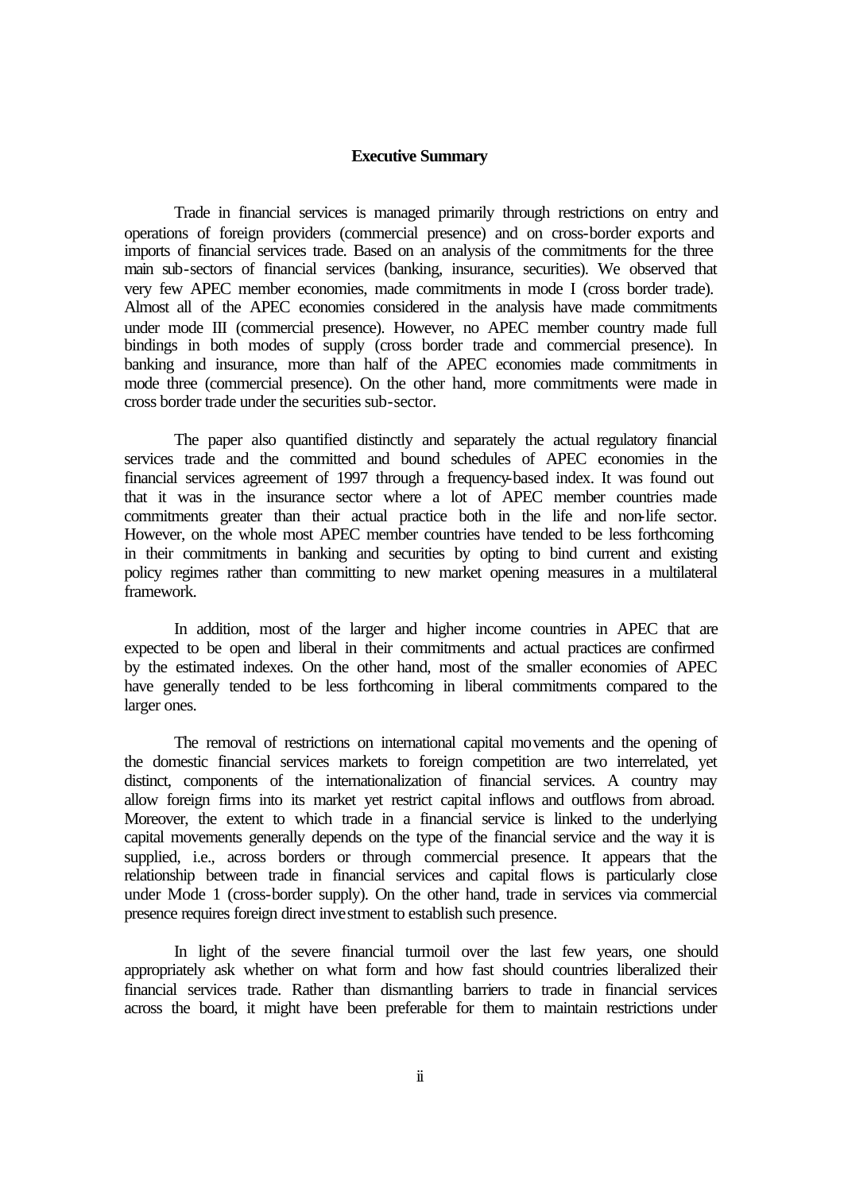**Executive Summary**

Trade in financial services is managed primarily through restrictions on entry and operations of foreign providers (commercial presence) and on cross-border exports and imports of financial services trade. Based on an analysis of the commitments for the three main sub-sectors of financial services (banking, insurance, securities). We observed that very few APEC member economies, made commitments in mode I (cross border trade). Almost all of the APEC economies considered in the analysis have made commitments under mode III (commercial presence). However, no APEC member country made full bindings in both modes of supply (cross border trade and commercial presence). In banking and insurance, more than half of the APEC economies made commitments in mode three (commercial presence). On the other hand, more commitments were made in cross border trade under the securities sub-sector.

The paper also quantified distinctly and separately the actual regulatory financial services trade and the committed and bound schedules of APEC economies in the financial services agreement of 1997 through a frequency-based index. It was found out that it was in the insurance sector where a lot of APEC member countries made commitments greater than their actual practice both in the life and non-life sector. However, on the whole most APEC member countries have tended to be less forthcoming in their commitments in banking and securities by opting to bind current and existing policy regimes rather than committing to new market opening measures in a multilateral framework.

In addition, most of the larger and higher income countries in APEC that are expected to be open and liberal in their commitments and actual practices are confirmed by the estimated indexes. On the other hand, most of the smaller economies of APEC have generally tended to be less forthcoming in liberal commitments compared to the larger ones.

The removal of restrictions on international capital movements and the opening of the domestic financial services markets to foreign competition are two interrelated, yet distinct, components of the internationalization of financial services. A country may allow foreign firms into its market yet restrict capital inflows and outflows from abroad. Moreover, the extent to which trade in a financial service is linked to the underlying capital movements generally depends on the type of the financial service and the way it is supplied, i.e., across borders or through commercial presence. It appears that the relationship between trade in financial services and capital flows is particularly close under Mode 1 (cross-border supply). On the other hand, trade in services via commercial presence requires foreign direct investment to establish such presence.

In light of the severe financial turmoil over the last few years, one should appropriately ask whether on what form and how fast should countries liberalized their financial services trade. Rather than dismantling barriers to trade in financial services across the board, it might have been preferable for them to maintain restrictions under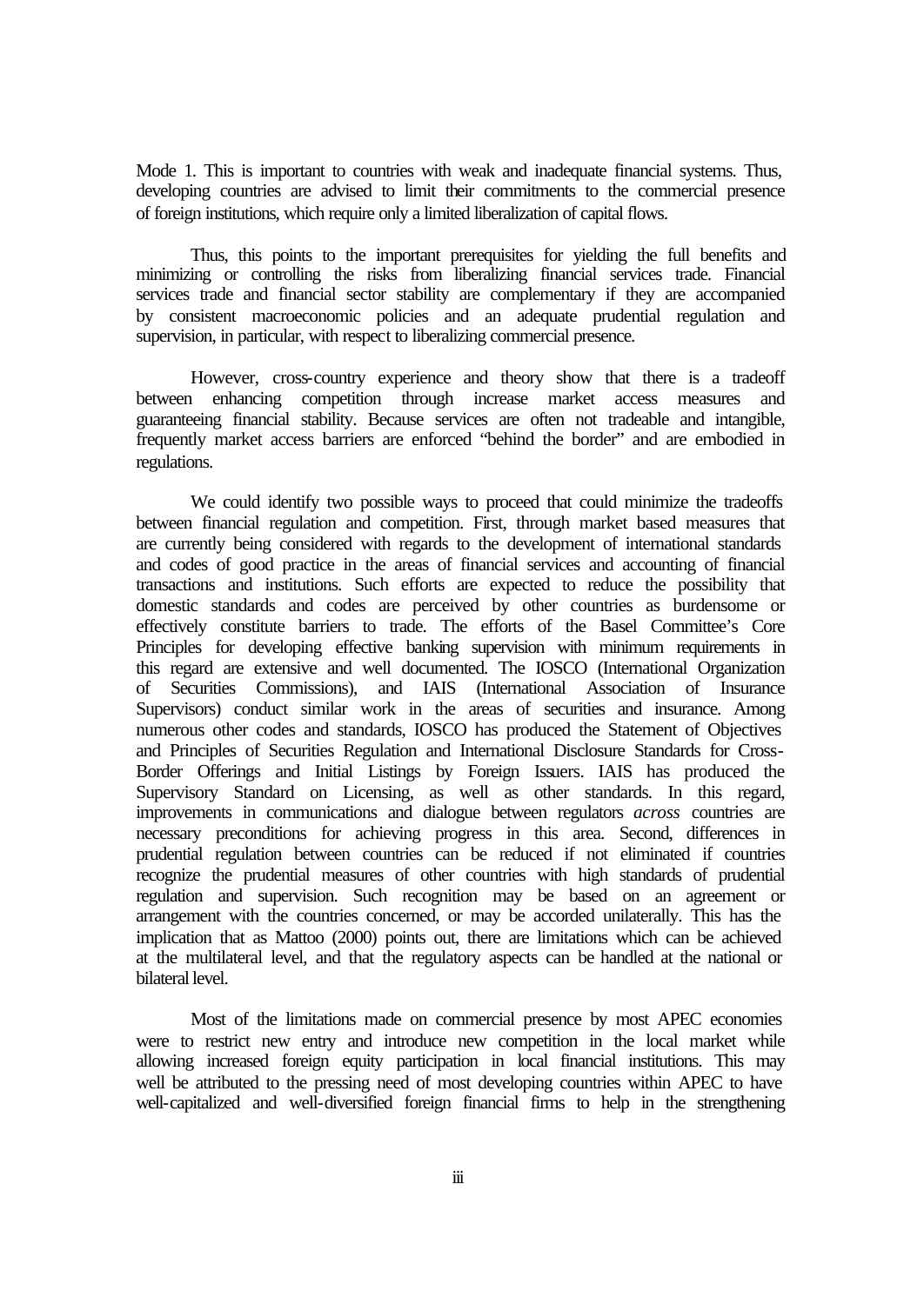Mode 1. This is important to countries with weak and inadequate financial systems. Thus, developing countries are advised to limit their commitments to the commercial presence of foreign institutions, which require only a limited liberalization of capital flows.

Thus, this points to the important prerequisites for yielding the full benefits and minimizing or controlling the risks from liberalizing financial services trade. Financial services trade and financial sector stability are complementary if they are accompanied by consistent macroeconomic policies and an adequate prudential regulation and supervision, in particular, with respect to liberalizing commercial presence.

However, cross-country experience and theory show that there is a tradeoff between enhancing competition through increase market access measures and guaranteeing financial stability. Because services are often not tradeable and intangible, frequently market access barriers are enforced "behind the border" and are embodied in regulations.

We could identify two possible ways to proceed that could minimize the tradeoffs between financial regulation and competition. First, through market based measures that are currently being considered with regards to the development of international standards and codes of good practice in the areas of financial services and accounting of financial transactions and institutions. Such efforts are expected to reduce the possibility that domestic standards and codes are perceived by other countries as burdensome or effectively constitute barriers to trade. The efforts of the Basel Committee's Core Principles for developing effective banking supervision with minimum requirements in this regard are extensive and well documented. The IOSCO (International Organization of Securities Commissions), and IAIS (International Association of Insurance Supervisors) conduct similar work in the areas of securities and insurance. Among numerous other codes and standards, IOSCO has produced the Statement of Objectives and Principles of Securities Regulation and International Disclosure Standards for Cross-Border Offerings and Initial Listings by Foreign Issuers. IAIS has produced the Supervisory Standard on Licensing, as well as other standards. In this regard, improvements in communications and dialogue between regulators *across* countries are necessary preconditions for achieving progress in this area. Second, differences in prudential regulation between countries can be reduced if not eliminated if countries recognize the prudential measures of other countries with high standards of prudential regulation and supervision. Such recognition may be based on an agreement or arrangement with the countries concerned, or may be accorded unilaterally. This has the implication that as Mattoo (2000) points out, there are limitations which can be achieved at the multilateral level, and that the regulatory aspects can be handled at the national or bilateral level.

Most of the limitations made on commercial presence by most APEC economies were to restrict new entry and introduce new competition in the local market while allowing increased foreign equity participation in local financial institutions. This may well be attributed to the pressing need of most developing countries within APEC to have well-capitalized and well-diversified foreign financial firms to help in the strengthening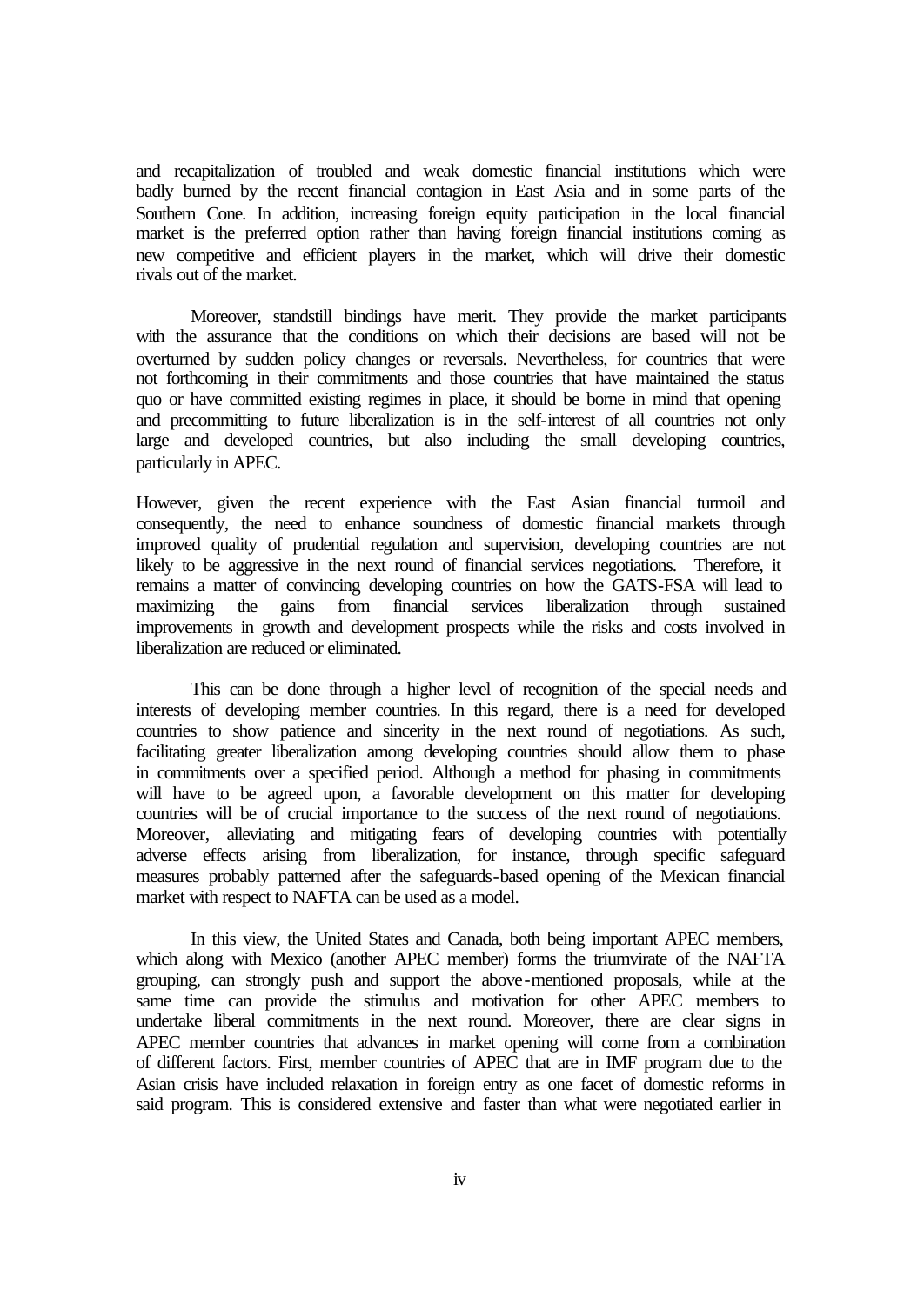and recapitalization of troubled and weak domestic financial institutions which were badly burned by the recent financial contagion in East Asia and in some parts of the Southern Cone. In addition, increasing foreign equity participation in the local financial market is the preferred option rather than having foreign financial institutions coming as new competitive and efficient players in the market, which will drive their domestic rivals out of the market.

Moreover, standstill bindings have merit. They provide the market participants with the assurance that the conditions on which their decisions are based will not be overturned by sudden policy changes or reversals. Nevertheless, for countries that were not forthcoming in their commitments and those countries that have maintained the status quo or have committed existing regimes in place, it should be borne in mind that opening and precommitting to future liberalization is in the self-interest of all countries not only large and developed countries, but also including the small developing countries, particularly in APEC.

However, given the recent experience with the East Asian financial turmoil and consequently, the need to enhance soundness of domestic financial markets through improved quality of prudential regulation and supervision, developing countries are not likely to be aggressive in the next round of financial services negotiations. Therefore, it remains a matter of convincing developing countries on how the GATS-FSA will lead to maximizing the gains from financial services liberalization through sustained improvements in growth and development prospects while the risks and costs involved in liberalization are reduced or eliminated.

This can be done through a higher level of recognition of the special needs and interests of developing member countries. In this regard, there is a need for developed countries to show patience and sincerity in the next round of negotiations. As such, facilitating greater liberalization among developing countries should allow them to phase in commitments over a specified period. Although a method for phasing in commitments will have to be agreed upon, a favorable development on this matter for developing countries will be of crucial importance to the success of the next round of negotiations. Moreover, alleviating and mitigating fears of developing countries with potentially adverse effects arising from liberalization, for instance, through specific safeguard measures probably patterned after the safeguards-based opening of the Mexican financial market with respect to NAFTA can be used as a model.

In this view, the United States and Canada, both being important APEC members, which along with Mexico (another APEC member) forms the triumvirate of the NAFTA grouping, can strongly push and support the above-mentioned proposals, while at the same time can provide the stimulus and motivation for other APEC members to undertake liberal commitments in the next round. Moreover, there are clear signs in APEC member countries that advances in market opening will come from a combination of different factors. First, member countries of APEC that are in IMF program due to the Asian crisis have included relaxation in foreign entry as one facet of domestic reforms in said program. This is considered extensive and faster than what were negotiated earlier in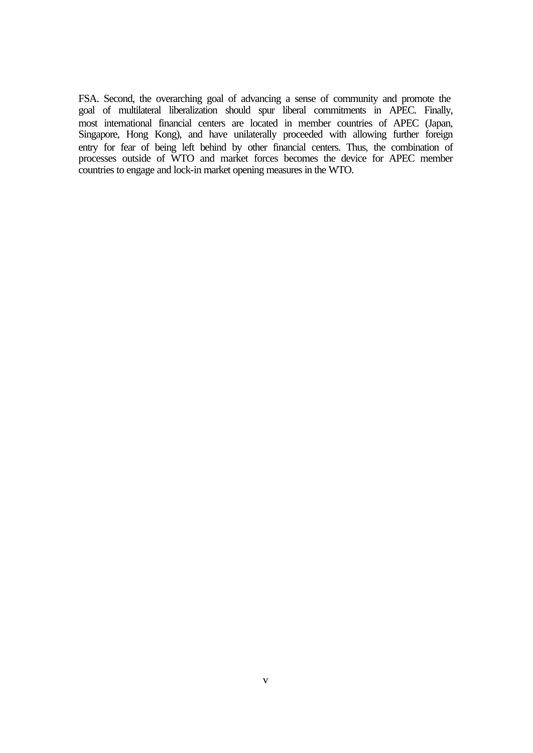FSA. Second, the overarching goal of advancing a sense of community and promote the goal of multilateral liberalization should spur liberal commitments in APEC. Finally, most international financial centers are located in member countries of APEC (Japan, Singapore, Hong Kong), and have unilaterally proceeded with allowing further foreign entry for fear of being left behind by other financial centers. Thus, the combination of processes outside of WTO and market forces becomes the device for APEC member countries to engage and lock-in market opening measures in the WTO.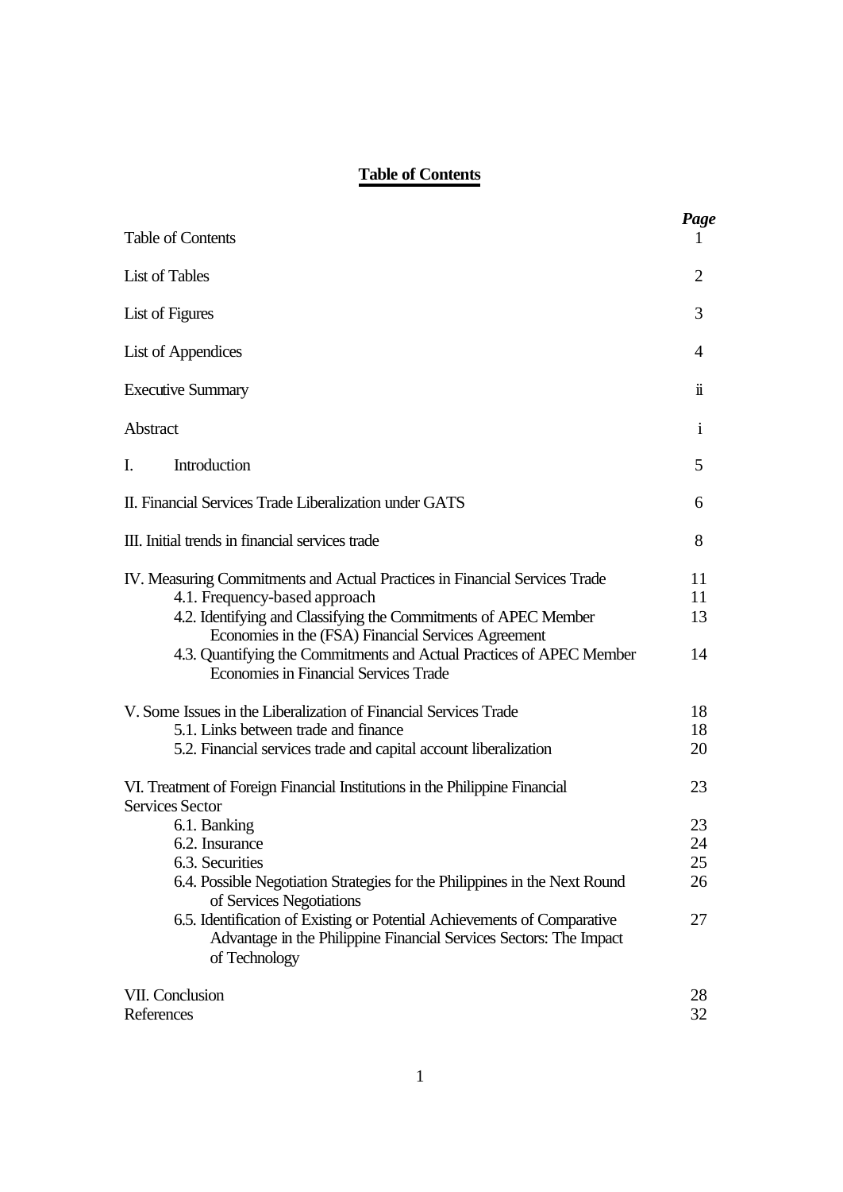# Table of Contents

| | *Page* |
|---|---|
| Table of Contents | 1 |
| List of Tables | 2 |
| List of Figures | 3 |
| List of Appendices | 4 |
| Executive Summary | ii |
| Abstract | i |
| I. Introduction | 5 |
| II. Financial Services Trade Liberalization under GATS | 6 |
| III. Initial trends in financial services trade | 8 |
| IV. Measuring Commitments and Actual Practices in Financial Services Trade | 11 |
| 4.1. Frequency-based approach | 11 |
| 4.2. Identifying and Classifying the Commitments of APEC Member Economies in the (FSA) Financial Services Agreement | 13 |
| 4.3. Quantifying the Commitments and Actual Practices of APEC Member Economies in Financial Services Trade | 14 |
| V. Some Issues in the Liberalization of Financial Services Trade | 18 |
| 5.1. Links between trade and finance | 18 |
| 5.2. Financial services trade and capital account liberalization | 20 |
| VI. Treatment of Foreign Financial Institutions in the Philippine Financial Services Sector | 23 |
| 6.1. Banking | 23 |
| 6.2. Insurance | 24 |
| 6.3. Securities | 25 |
| 6.4. Possible Negotiation Strategies for the Philippines in the Next Round of Services Negotiations | 26 |
| 6.5. Identification of Existing or Potential Achievements of Comparative Advantage in the Philippine Financial Services Sectors: The Impact of Technology | 27 |
| VII. Conclusion | 28 |
| References | 32 |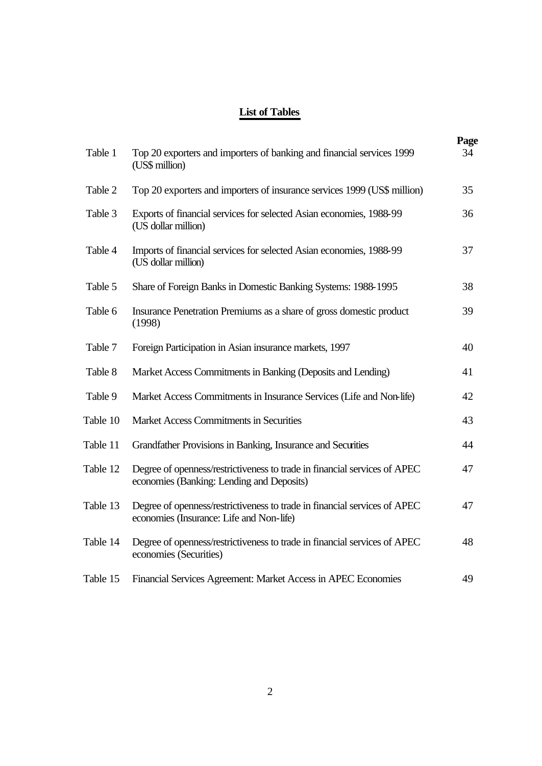## List of Tables

| | | Page |
|---|---|---|
| Table 1 | Top 20 exporters and importers of banking and financial services 1999 (US$ million) | 34 |
| Table 2 | Top 20 exporters and importers of insurance services 1999 (US$ million) | 35 |
| Table 3 | Exports of financial services for selected Asian economies, 1988-99 (US dollar million) | 36 |
| Table 4 | Imports of financial services for selected Asian economies, 1988-99 (US dollar million) | 37 |
| Table 5 | Share of Foreign Banks in Domestic Banking Systems: 1988-1995 | 38 |
| Table 6 | Insurance Penetration Premiums as a share of gross domestic product (1998) | 39 |
| Table 7 | Foreign Participation in Asian insurance markets, 1997 | 40 |
| Table 8 | Market Access Commitments in Banking (Deposits and Lending) | 41 |
| Table 9 | Market Access Commitments in Insurance Services (Life and Non-life) | 42 |
| Table 10 | Market Access Commitments in Securities | 43 |
| Table 11 | Grandfather Provisions in Banking, Insurance and Securities | 44 |
| Table 12 | Degree of openness/restrictiveness to trade in financial services of APEC economies (Banking: Lending and Deposits) | 47 |
| Table 13 | Degree of openness/restrictiveness to trade in financial services of APEC economies (Insurance: Life and Non-life) | 47 |
| Table 14 | Degree of openness/restrictiveness to trade in financial services of APEC economies (Securities) | 48 |
| Table 15 | Financial Services Agreement: Market Access in APEC Economies | 49 |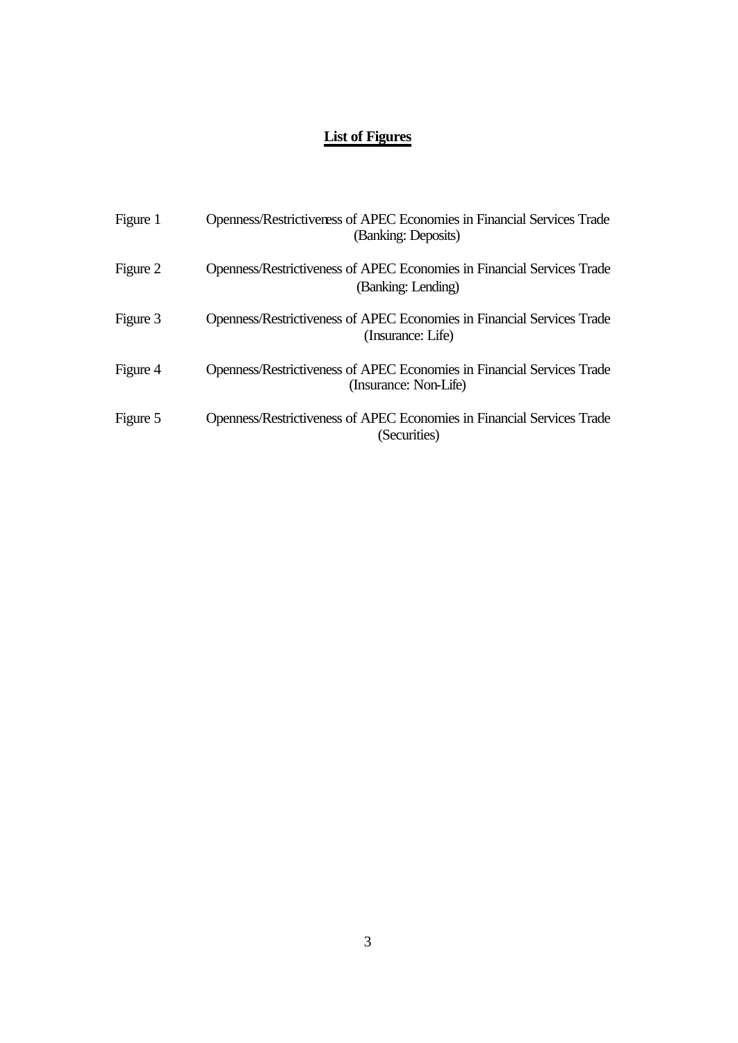## List of Figures

| | |
|---|---|
| Figure 1 | Openness/Restrictiveness of APEC Economies in Financial Services Trade (Banking: Deposits) |
| Figure 2 | Openness/Restrictiveness of APEC Economies in Financial Services Trade (Banking: Lending) |
| Figure 3 | Openness/Restrictiveness of APEC Economies in Financial Services Trade (Insurance: Life) |
| Figure 4 | Openness/Restrictiveness of APEC Economies in Financial Services Trade (Insurance: Non-Life) |
| Figure 5 | Openness/Restrictiveness of APEC Economies in Financial Services Trade (Securities) |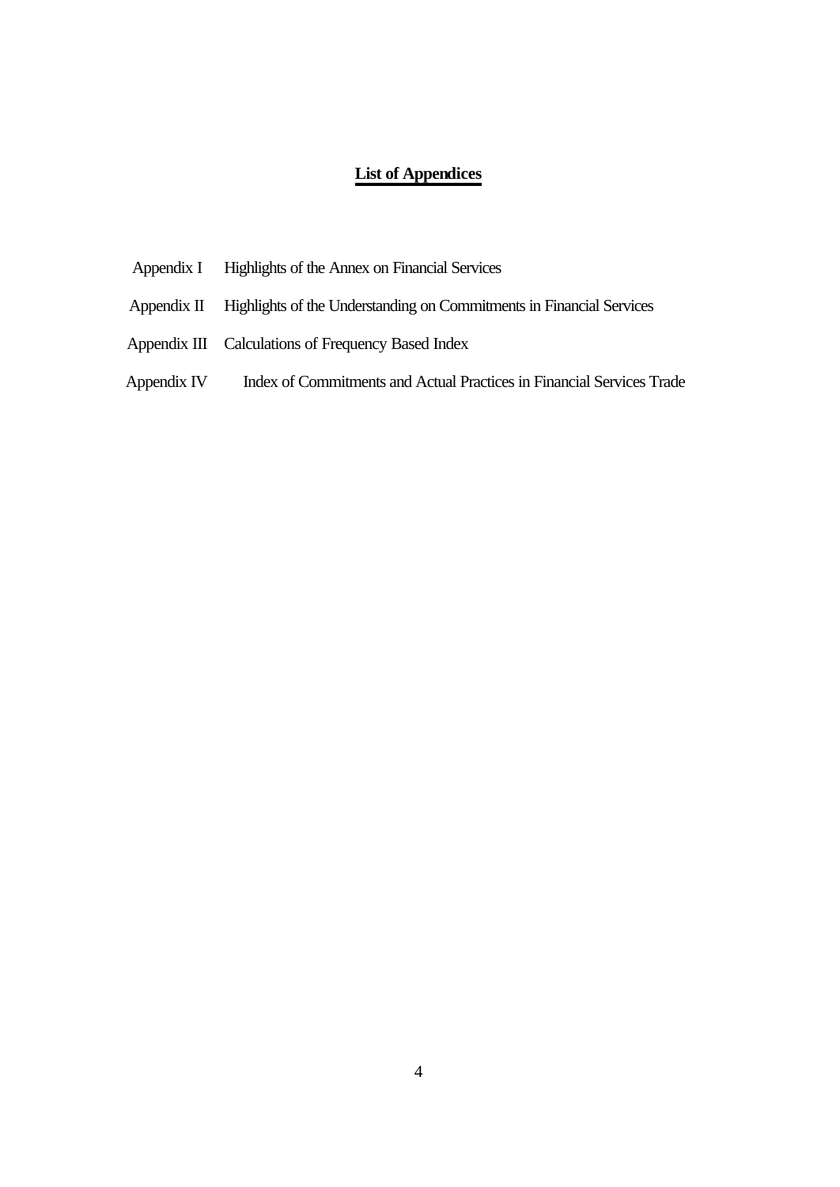## **List of Appendices**

| | |
|---|---|
| Appendix I | Highlights of the Annex on Financial Services |
| Appendix II | Highlights of the Understanding on Commitments in Financial Services |
| Appendix III | Calculations of Frequency Based Index |
| Appendix IV | Index of Commitments and Actual Practices in Financial Services Trade |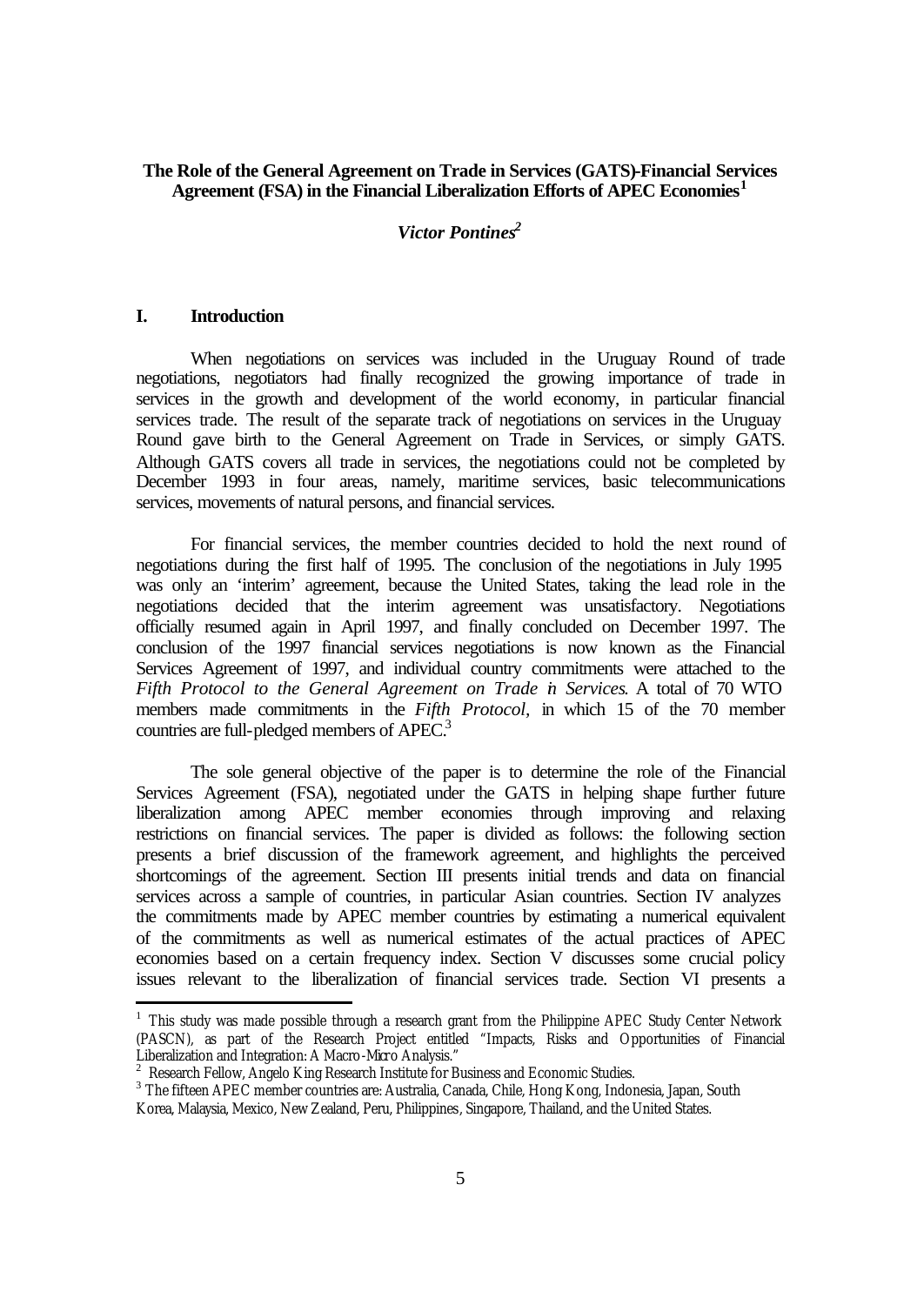# The Role of the General Agreement on Trade in Services (GATS)-Financial Services Agreement (FSA) in the Financial Liberalization Efforts of APEC Economies[1]

***Victor Pontines[2]***

## I. Introduction

When negotiations on services was included in the Uruguay Round of trade negotiations, negotiators had finally recognized the growing importance of trade in services in the growth and development of the world economy, in particular financial services trade. The result of the separate track of negotiations on services in the Uruguay Round gave birth to the General Agreement on Trade in Services, or simply GATS. Although GATS covers all trade in services, the negotiations could not be completed by December 1993 in four areas, namely, maritime services, basic telecommunications services, movements of natural persons, and financial services.

For financial services, the member countries decided to hold the next round of negotiations during the first half of 1995. The conclusion of the negotiations in July 1995 was only an 'interim' agreement, because the United States, taking the lead role in the negotiations decided that the interim agreement was unsatisfactory. Negotiations officially resumed again in April 1997, and finally concluded on December 1997. The conclusion of the 1997 financial services negotiations is now known as the Financial Services Agreement of 1997, and individual country commitments were attached to the *Fifth Protocol to the General Agreement on Trade in Services*. A total of 70 WTO members made commitments in the *Fifth Protocol*, in which 15 of the 70 member countries are full-pledged members of APEC.[3]

The sole general objective of the paper is to determine the role of the Financial Services Agreement (FSA), negotiated under the GATS in helping shape further future liberalization among APEC member economies through improving and relaxing restrictions on financial services. The paper is divided as follows: the following section presents a brief discussion of the framework agreement, and highlights the perceived shortcomings of the agreement. Section III presents initial trends and data on financial services across a sample of countries, in particular Asian countries. Section IV analyzes the commitments made by APEC member countries by estimating a numerical equivalent of the commitments as well as numerical estimates of the actual practices of APEC economies based on a certain frequency index. Section V discusses some crucial policy issues relevant to the liberalization of financial services trade. Section VI presents a

---

[1] This study was made possible through a research grant from the Philippine APEC Study Center Network (PASCN), as part of the Research Project entitled "Impacts, Risks and Opportunities of Financial Liberalization and Integration: A Macro-Micro Analysis."

[2] Research Fellow, Angelo King Research Institute for Business and Economic Studies.

[3] The fifteen APEC member countries are: Australia, Canada, Chile, Hong Kong, Indonesia, Japan, South Korea, Malaysia, Mexico, New Zealand, Peru, Philippines, Singapore, Thailand, and the United States.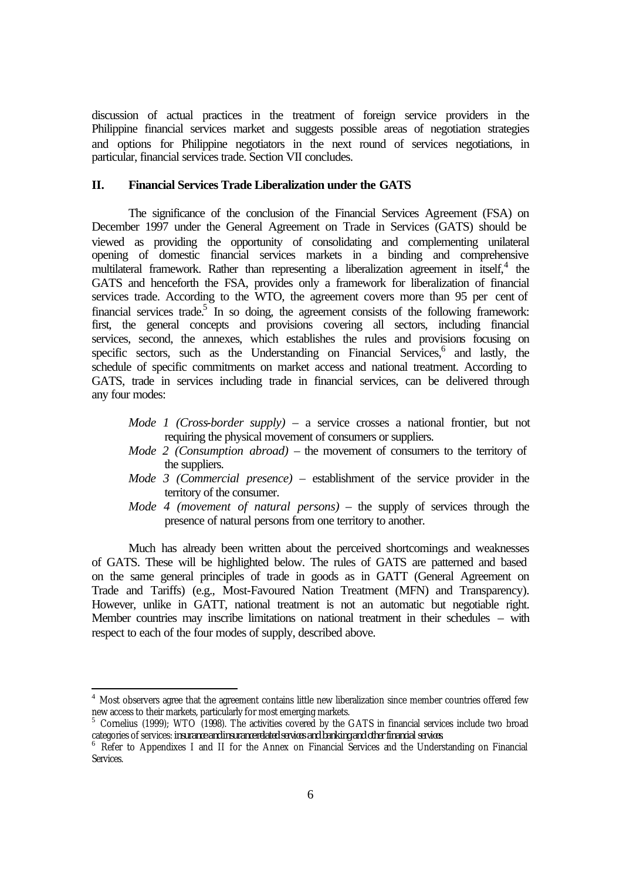discussion of actual practices in the treatment of foreign service providers in the Philippine financial services market and suggests possible areas of negotiation strategies and options for Philippine negotiators in the next round of services negotiations, in particular, financial services trade. Section VII concludes.

## II. Financial Services Trade Liberalization under the GATS

The significance of the conclusion of the Financial Services Agreement (FSA) on December 1997 under the General Agreement on Trade in Services (GATS) should be viewed as providing the opportunity of consolidating and complementing unilateral opening of domestic financial services markets in a binding and comprehensive multilateral framework. Rather than representing a liberalization agreement in itself,[4] the GATS and henceforth the FSA, provides only a framework for liberalization of financial services trade. According to the WTO, the agreement covers more than 95 per cent of financial services trade.[5] In so doing, the agreement consists of the following framework: first, the general concepts and provisions covering all sectors, including financial services, second, the annexes, which establishes the rules and provisions focusing on specific sectors, such as the Understanding on Financial Services,[6] and lastly, the schedule of specific commitments on market access and national treatment. According to GATS, trade in services including trade in financial services, can be delivered through any four modes:

- *Mode 1 (Cross-border supply)* – a service crosses a national frontier, but not requiring the physical movement of consumers or suppliers.
- *Mode 2 (Consumption abroad)* – the movement of consumers to the territory of the suppliers.
- *Mode 3 (Commercial presence)* – establishment of the service provider in the territory of the consumer.
- *Mode 4 (movement of natural persons)* – the supply of services through the presence of natural persons from one territory to another.

Much has already been written about the perceived shortcomings and weaknesses of GATS. These will be highlighted below. The rules of GATS are patterned and based on the same general principles of trade in goods as in GATT (General Agreement on Trade and Tariffs) (e.g., Most-Favoured Nation Treatment (MFN) and Transparency). However, unlike in GATT, national treatment is not an automatic but negotiable right. Member countries may inscribe limitations on national treatment in their schedules – with respect to each of the four modes of supply, described above.

---

[4] Most observers agree that the agreement contains little new liberalization since member countries offered few new access to their markets, particularly for most emerging markets.

[5] Cornelius (1999); WTO (1998). The activities covered by the GATS in financial services include two broad categories of services: **insurance and insurance related services and banking and other financial services**.

[6] Refer to Appendixes I and II for the Annex on Financial Services and the Understanding on Financial Services.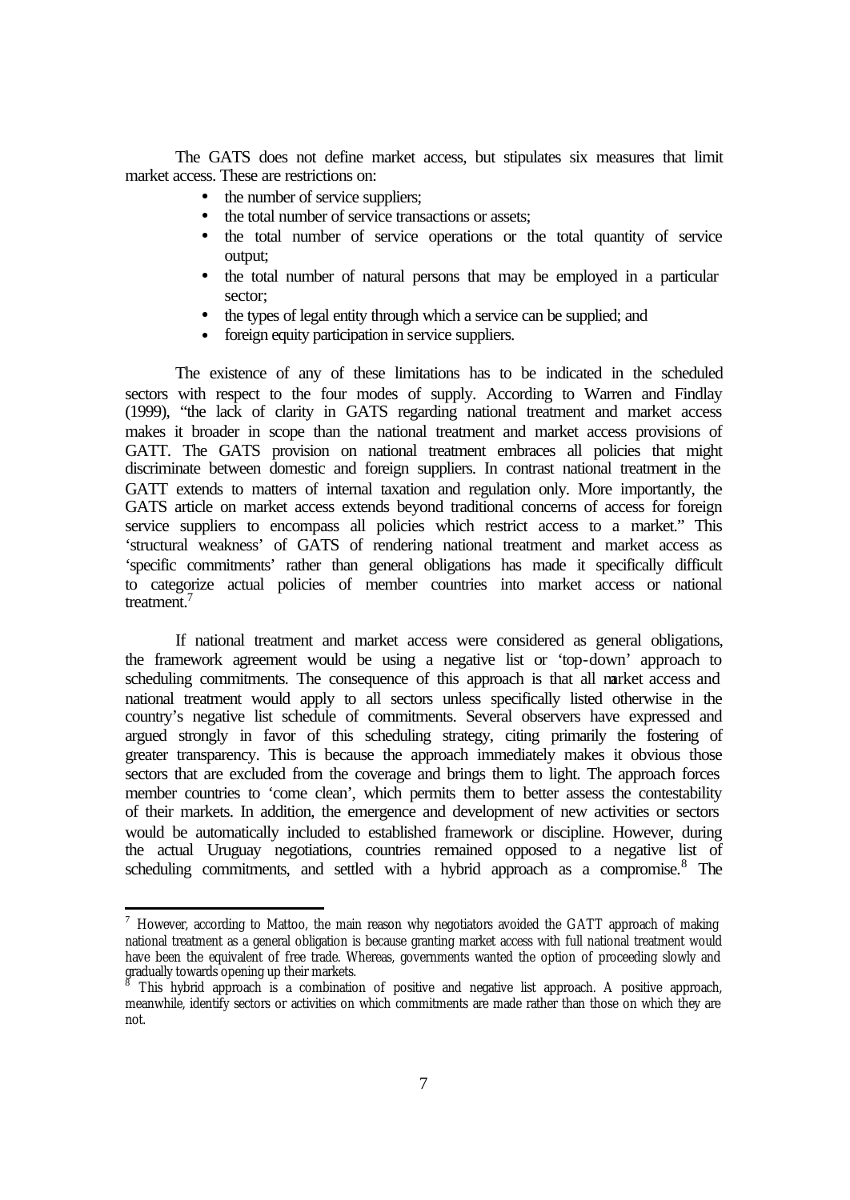The GATS does not define market access, but stipulates six measures that limit market access. These are restrictions on:

- the number of service suppliers;
- the total number of service transactions or assets;
- the total number of service operations or the total quantity of service output;
- the total number of natural persons that may be employed in a particular sector;
- the types of legal entity through which a service can be supplied; and
- foreign equity participation in service suppliers.

The existence of any of these limitations has to be indicated in the scheduled sectors with respect to the four modes of supply. According to Warren and Findlay (1999), "the lack of clarity in GATS regarding national treatment and market access makes it broader in scope than the national treatment and market access provisions of GATT. The GATS provision on national treatment embraces all policies that might discriminate between domestic and foreign suppliers. In contrast national treatment in the GATT extends to matters of internal taxation and regulation only. More importantly, the GATS article on market access extends beyond traditional concerns of access for foreign service suppliers to encompass all policies which restrict access to a market." This 'structural weakness' of GATS of rendering national treatment and market access as 'specific commitments' rather than general obligations has made it specifically difficult to categorize actual policies of member countries into market access or national treatment.[7]

If national treatment and market access were considered as general obligations, the framework agreement would be using a negative list or 'top-down' approach to scheduling commitments. The consequence of this approach is that all market access and national treatment would apply to all sectors unless specifically listed otherwise in the country's negative list schedule of commitments. Several observers have expressed and argued strongly in favor of this scheduling strategy, citing primarily the fostering of greater transparency. This is because the approach immediately makes it obvious those sectors that are excluded from the coverage and brings them to light. The approach forces member countries to 'come clean', which permits them to better assess the contestability of their markets. In addition, the emergence and development of new activities or sectors would be automatically included to established framework or discipline. However, during the actual Uruguay negotiations, countries remained opposed to a negative list of scheduling commitments, and settled with a hybrid approach as a compromise.[8] The

---

[7] However, according to Mattoo, the main reason why negotiators avoided the GATT approach of making national treatment as a general obligation is because granting market access with full national treatment would have been the equivalent of free trade. Whereas, governments wanted the option of proceeding slowly and gradually towards opening up their markets.

[8] This hybrid approach is a combination of positive and negative list approach. A positive approach, meanwhile, identify sectors or activities on which commitments are made rather than those on which they are not.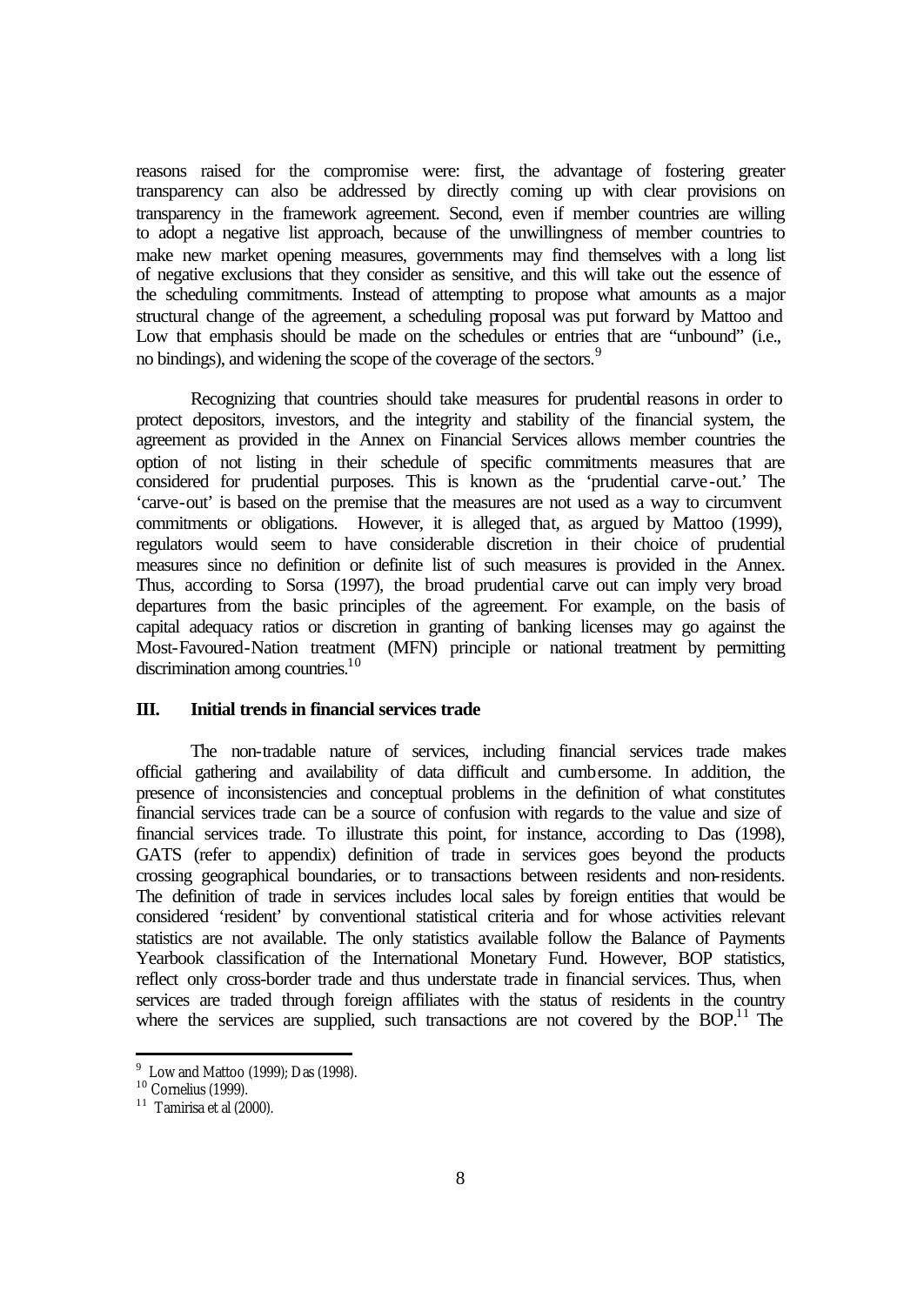reasons raised for the compromise were: first, the advantage of fostering greater transparency can also be addressed by directly coming up with clear provisions on transparency in the framework agreement. Second, even if member countries are willing to adopt a negative list approach, because of the unwillingness of member countries to make new market opening measures, governments may find themselves with a long list of negative exclusions that they consider as sensitive, and this will take out the essence of the scheduling commitments. Instead of attempting to propose what amounts as a major structural change of the agreement, a scheduling proposal was put forward by Mattoo and Low that emphasis should be made on the schedules or entries that are "unbound" (i.e., no bindings), and widening the scope of the coverage of the sectors.[9]

Recognizing that countries should take measures for prudential reasons in order to protect depositors, investors, and the integrity and stability of the financial system, the agreement as provided in the Annex on Financial Services allows member countries the option of not listing in their schedule of specific commitments measures that are considered for prudential purposes. This is known as the 'prudential carve-out.' The 'carve-out' is based on the premise that the measures are not used as a way to circumvent commitments or obligations. However, it is alleged that, as argued by Mattoo (1999), regulators would seem to have considerable discretion in their choice of prudential measures since no definition or definite list of such measures is provided in the Annex. Thus, according to Sorsa (1997), the broad prudential carve out can imply very broad departures from the basic principles of the agreement. For example, on the basis of capital adequacy ratios or discretion in granting of banking licenses may go against the Most-Favoured-Nation treatment (MFN) principle or national treatment by permitting discrimination among countries.[10]

## III. Initial trends in financial services trade

The non-tradable nature of services, including financial services trade makes official gathering and availability of data difficult and cumbersome. In addition, the presence of inconsistencies and conceptual problems in the definition of what constitutes financial services trade can be a source of confusion with regards to the value and size of financial services trade. To illustrate this point, for instance, according to Das (1998), GATS (refer to appendix) definition of trade in services goes beyond the products crossing geographical boundaries, or to transactions between residents and non-residents. The definition of trade in services includes local sales by foreign entities that would be considered 'resident' by conventional statistical criteria and for whose activities relevant statistics are not available. The only statistics available follow the Balance of Payments Yearbook classification of the International Monetary Fund. However, BOP statistics, reflect only cross-border trade and thus understate trade in financial services. Thus, when services are traded through foreign affiliates with the status of residents in the country where the services are supplied, such transactions are not covered by the BOP.[11] The

---

[9] Low and Mattoo (1999); Das (1998).

[10] Cornelius (1999).

[11] Tamirisa et al (2000).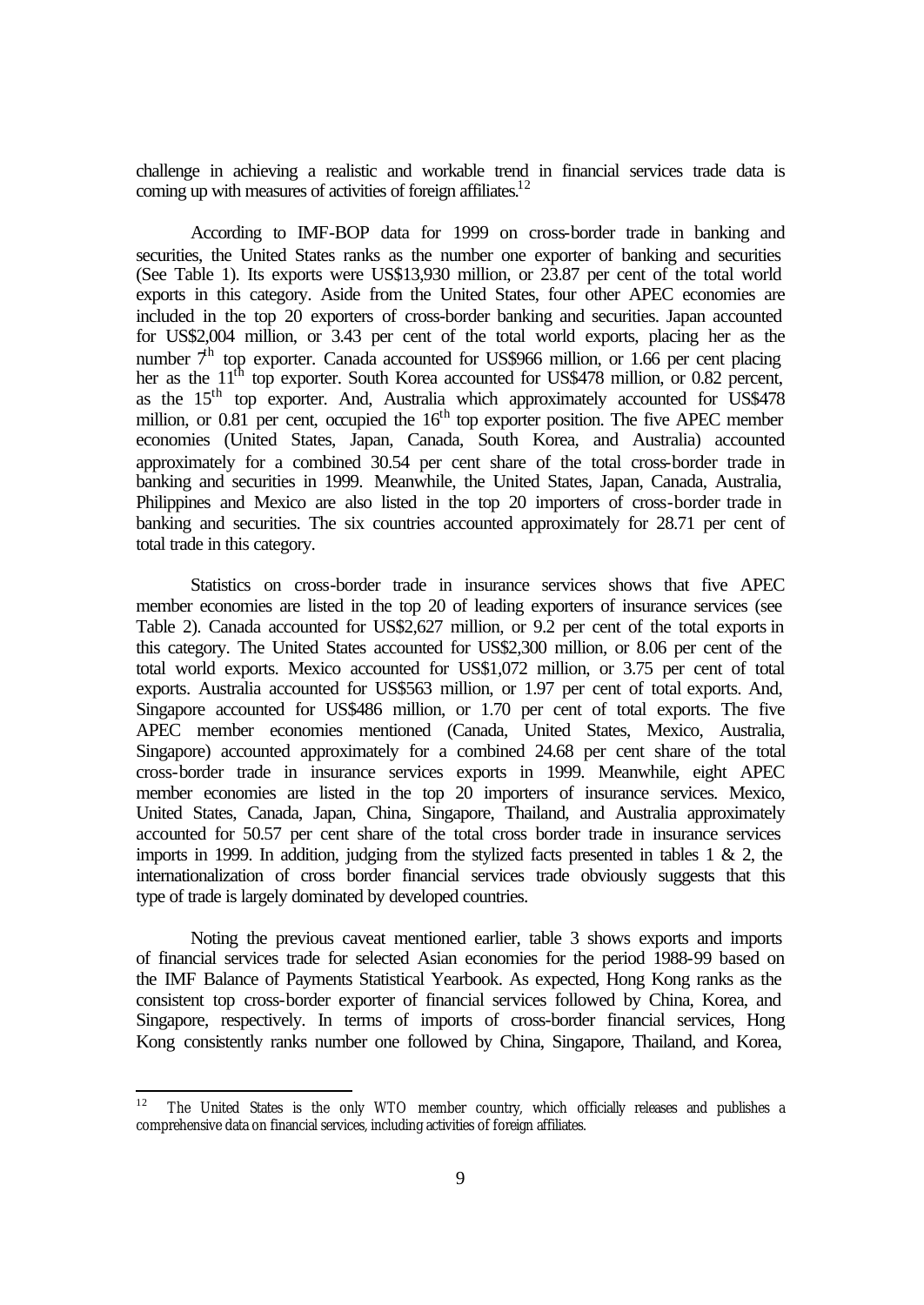challenge in achieving a realistic and workable trend in financial services trade data is coming up with measures of activities of foreign affiliates.[12]

According to IMF-BOP data for 1999 on cross-border trade in banking and securities, the United States ranks as the number one exporter of banking and securities (See Table 1). Its exports were US$13,930 million, or 23.87 per cent of the total world exports in this category. Aside from the United States, four other APEC economies are included in the top 20 exporters of cross-border banking and securities. Japan accounted for US$2,004 million, or 3.43 per cent of the total world exports, placing her as the number 7th top exporter. Canada accounted for US$966 million, or 1.66 per cent placing her as the 11th top exporter. South Korea accounted for US$478 million, or 0.82 percent, as the 15th top exporter. And, Australia which approximately accounted for US$478 million, or 0.81 per cent, occupied the 16th top exporter position. The five APEC member economies (United States, Japan, Canada, South Korea, and Australia) accounted approximately for a combined 30.54 per cent share of the total cross-border trade in banking and securities in 1999. Meanwhile, the United States, Japan, Canada, Australia, Philippines and Mexico are also listed in the top 20 importers of cross-border trade in banking and securities. The six countries accounted approximately for 28.71 per cent of total trade in this category.

Statistics on cross-border trade in insurance services shows that five APEC member economies are listed in the top 20 of leading exporters of insurance services (see Table 2). Canada accounted for US$2,627 million, or 9.2 per cent of the total exports in this category. The United States accounted for US$2,300 million, or 8.06 per cent of the total world exports. Mexico accounted for US$1,072 million, or 3.75 per cent of total exports. Australia accounted for US$563 million, or 1.97 per cent of total exports. And, Singapore accounted for US$486 million, or 1.70 per cent of total exports. The five APEC member economies mentioned (Canada, United States, Mexico, Australia, Singapore) accounted approximately for a combined 24.68 per cent share of the total cross-border trade in insurance services exports in 1999. Meanwhile, eight APEC member economies are listed in the top 20 importers of insurance services. Mexico, United States, Canada, Japan, China, Singapore, Thailand, and Australia approximately accounted for 50.57 per cent share of the total cross border trade in insurance services imports in 1999. In addition, judging from the stylized facts presented in tables 1 & 2, the internationalization of cross border financial services trade obviously suggests that this type of trade is largely dominated by developed countries.

Noting the previous caveat mentioned earlier, table 3 shows exports and imports of financial services trade for selected Asian economies for the period 1988-99 based on the IMF Balance of Payments Statistical Yearbook. As expected, Hong Kong ranks as the consistent top cross-border exporter of financial services followed by China, Korea, and Singapore, respectively. In terms of imports of cross-border financial services, Hong Kong consistently ranks number one followed by China, Singapore, Thailand, and Korea,

---

[12] The United States is the only WTO member country, which officially releases and publishes a comprehensive data on financial services, including activities of foreign affiliates.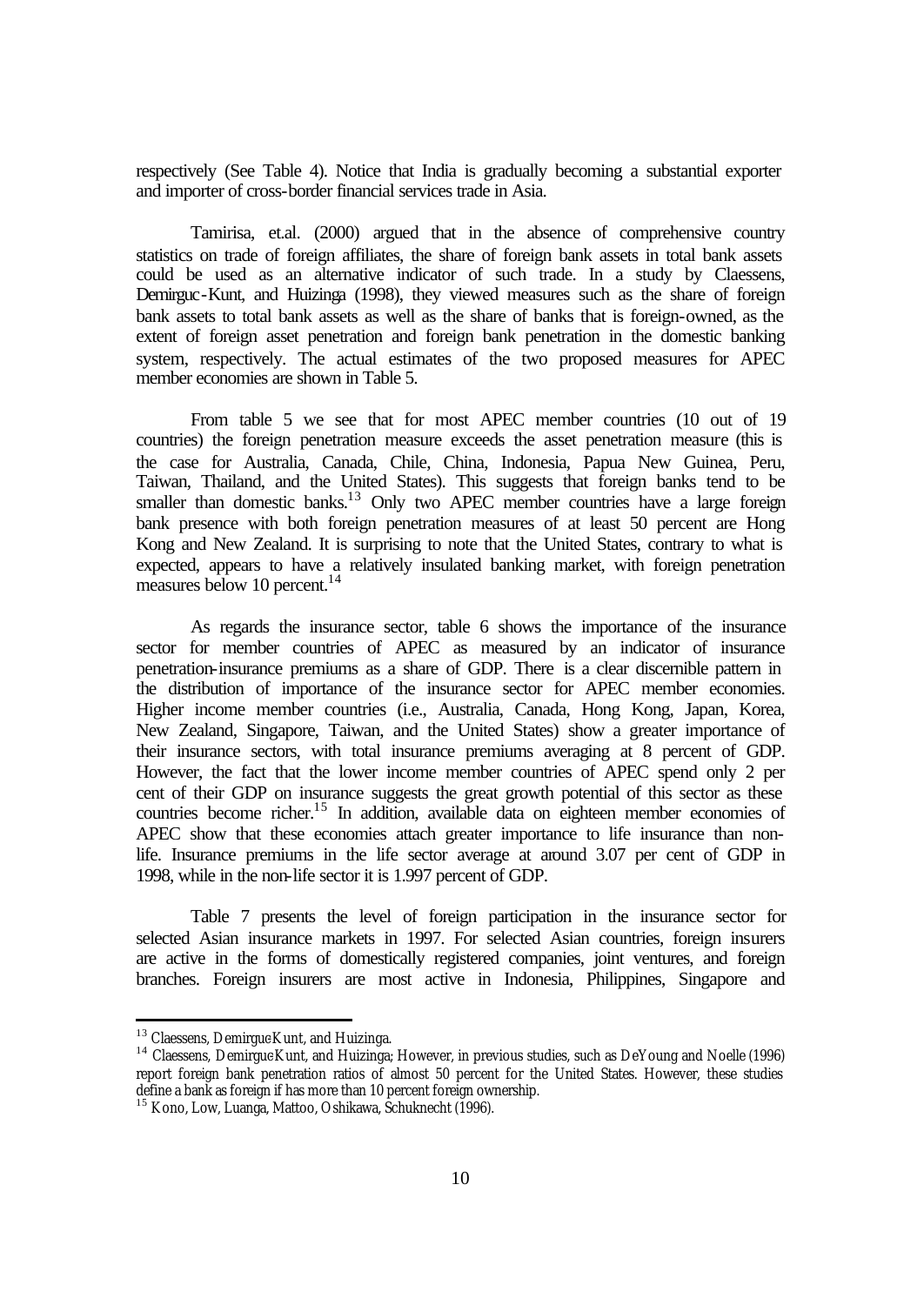respectively (See Table 4). Notice that India is gradually becoming a substantial exporter and importer of cross-border financial services trade in Asia.

Tamirisa, et.al. (2000) argued that in the absence of comprehensive country statistics on trade of foreign affiliates, the share of foreign bank assets in total bank assets could be used as an alternative indicator of such trade. In a study by Claessens, Demirguc-Kunt, and Huizinga (1998), they viewed measures such as the share of foreign bank assets to total bank assets as well as the share of banks that is foreign-owned, as the extent of foreign asset penetration and foreign bank penetration in the domestic banking system, respectively. The actual estimates of the two proposed measures for APEC member economies are shown in Table 5.

From table 5 we see that for most APEC member countries (10 out of 19 countries) the foreign penetration measure exceeds the asset penetration measure (this is the case for Australia, Canada, Chile, China, Indonesia, Papua New Guinea, Peru, Taiwan, Thailand, and the United States). This suggests that foreign banks tend to be smaller than domestic banks.[13] Only two APEC member countries have a large foreign bank presence with both foreign penetration measures of at least 50 percent are Hong Kong and New Zealand. It is surprising to note that the United States, contrary to what is expected, appears to have a relatively insulated banking market, with foreign penetration measures below 10 percent.[14]

As regards the insurance sector, table 6 shows the importance of the insurance sector for member countries of APEC as measured by an indicator of insurance penetration-insurance premiums as a share of GDP. There is a clear discernible pattern in the distribution of importance of the insurance sector for APEC member economies. Higher income member countries (i.e., Australia, Canada, Hong Kong, Japan, Korea, New Zealand, Singapore, Taiwan, and the United States) show a greater importance of their insurance sectors, with total insurance premiums averaging at 8 percent of GDP. However, the fact that the lower income member countries of APEC spend only 2 per cent of their GDP on insurance suggests the great growth potential of this sector as these countries become richer.[15] In addition, available data on eighteen member economies of APEC show that these economies attach greater importance to life insurance than non-life. Insurance premiums in the life sector average at around 3.07 per cent of GDP in 1998, while in the non-life sector it is 1.997 percent of GDP.

Table 7 presents the level of foreign participation in the insurance sector for selected Asian insurance markets in 1997. For selected Asian countries, foreign insurers are active in the forms of domestically registered companies, joint ventures, and foreign branches. Foreign insurers are most active in Indonesia, Philippines, Singapore and

---

[13] Claessens, DemirgucKunt, and Huizinga.

[14] Claessens, DemirgucKunt, and Huizinga; However, in previous studies, such as DeYoung and Noelle (1996) report foreign bank penetration ratios of almost 50 percent for the United States. However, these studies define a bank as foreign if has more than 10 percent foreign ownership.

[15] Kono, Low, Luanga, Mattoo, Oshikawa, Schuknecht (1996).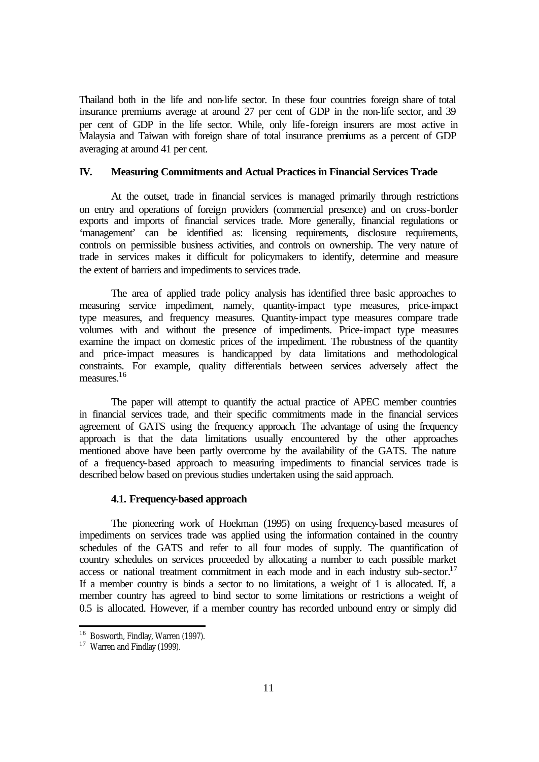Thailand both in the life and non-life sector. In these four countries foreign share of total insurance premiums average at around 27 per cent of GDP in the non-life sector, and 39 per cent of GDP in the life sector. While, only life-foreign insurers are most active in Malaysia and Taiwan with foreign share of total insurance premiums as a percent of GDP averaging at around 41 per cent.

## IV. Measuring Commitments and Actual Practices in Financial Services Trade

At the outset, trade in financial services is managed primarily through restrictions on entry and operations of foreign providers (commercial presence) and on cross-border exports and imports of financial services trade. More generally, financial regulations or 'management' can be identified as: licensing requirements, disclosure requirements, controls on permissible business activities, and controls on ownership. The very nature of trade in services makes it difficult for policymakers to identify, determine and measure the extent of barriers and impediments to services trade.

The area of applied trade policy analysis has identified three basic approaches to measuring service impediment, namely, quantity-impact type measures, price-impact type measures, and frequency measures. Quantity-impact type measures compare trade volumes with and without the presence of impediments. Price-impact type measures examine the impact on domestic prices of the impediment. The robustness of the quantity and price-impact measures is handicapped by data limitations and methodological constraints. For example, quality differentials between services adversely affect the measures.[16]

The paper will attempt to quantify the actual practice of APEC member countries in financial services trade, and their specific commitments made in the financial services agreement of GATS using the frequency approach. The advantage of using the frequency approach is that the data limitations usually encountered by the other approaches mentioned above have been partly overcome by the availability of the GATS. The nature of a frequency-based approach to measuring impediments to financial services trade is described below based on previous studies undertaken using the said approach.

### 4.1. Frequency-based approach

The pioneering work of Hoekman (1995) on using frequency-based measures of impediments on services trade was applied using the information contained in the country schedules of the GATS and refer to all four modes of supply. The quantification of country schedules on services proceeded by allocating a number to each possible market access or national treatment commitment in each mode and in each industry sub-sector.[17] If a member country is binds a sector to no limitations, a weight of 1 is allocated. If, a member country has agreed to bind sector to some limitations or restrictions a weight of 0.5 is allocated. However, if a member country has recorded unbound entry or simply did

---

[16] Bosworth, Findlay, Warren (1997).

[17] Warren and Findlay (1999).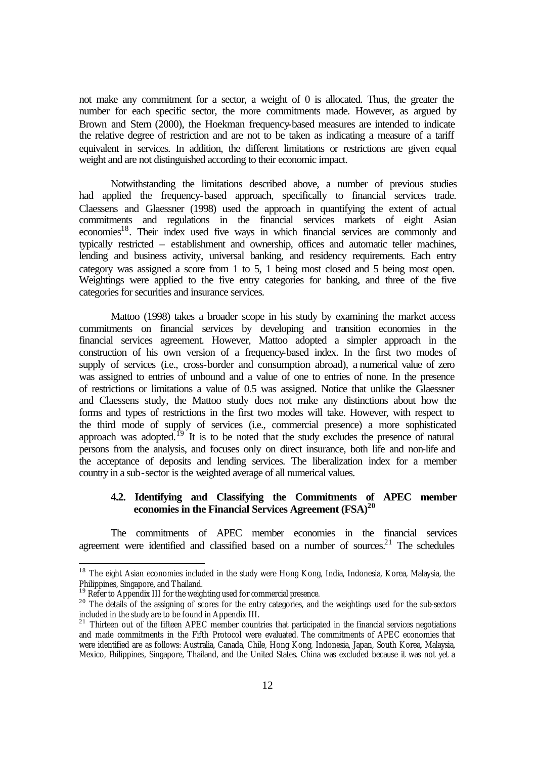not make any commitment for a sector, a weight of 0 is allocated. Thus, the greater the number for each specific sector, the more commitments made. However, as argued by Brown and Stern (2000), the Hoekman frequency-based measures are intended to indicate the relative degree of restriction and are not to be taken as indicating a measure of a tariff equivalent in services. In addition, the different limitations or restrictions are given equal weight and are not distinguished according to their economic impact.

Notwithstanding the limitations described above, a number of previous studies had applied the frequency-based approach, specifically to financial services trade. Claessens and Glaessner (1998) used the approach in quantifying the extent of actual commitments and regulations in the financial services markets of eight Asian economies[18]. Their index used five ways in which financial services are commonly and typically restricted – establishment and ownership, offices and automatic teller machines, lending and business activity, universal banking, and residency requirements. Each entry category was assigned a score from 1 to 5, 1 being most closed and 5 being most open. Weightings were applied to the five entry categories for banking, and three of the five categories for securities and insurance services.

Mattoo (1998) takes a broader scope in his study by examining the market access commitments on financial services by developing and transition economies in the financial services agreement. However, Mattoo adopted a simpler approach in the construction of his own version of a frequency-based index. In the first two modes of supply of services (i.e., cross-border and consumption abroad), a numerical value of zero was assigned to entries of unbound and a value of one to entries of none. In the presence of restrictions or limitations a value of 0.5 was assigned. Notice that unlike the Glaessner and Claessens study, the Mattoo study does not make any distinctions about how the forms and types of restrictions in the first two modes will take. However, with respect to the third mode of supply of services (i.e., commercial presence) a more sophisticated approach was adopted.[19] It is to be noted that the study excludes the presence of natural persons from the analysis, and focuses only on direct insurance, both life and non-life and the acceptance of deposits and lending services. The liberalization index for a member country in a sub-sector is the weighted average of all numerical values.

### 4.2. Identifying and Classifying the Commitments of APEC member economies in the Financial Services Agreement (FSA)[20]

The commitments of APEC member economies in the financial services agreement were identified and classified based on a number of sources.[21] The schedules

---

[18] The eight Asian economies included in the study were Hong Kong, India, Indonesia, Korea, Malaysia, the Philippines, Singapore, and Thailand.

[19] Refer to Appendix III for the weighting used for commercial presence.

[20] The details of the assigning of scores for the entry categories, and the weightings used for the sub-sectors included in the study are to be found in Appendix III.

[21] Thirteen out of the fifteen APEC member countries that participated in the financial services negotiations and made commitments in the Fifth Protocol were evaluated. The commitments of APEC economies that were identified are as follows: Australia, Canada, Chile, Hong Kong, Indonesia, Japan, South Korea, Malaysia, Mexico, Philippines, Singapore, Thailand, and the United States. China was excluded because it was not yet a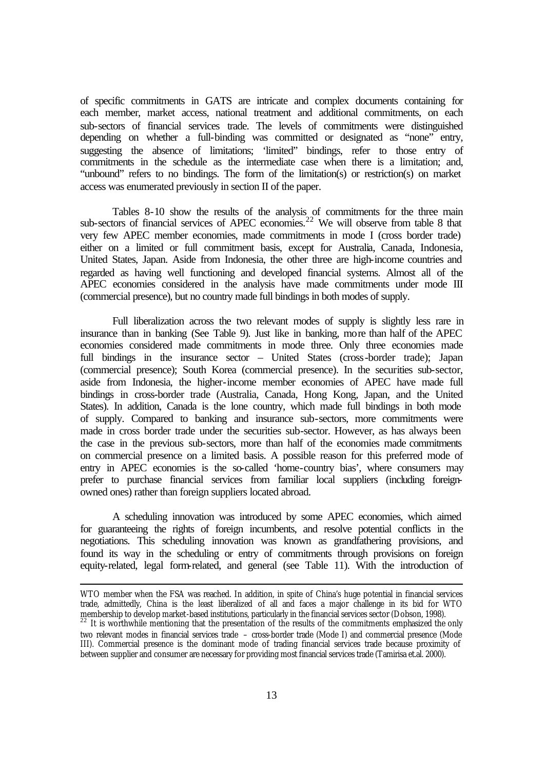of specific commitments in GATS are intricate and complex documents containing for each member, market access, national treatment and additional commitments, on each sub-sectors of financial services trade. The levels of commitments were distinguished depending on whether a full-binding was committed or designated as "none" entry, suggesting the absence of limitations; 'limited" bindings, refer to those entry of commitments in the schedule as the intermediate case when there is a limitation; and, "unbound" refers to no bindings. The form of the limitation(s) or restriction(s) on market access was enumerated previously in section II of the paper.

Tables 8-10 show the results of the analysis of commitments for the three main sub-sectors of financial services of APEC economies.[22] We will observe from table 8 that very few APEC member economies, made commitments in mode I (cross border trade) either on a limited or full commitment basis, except for Australia, Canada, Indonesia, United States, Japan. Aside from Indonesia, the other three are high-income countries and regarded as having well functioning and developed financial systems. Almost all of the APEC economies considered in the analysis have made commitments under mode III (commercial presence), but no country made full bindings in both modes of supply.

Full liberalization across the two relevant modes of supply is slightly less rare in insurance than in banking (See Table 9). Just like in banking, more than half of the APEC economies considered made commitments in mode three. Only three economies made full bindings in the insurance sector – United States (cross-border trade); Japan (commercial presence); South Korea (commercial presence). In the securities sub-sector, aside from Indonesia, the higher-income member economies of APEC have made full bindings in cross-border trade (Australia, Canada, Hong Kong, Japan, and the United States). In addition, Canada is the lone country, which made full bindings in both mode of supply. Compared to banking and insurance sub-sectors, more commitments were made in cross border trade under the securities sub-sector. However, as has always been the case in the previous sub-sectors, more than half of the economies made commitments on commercial presence on a limited basis. A possible reason for this preferred mode of entry in APEC economies is the so-called 'home-country bias', where consumers may prefer to purchase financial services from familiar local suppliers (including foreign-owned ones) rather than foreign suppliers located abroad.

A scheduling innovation was introduced by some APEC economies, which aimed for guaranteeing the rights of foreign incumbents, and resolve potential conflicts in the negotiations. This scheduling innovation was known as grandfathering provisions, and found its way in the scheduling or entry of commitments through provisions on foreign equity-related, legal form-related, and general (see Table 11). With the introduction of

---

WTO member when the FSA was reached. In addition, in spite of China's huge potential in financial services trade, admittedly, China is the least liberalized of all and faces a major challenge in its bid for WTO membership to develop market-based institutions, particularly in the financial services sector (Dobson, 1998).

[22] It is worthwhile mentioning that the presentation of the results of the commitments emphasized the only two relevant modes in financial services trade – cross-border trade (Mode I) and commercial presence (Mode III). Commercial presence is the dominant mode of trading financial services trade because proximity of between supplier and consumer are necessary for providing most financial services trade (Tamirisa et.al. 2000).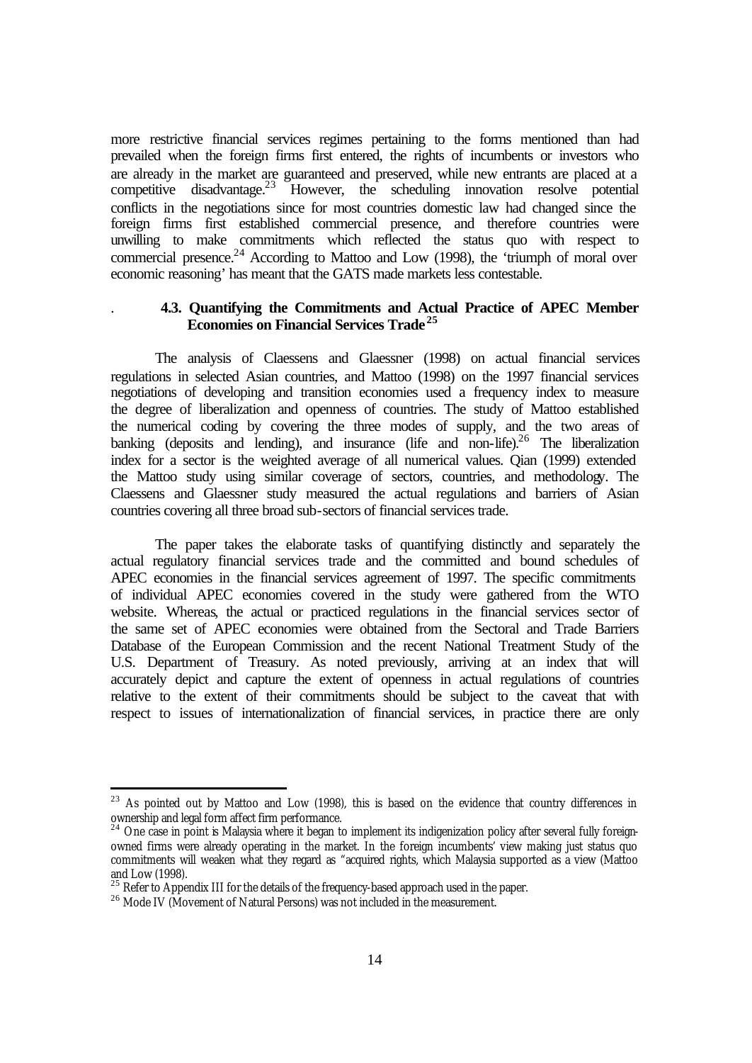more restrictive financial services regimes pertaining to the forms mentioned than had prevailed when the foreign firms first entered, the rights of incumbents or investors who are already in the market are guaranteed and preserved, while new entrants are placed at a competitive disadvantage.[23] However, the scheduling innovation resolve potential conflicts in the negotiations since for most countries domestic law had changed since the foreign firms first established commercial presence, and therefore countries were unwilling to make commitments which reflected the status quo with respect to commercial presence.[24] According to Mattoo and Low (1998), the 'triumph of moral over economic reasoning' has meant that the GATS made markets less contestable.

### 4.3. Quantifying the Commitments and Actual Practice of APEC Member Economies on Financial Services Trade[25]

The analysis of Claessens and Glaessner (1998) on actual financial services regulations in selected Asian countries, and Mattoo (1998) on the 1997 financial services negotiations of developing and transition economies used a frequency index to measure the degree of liberalization and openness of countries. The study of Mattoo established the numerical coding by covering the three modes of supply, and the two areas of banking (deposits and lending), and insurance (life and non-life).[26] The liberalization index for a sector is the weighted average of all numerical values. Qian (1999) extended the Mattoo study using similar coverage of sectors, countries, and methodology. The Claessens and Glaessner study measured the actual regulations and barriers of Asian countries covering all three broad sub-sectors of financial services trade.

The paper takes the elaborate tasks of quantifying distinctly and separately the actual regulatory financial services trade and the committed and bound schedules of APEC economies in the financial services agreement of 1997. The specific commitments of individual APEC economies covered in the study were gathered from the WTO website. Whereas, the actual or practiced regulations in the financial services sector of the same set of APEC economies were obtained from the Sectoral and Trade Barriers Database of the European Commission and the recent National Treatment Study of the U.S. Department of Treasury. As noted previously, arriving at an index that will accurately depict and capture the extent of openness in actual regulations of countries relative to the extent of their commitments should be subject to the caveat that with respect to issues of internationalization of financial services, in practice there are only

---

[23] As pointed out by Mattoo and Low (1998), this is based on the evidence that country differences in ownership and legal form affect firm performance.

[24] One case in point is Malaysia where it began to implement its indigenization policy after several fully foreign-owned firms were already operating in the market. In the foreign incumbents' view making just status quo commitments will weaken what they regard as "acquired rights, which Malaysia supported as a view (Mattoo and Low (1998).

[25] Refer to Appendix III for the details of the frequency-based approach used in the paper.

[26] Mode IV (Movement of Natural Persons) was not included in the measurement.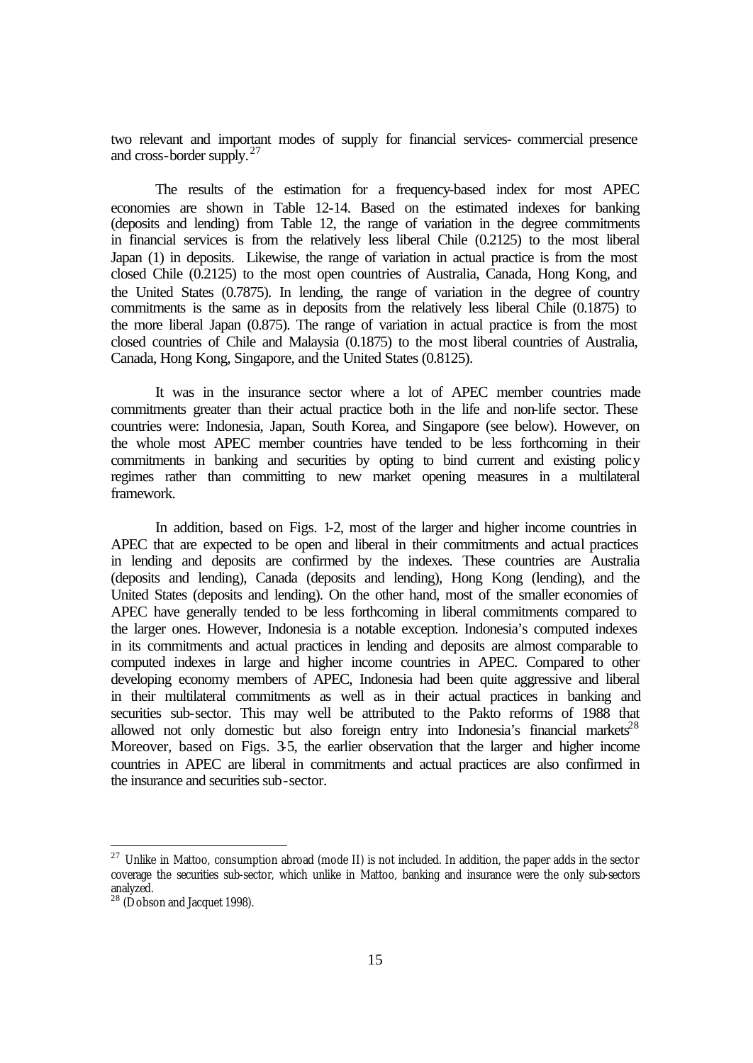two relevant and important modes of supply for financial services- commercial presence and cross-border supply.[27]

The results of the estimation for a frequency-based index for most APEC economies are shown in Table 12-14. Based on the estimated indexes for banking (deposits and lending) from Table 12, the range of variation in the degree commitments in financial services is from the relatively less liberal Chile (0.2125) to the most liberal Japan (1) in deposits. Likewise, the range of variation in actual practice is from the most closed Chile (0.2125) to the most open countries of Australia, Canada, Hong Kong, and the United States (0.7875). In lending, the range of variation in the degree of country commitments is the same as in deposits from the relatively less liberal Chile (0.1875) to the more liberal Japan (0.875). The range of variation in actual practice is from the most closed countries of Chile and Malaysia (0.1875) to the most liberal countries of Australia, Canada, Hong Kong, Singapore, and the United States (0.8125).

It was in the insurance sector where a lot of APEC member countries made commitments greater than their actual practice both in the life and non-life sector. These countries were: Indonesia, Japan, South Korea, and Singapore (see below). However, on the whole most APEC member countries have tended to be less forthcoming in their commitments in banking and securities by opting to bind current and existing policy regimes rather than committing to new market opening measures in a multilateral framework.

In addition, based on Figs. 1-2, most of the larger and higher income countries in APEC that are expected to be open and liberal in their commitments and actual practices in lending and deposits are confirmed by the indexes. These countries are Australia (deposits and lending), Canada (deposits and lending), Hong Kong (lending), and the United States (deposits and lending). On the other hand, most of the smaller economies of APEC have generally tended to be less forthcoming in liberal commitments compared to the larger ones. However, Indonesia is a notable exception. Indonesia's computed indexes in its commitments and actual practices in lending and deposits are almost comparable to computed indexes in large and higher income countries in APEC. Compared to other developing economy members of APEC, Indonesia had been quite aggressive and liberal in their multilateral commitments as well as in their actual practices in banking and securities sub-sector. This may well be attributed to the Pakto reforms of 1988 that allowed not only domestic but also foreign entry into Indonesia's financial markets[28] Moreover, based on Figs. 3-5, the earlier observation that the larger and higher income countries in APEC are liberal in commitments and actual practices are also confirmed in the insurance and securities sub-sector.

---

[27] Unlike in Mattoo, consumption abroad (mode II) is not included. In addition, the paper adds in the sector coverage the securities sub-sector, which unlike in Mattoo, banking and insurance were the only sub-sectors analyzed.

[28] (Dobson and Jacquet 1998).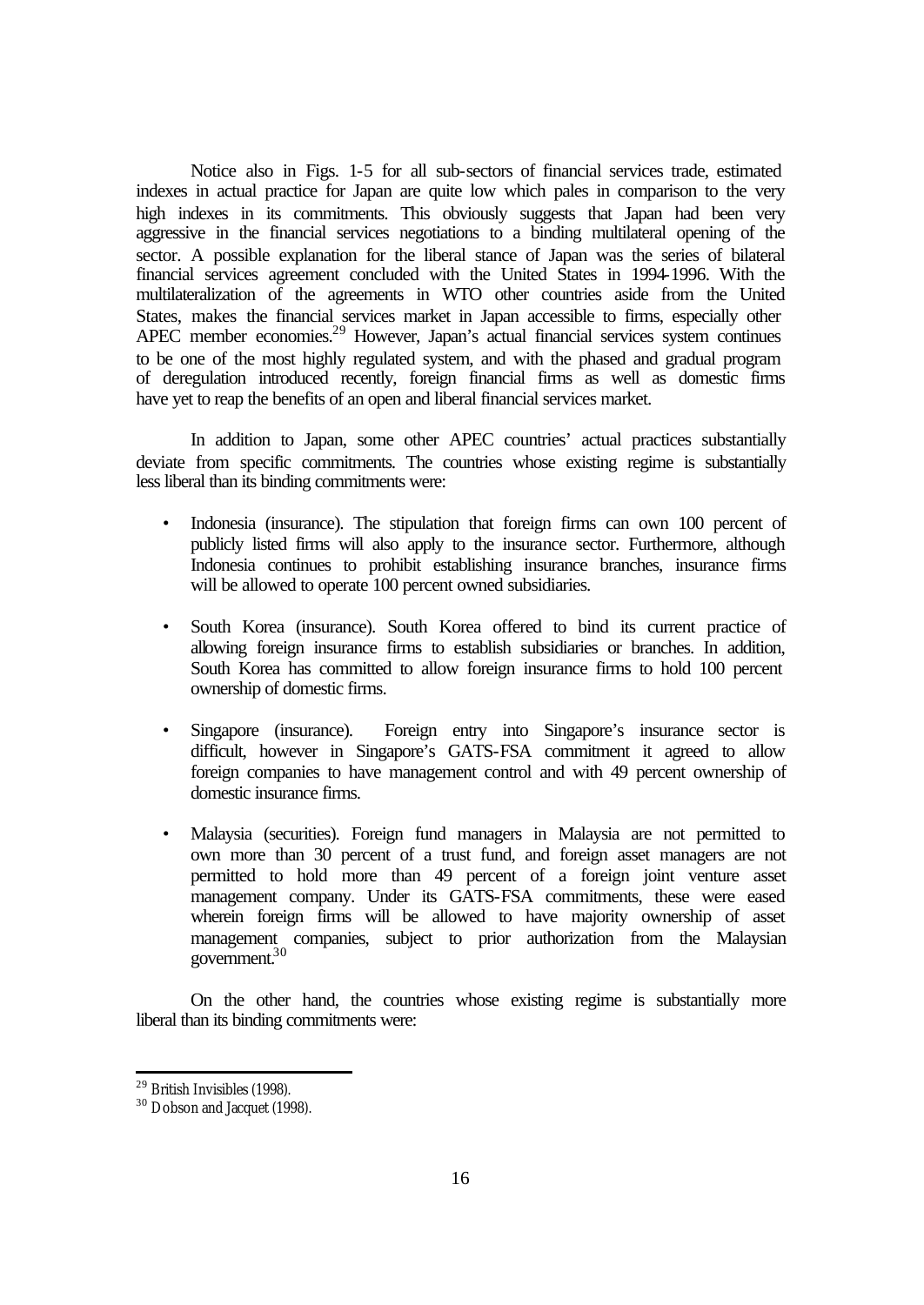Notice also in Figs. 1-5 for all sub-sectors of financial services trade, estimated indexes in actual practice for Japan are quite low which pales in comparison to the very high indexes in its commitments. This obviously suggests that Japan had been very aggressive in the financial services negotiations to a binding multilateral opening of the sector. A possible explanation for the liberal stance of Japan was the series of bilateral financial services agreement concluded with the United States in 1994-1996. With the multilateralization of the agreements in WTO other countries aside from the United States, makes the financial services market in Japan accessible to firms, especially other APEC member economies.[29] However, Japan's actual financial services system continues to be one of the most highly regulated system, and with the phased and gradual program of deregulation introduced recently, foreign financial firms as well as domestic firms have yet to reap the benefits of an open and liberal financial services market.

In addition to Japan, some other APEC countries' actual practices substantially deviate from specific commitments. The countries whose existing regime is substantially less liberal than its binding commitments were:

- Indonesia (insurance). The stipulation that foreign firms can own 100 percent of publicly listed firms will also apply to the insurance sector. Furthermore, although Indonesia continues to prohibit establishing insurance branches, insurance firms will be allowed to operate 100 percent owned subsidiaries.

- South Korea (insurance). South Korea offered to bind its current practice of allowing foreign insurance firms to establish subsidiaries or branches. In addition, South Korea has committed to allow foreign insurance firms to hold 100 percent ownership of domestic firms.

- Singapore (insurance). Foreign entry into Singapore's insurance sector is difficult, however in Singapore's GATS-FSA commitment it agreed to allow foreign companies to have management control and with 49 percent ownership of domestic insurance firms.

- Malaysia (securities). Foreign fund managers in Malaysia are not permitted to own more than 30 percent of a trust fund, and foreign asset managers are not permitted to hold more than 49 percent of a foreign joint venture asset management company. Under its GATS-FSA commitments, these were eased wherein foreign firms will be allowed to have majority ownership of asset management companies, subject to prior authorization from the Malaysian government.[30]

On the other hand, the countries whose existing regime is substantially more liberal than its binding commitments were:

---

[29] British Invisibles (1998).

[30] Dobson and Jacquet (1998).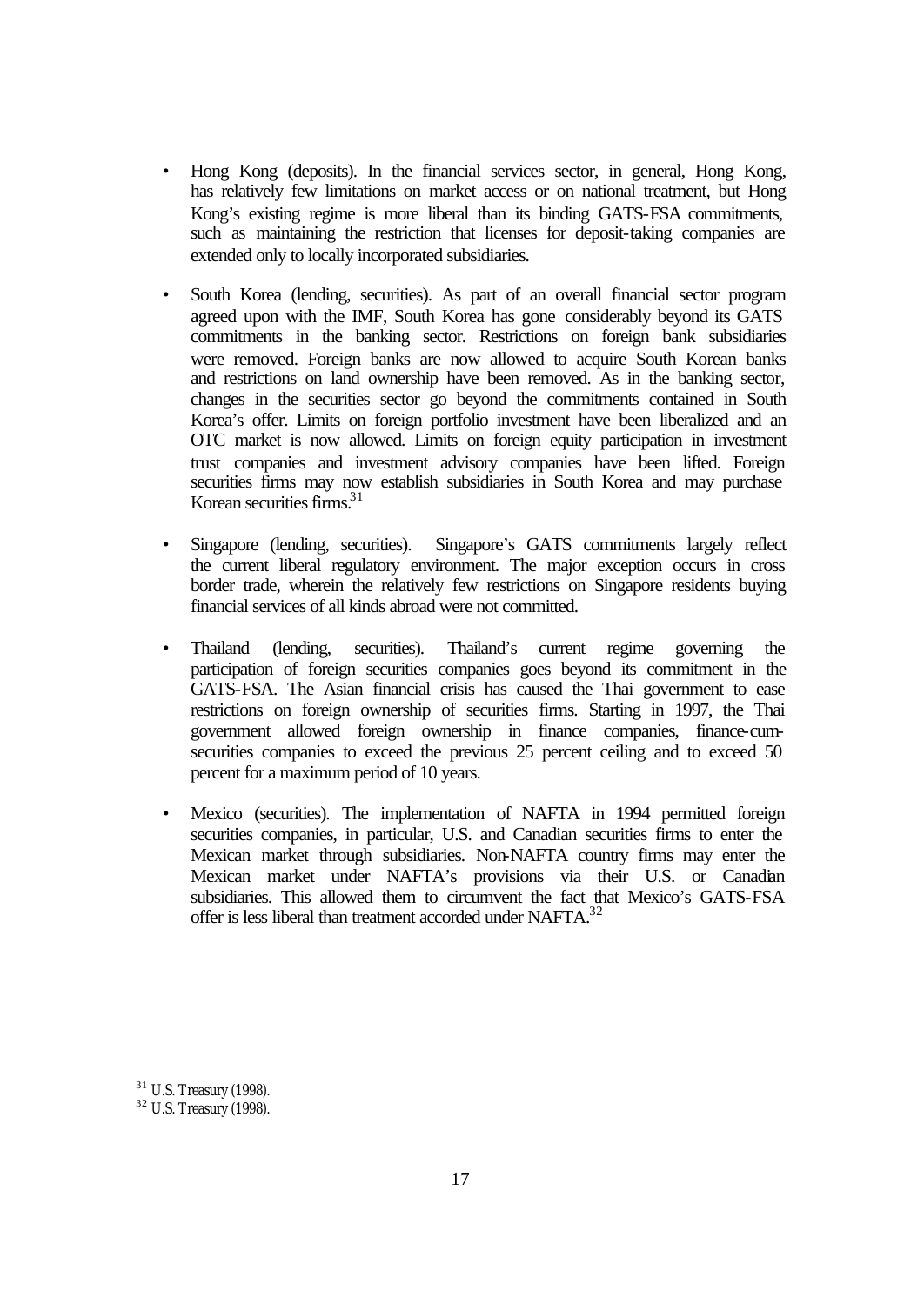- Hong Kong (deposits). In the financial services sector, in general, Hong Kong, has relatively few limitations on market access or on national treatment, but Hong Kong's existing regime is more liberal than its binding GATS-FSA commitments, such as maintaining the restriction that licenses for deposit-taking companies are extended only to locally incorporated subsidiaries.

- South Korea (lending, securities). As part of an overall financial sector program agreed upon with the IMF, South Korea has gone considerably beyond its GATS commitments in the banking sector. Restrictions on foreign bank subsidiaries were removed. Foreign banks are now allowed to acquire South Korean banks and restrictions on land ownership have been removed. As in the banking sector, changes in the securities sector go beyond the commitments contained in South Korea's offer. Limits on foreign portfolio investment have been liberalized and an OTC market is now allowed. Limits on foreign equity participation in investment trust companies and investment advisory companies have been lifted. Foreign securities firms may now establish subsidiaries in South Korea and may purchase Korean securities firms.[31]

- Singapore (lending, securities). Singapore's GATS commitments largely reflect the current liberal regulatory environment. The major exception occurs in cross border trade, wherein the relatively few restrictions on Singapore residents buying financial services of all kinds abroad were not committed.

- Thailand (lending, securities). Thailand's current regime governing the participation of foreign securities companies goes beyond its commitment in the GATS-FSA. The Asian financial crisis has caused the Thai government to ease restrictions on foreign ownership of securities firms. Starting in 1997, the Thai government allowed foreign ownership in finance companies, finance-cum-securities companies to exceed the previous 25 percent ceiling and to exceed 50 percent for a maximum period of 10 years.

- Mexico (securities). The implementation of NAFTA in 1994 permitted foreign securities companies, in particular, U.S. and Canadian securities firms to enter the Mexican market through subsidiaries. Non-NAFTA country firms may enter the Mexican market under NAFTA's provisions via their U.S. or Canadian subsidiaries. This allowed them to circumvent the fact that Mexico's GATS-FSA offer is less liberal than treatment accorded under NAFTA.[32]

---

[31] U.S. Treasury (1998).

[32] U.S. Treasury (1998).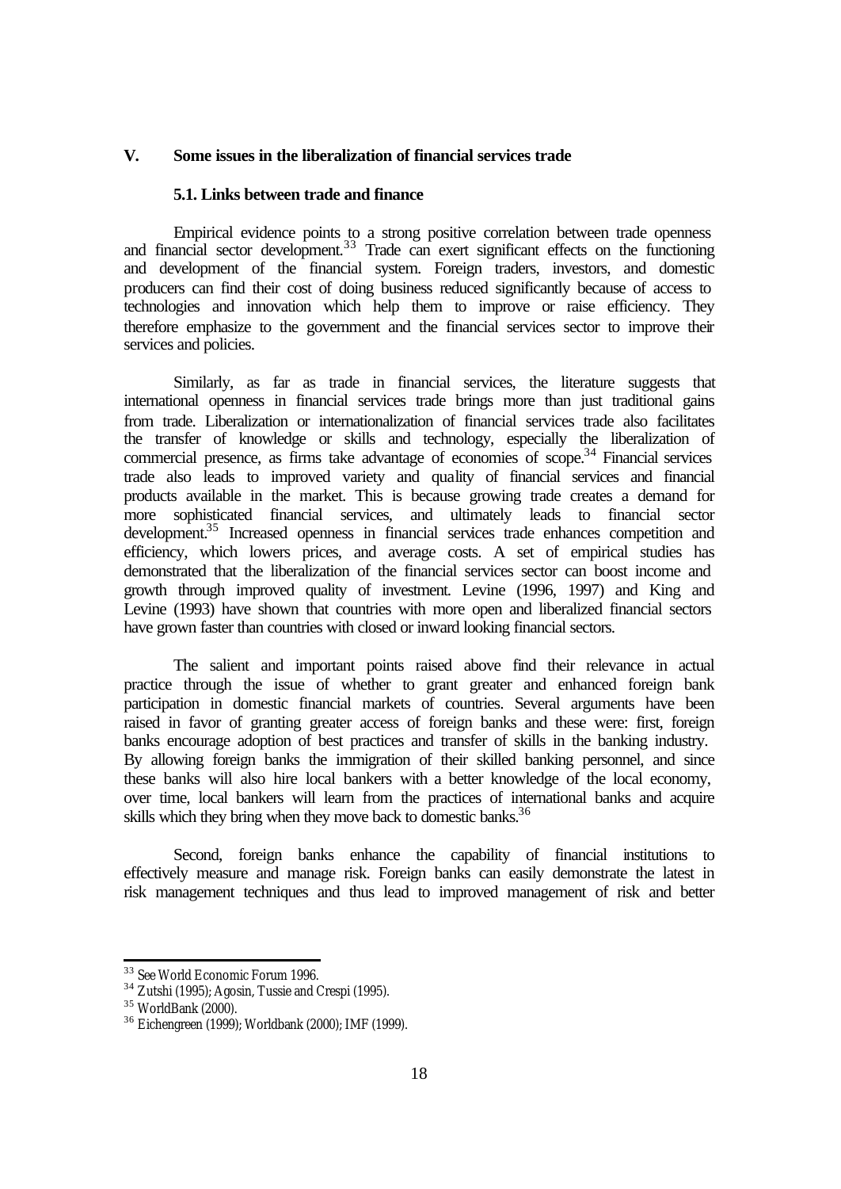# V. Some issues in the liberalization of financial services trade

## 5.1. Links between trade and finance

Empirical evidence points to a strong positive correlation between trade openness and financial sector development.[33] Trade can exert significant effects on the functioning and development of the financial system. Foreign traders, investors, and domestic producers can find their cost of doing business reduced significantly because of access to technologies and innovation which help them to improve or raise efficiency. They therefore emphasize to the government and the financial services sector to improve their services and policies.

Similarly, as far as trade in financial services, the literature suggests that international openness in financial services trade brings more than just traditional gains from trade. Liberalization or internationalization of financial services trade also facilitates the transfer of knowledge or skills and technology, especially the liberalization of commercial presence, as firms take advantage of economies of scope.[34] Financial services trade also leads to improved variety and quality of financial services and financial products available in the market. This is because growing trade creates a demand for more sophisticated financial services, and ultimately leads to financial sector development.[35] Increased openness in financial services trade enhances competition and efficiency, which lowers prices, and average costs. A set of empirical studies has demonstrated that the liberalization of the financial services sector can boost income and growth through improved quality of investment. Levine (1996, 1997) and King and Levine (1993) have shown that countries with more open and liberalized financial sectors have grown faster than countries with closed or inward looking financial sectors.

The salient and important points raised above find their relevance in actual practice through the issue of whether to grant greater and enhanced foreign bank participation in domestic financial markets of countries. Several arguments have been raised in favor of granting greater access of foreign banks and these were: first, foreign banks encourage adoption of best practices and transfer of skills in the banking industry. By allowing foreign banks the immigration of their skilled banking personnel, and since these banks will also hire local bankers with a better knowledge of the local economy, over time, local bankers will learn from the practices of international banks and acquire skills which they bring when they move back to domestic banks.[36]

Second, foreign banks enhance the capability of financial institutions to effectively measure and manage risk. Foreign banks can easily demonstrate the latest in risk management techniques and thus lead to improved management of risk and better

---

[33] See World Economic Forum 1996.

[34] Zutshi (1995); Agosin, Tussie and Crespi (1995).

[35] WorldBank (2000).

[36] Eichengreen (1999); Worldbank (2000); IMF (1999).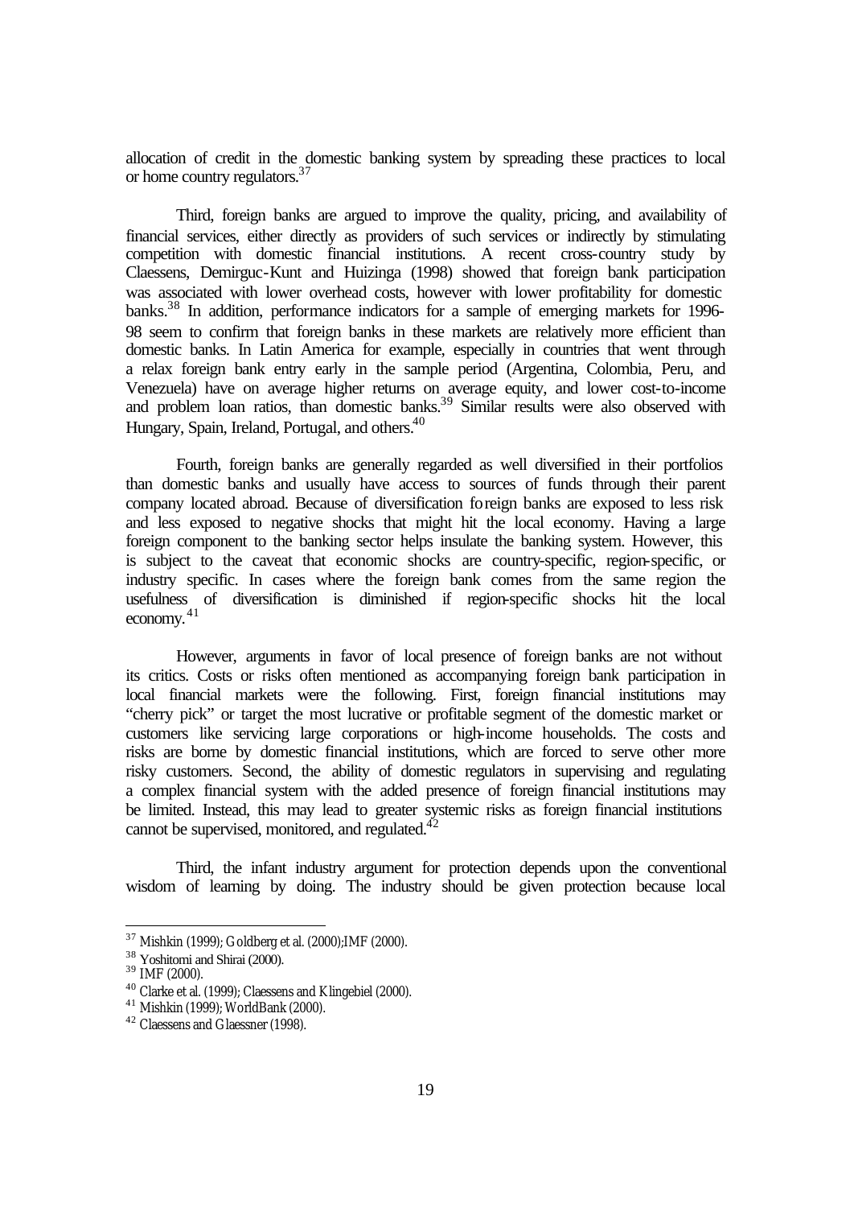allocation of credit in the domestic banking system by spreading these practices to local or home country regulators.[37]

Third, foreign banks are argued to improve the quality, pricing, and availability of financial services, either directly as providers of such services or indirectly by stimulating competition with domestic financial institutions. A recent cross-country study by Claessens, Demirguc-Kunt and Huizinga (1998) showed that foreign bank participation was associated with lower overhead costs, however with lower profitability for domestic banks.[38] In addition, performance indicators for a sample of emerging markets for 1996-98 seem to confirm that foreign banks in these markets are relatively more efficient than domestic banks. In Latin America for example, especially in countries that went through a relax foreign bank entry early in the sample period (Argentina, Colombia, Peru, and Venezuela) have on average higher returns on average equity, and lower cost-to-income and problem loan ratios, than domestic banks.[39] Similar results were also observed with Hungary, Spain, Ireland, Portugal, and others.[40]

Fourth, foreign banks are generally regarded as well diversified in their portfolios than domestic banks and usually have access to sources of funds through their parent company located abroad. Because of diversification foreign banks are exposed to less risk and less exposed to negative shocks that might hit the local economy. Having a large foreign component to the banking sector helps insulate the banking system. However, this is subject to the caveat that economic shocks are country-specific, region-specific, or industry specific. In cases where the foreign bank comes from the same region the usefulness of diversification is diminished if region-specific shocks hit the local economy.[41]

However, arguments in favor of local presence of foreign banks are not without its critics. Costs or risks often mentioned as accompanying foreign bank participation in local financial markets were the following. First, foreign financial institutions may "cherry pick" or target the most lucrative or profitable segment of the domestic market or customers like servicing large corporations or high-income households. The costs and risks are borne by domestic financial institutions, which are forced to serve other more risky customers. Second, the ability of domestic regulators in supervising and regulating a complex financial system with the added presence of foreign financial institutions may be limited. Instead, this may lead to greater systemic risks as foreign financial institutions cannot be supervised, monitored, and regulated.[42]

Third, the infant industry argument for protection depends upon the conventional wisdom of learning by doing. The industry should be given protection because local

---

[37] Mishkin (1999); Goldberg et al. (2000);IMF (2000).

[38] Yoshitomi and Shirai (2000).

[39] IMF (2000).

[40] Clarke et al. (1999); Claessens and Klingebiel (2000).

[41] Mishkin (1999); WorldBank (2000).

[42] Claessens and Glaessner (1998).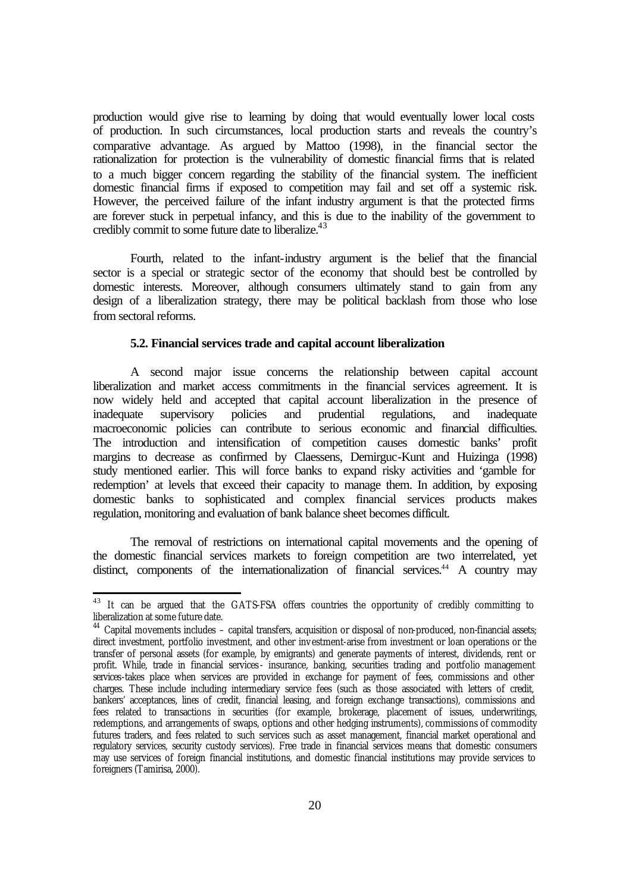production would give rise to learning by doing that would eventually lower local costs of production. In such circumstances, local production starts and reveals the country's comparative advantage. As argued by Mattoo (1998), in the financial sector the rationalization for protection is the vulnerability of domestic financial firms that is related to a much bigger concern regarding the stability of the financial system. The inefficient domestic financial firms if exposed to competition may fail and set off a systemic risk. However, the perceived failure of the infant industry argument is that the protected firms are forever stuck in perpetual infancy, and this is due to the inability of the government to credibly commit to some future date to liberalize.[43]

Fourth, related to the infant-industry argument is the belief that the financial sector is a special or strategic sector of the economy that should best be controlled by domestic interests. Moreover, although consumers ultimately stand to gain from any design of a liberalization strategy, there may be political backlash from those who lose from sectoral reforms.

### 5.2. Financial services trade and capital account liberalization

A second major issue concerns the relationship between capital account liberalization and market access commitments in the financial services agreement. It is now widely held and accepted that capital account liberalization in the presence of inadequate supervisory policies and prudential regulations, and inadequate macroeconomic policies can contribute to serious economic and financial difficulties. The introduction and intensification of competition causes domestic banks' profit margins to decrease as confirmed by Claessens, Demirguc-Kunt and Huizinga (1998) study mentioned earlier. This will force banks to expand risky activities and 'gamble for redemption' at levels that exceed their capacity to manage them. In addition, by exposing domestic banks to sophisticated and complex financial services products makes regulation, monitoring and evaluation of bank balance sheet becomes difficult.

The removal of restrictions on international capital movements and the opening of the domestic financial services markets to foreign competition are two interrelated, yet distinct, components of the internationalization of financial services.[44] A country may

---

[43] It can be argued that the GATS-FSA offers countries the opportunity of credibly committing to liberalization at some future date.

[44] Capital movements includes – capital transfers, acquisition or disposal of non-produced, non-financial assets; direct investment, portfolio investment, and other investment-arise from investment or loan operations or the transfer of personal assets (for example, by emigrants) and generate payments of interest, dividends, rent or profit. While, trade in financial services - insurance, banking, securities trading and portfolio management services-takes place when services are provided in exchange for payment of fees, commissions and other charges. These include including intermediary service fees (such as those associated with letters of credit, bankers' acceptances, lines of credit, financial leasing, and foreign exchange transactions), commissions and fees related to transactions in securities (for example, brokerage, placement of issues, underwritings, redemptions, and arrangements of swaps, options and other hedging instruments), commissions of commodity futures traders, and fees related to such services such as asset management, financial market operational and regulatory services, security custody services). Free trade in financial services means that domestic consumers may use services of foreign financial institutions, and domestic financial institutions may provide services to foreigners (Tamirisa, 2000).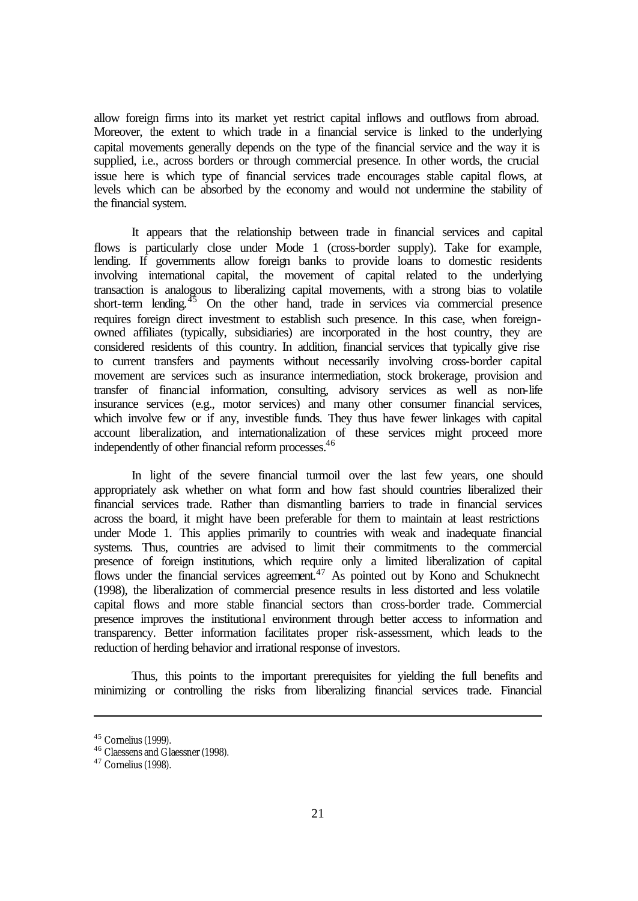allow foreign firms into its market yet restrict capital inflows and outflows from abroad. Moreover, the extent to which trade in a financial service is linked to the underlying capital movements generally depends on the type of the financial service and the way it is supplied, i.e., across borders or through commercial presence. In other words, the crucial issue here is which type of financial services trade encourages stable capital flows, at levels which can be absorbed by the economy and would not undermine the stability of the financial system.

It appears that the relationship between trade in financial services and capital flows is particularly close under Mode 1 (cross-border supply). Take for example, lending. If governments allow foreign banks to provide loans to domestic residents involving international capital, the movement of capital related to the underlying transaction is analogous to liberalizing capital movements, with a strong bias to volatile short-term lending.[45] On the other hand, trade in services via commercial presence requires foreign direct investment to establish such presence. In this case, when foreign-owned affiliates (typically, subsidiaries) are incorporated in the host country, they are considered residents of this country. In addition, financial services that typically give rise to current transfers and payments without necessarily involving cross-border capital movement are services such as insurance intermediation, stock brokerage, provision and transfer of financial information, consulting, advisory services as well as non-life insurance services (e.g., motor services) and many other consumer financial services, which involve few or if any, investible funds. They thus have fewer linkages with capital account liberalization, and internationalization of these services might proceed more independently of other financial reform processes.[46]

In light of the severe financial turmoil over the last few years, one should appropriately ask whether on what form and how fast should countries liberalized their financial services trade. Rather than dismantling barriers to trade in financial services across the board, it might have been preferable for them to maintain at least restrictions under Mode 1. This applies primarily to countries with weak and inadequate financial systems. Thus, countries are advised to limit their commitments to the commercial presence of foreign institutions, which require only a limited liberalization of capital flows under the financial services agreement.[47] As pointed out by Kono and Schuknecht (1998), the liberalization of commercial presence results in less distorted and less volatile capital flows and more stable financial sectors than cross-border trade. Commercial presence improves the institutional environment through better access to information and transparency. Better information facilitates proper risk-assessment, which leads to the reduction of herding behavior and irrational response of investors.

Thus, this points to the important prerequisites for yielding the full benefits and minimizing or controlling the risks from liberalizing financial services trade. Financial

---

[45] Cornelius (1999).

[46] Claessens and Glaessner (1998).

[47] Cornelius (1998).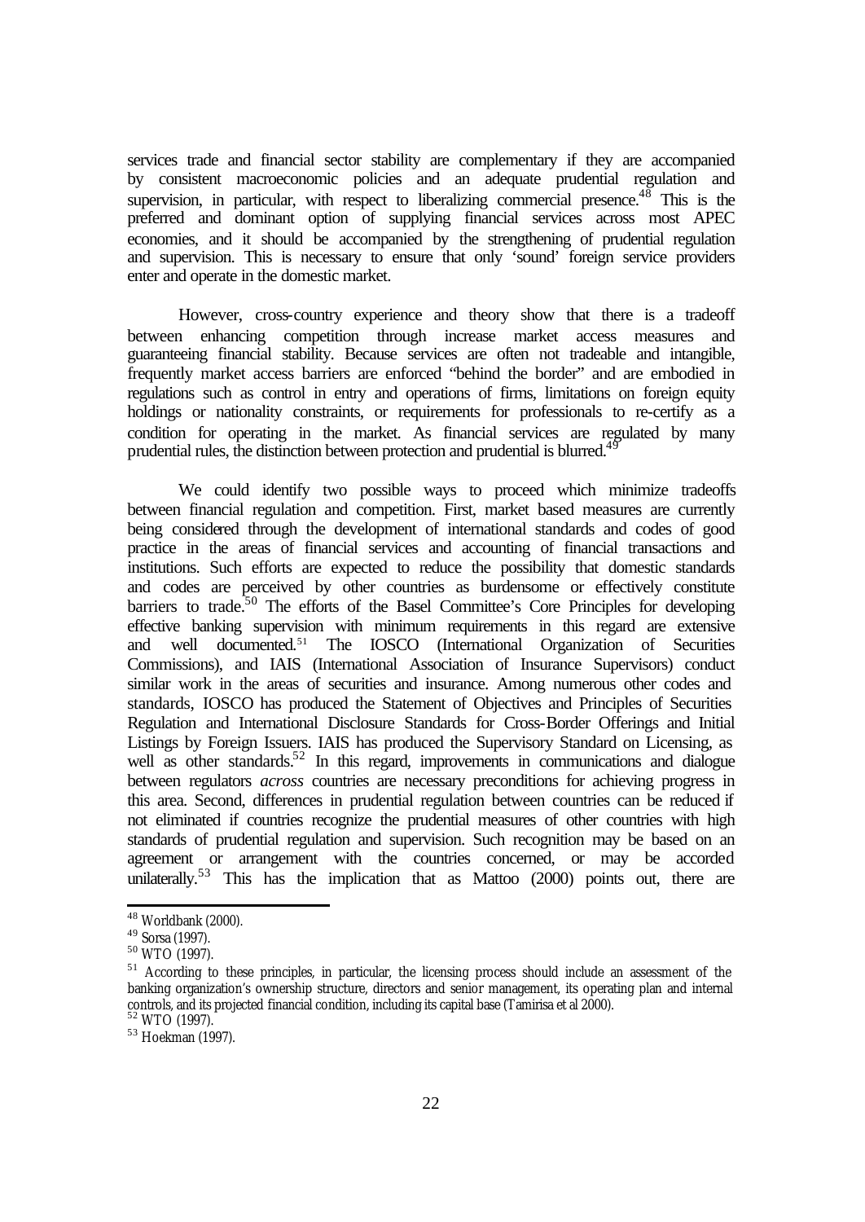services trade and financial sector stability are complementary if they are accompanied by consistent macroeconomic policies and an adequate prudential regulation and supervision, in particular, with respect to liberalizing commercial presence.[48] This is the preferred and dominant option of supplying financial services across most APEC economies, and it should be accompanied by the strengthening of prudential regulation and supervision. This is necessary to ensure that only 'sound' foreign service providers enter and operate in the domestic market.

However, cross-country experience and theory show that there is a tradeoff between enhancing competition through increase market access measures and guaranteeing financial stability. Because services are often not tradeable and intangible, frequently market access barriers are enforced "behind the border" and are embodied in regulations such as control in entry and operations of firms, limitations on foreign equity holdings or nationality constraints, or requirements for professionals to re-certify as a condition for operating in the market. As financial services are regulated by many prudential rules, the distinction between protection and prudential is blurred.[49]

We could identify two possible ways to proceed which minimize tradeoffs between financial regulation and competition. First, market based measures are currently being considered through the development of international standards and codes of good practice in the areas of financial services and accounting of financial transactions and institutions. Such efforts are expected to reduce the possibility that domestic standards and codes are perceived by other countries as burdensome or effectively constitute barriers to trade.[50] The efforts of the Basel Committee's Core Principles for developing effective banking supervision with minimum requirements in this regard are extensive and well documented.[51] The IOSCO (International Organization of Securities Commissions), and IAIS (International Association of Insurance Supervisors) conduct similar work in the areas of securities and insurance. Among numerous other codes and standards, IOSCO has produced the Statement of Objectives and Principles of Securities Regulation and International Disclosure Standards for Cross-Border Offerings and Initial Listings by Foreign Issuers. IAIS has produced the Supervisory Standard on Licensing, as well as other standards.[52] In this regard, improvements in communications and dialogue between regulators *across* countries are necessary preconditions for achieving progress in this area. Second, differences in prudential regulation between countries can be reduced if not eliminated if countries recognize the prudential measures of other countries with high standards of prudential regulation and supervision. Such recognition may be based on an agreement or arrangement with the countries concerned, or may be accorded unilaterally.[53] This has the implication that as Mattoo (2000) points out, there are

---

[48] Worldbank (2000).

[49] Sorsa (1997).

[50] WTO (1997).

[51] According to these principles, in particular, the licensing process should include an assessment of the banking organization's ownership structure, directors and senior management, its operating plan and internal controls, and its projected financial condition, including its capital base (Tamirisa et al 2000).

[52] WTO (1997).

[53] Hoekman (1997).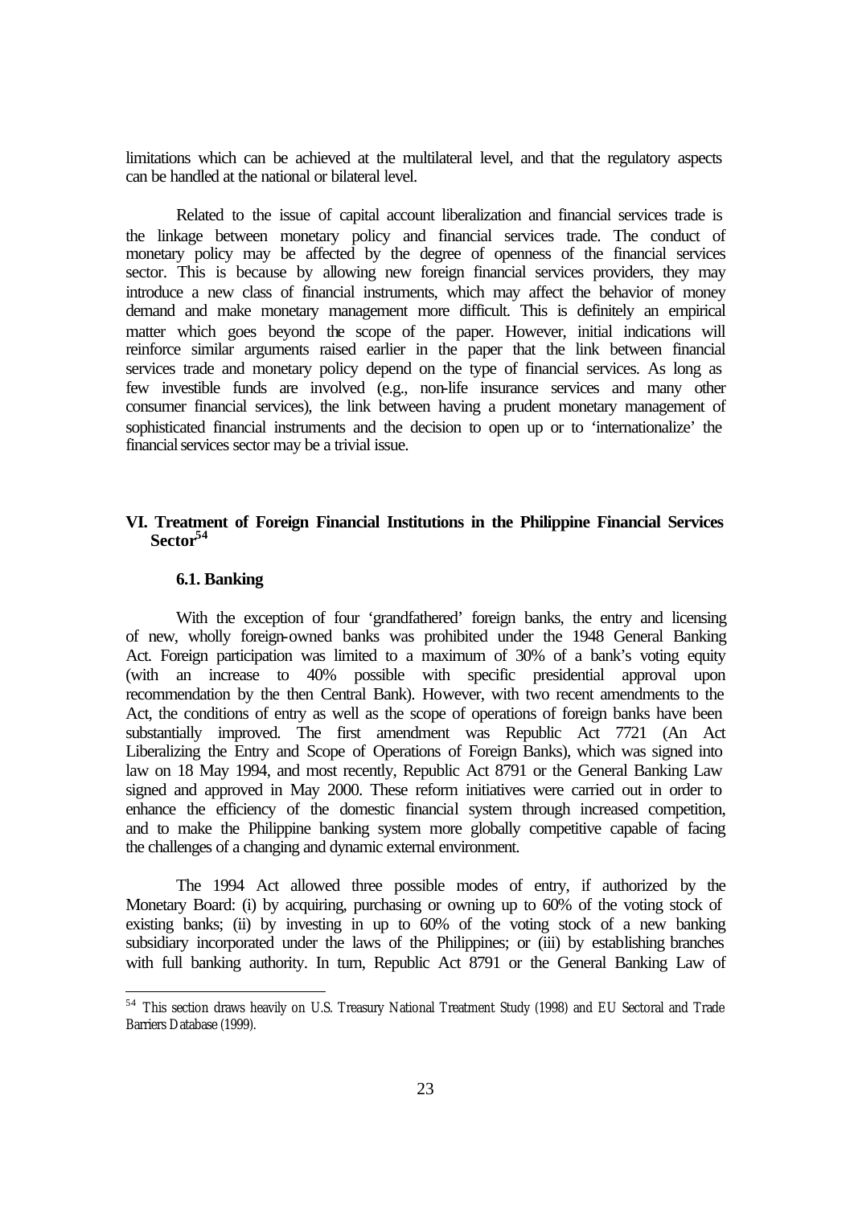limitations which can be achieved at the multilateral level, and that the regulatory aspects can be handled at the national or bilateral level.

Related to the issue of capital account liberalization and financial services trade is the linkage between monetary policy and financial services trade. The conduct of monetary policy may be affected by the degree of openness of the financial services sector. This is because by allowing new foreign financial services providers, they may introduce a new class of financial instruments, which may affect the behavior of money demand and make monetary management more difficult. This is definitely an empirical matter which goes beyond the scope of the paper. However, initial indications will reinforce similar arguments raised earlier in the paper that the link between financial services trade and monetary policy depend on the type of financial services. As long as few investible funds are involved (e.g., non-life insurance services and many other consumer financial services), the link between having a prudent monetary management of sophisticated financial instruments and the decision to open up or to 'internationalize' the financial services sector may be a trivial issue.

## VI. Treatment of Foreign Financial Institutions in the Philippine Financial Services Sector[54]

### 6.1. Banking

With the exception of four 'grandfathered' foreign banks, the entry and licensing of new, wholly foreign-owned banks was prohibited under the 1948 General Banking Act. Foreign participation was limited to a maximum of 30% of a bank's voting equity (with an increase to 40% possible with specific presidential approval upon recommendation by the then Central Bank). However, with two recent amendments to the Act, the conditions of entry as well as the scope of operations of foreign banks have been substantially improved. The first amendment was Republic Act 7721 (An Act Liberalizing the Entry and Scope of Operations of Foreign Banks), which was signed into law on 18 May 1994, and most recently, Republic Act 8791 or the General Banking Law signed and approved in May 2000. These reform initiatives were carried out in order to enhance the efficiency of the domestic financial system through increased competition, and to make the Philippine banking system more globally competitive capable of facing the challenges of a changing and dynamic external environment.

The 1994 Act allowed three possible modes of entry, if authorized by the Monetary Board: (i) by acquiring, purchasing or owning up to 60% of the voting stock of existing banks; (ii) by investing in up to 60% of the voting stock of a new banking subsidiary incorporated under the laws of the Philippines; or (iii) by establishing branches with full banking authority. In turn, Republic Act 8791 or the General Banking Law of

[54] This section draws heavily on U.S. Treasury National Treatment Study (1998) and EU Sectoral and Trade Barriers Database (1999).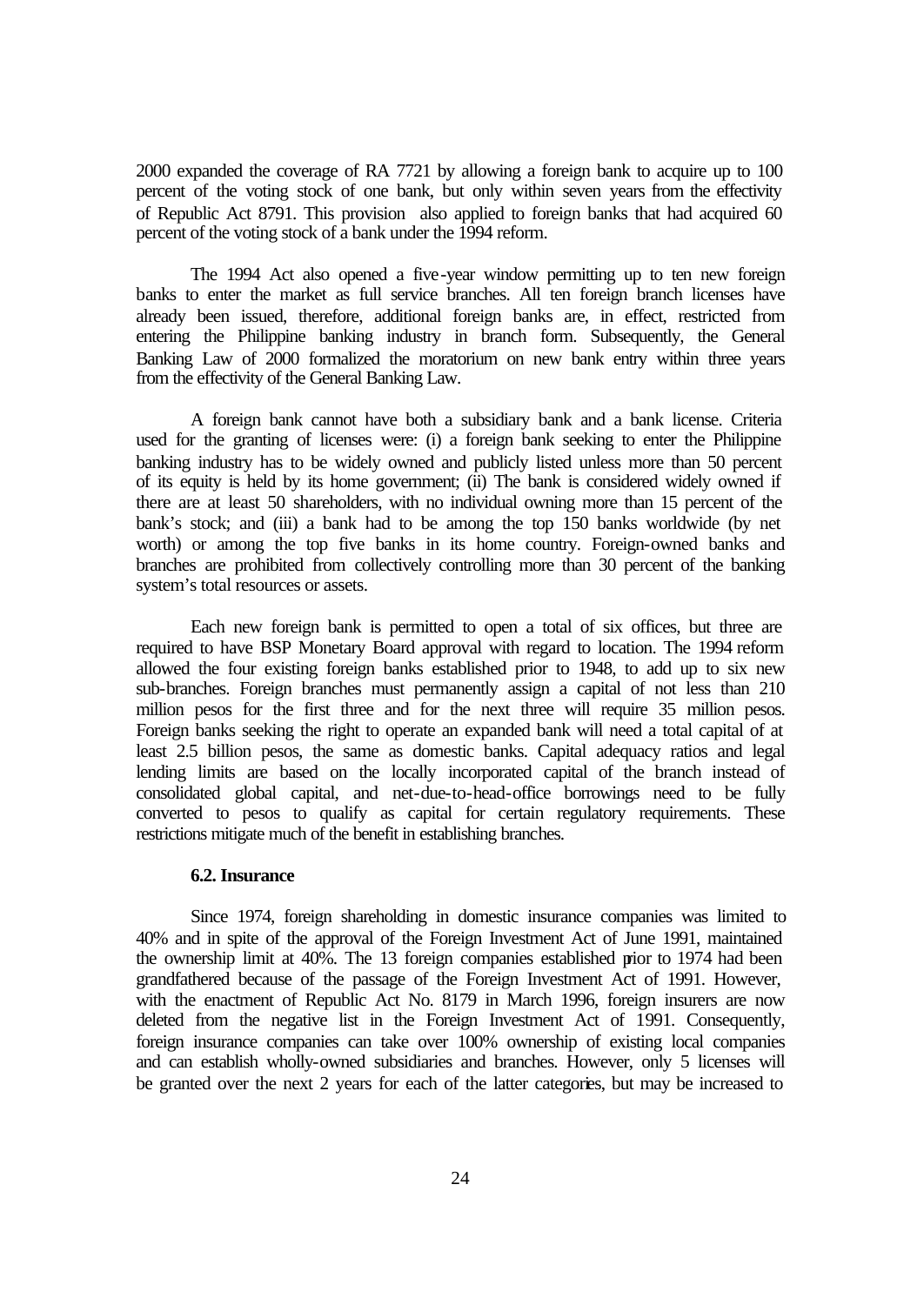2000 expanded the coverage of RA 7721 by allowing a foreign bank to acquire up to 100 percent of the voting stock of one bank, but only within seven years from the effectivity of Republic Act 8791. This provision also applied to foreign banks that had acquired 60 percent of the voting stock of a bank under the 1994 reform.

The 1994 Act also opened a five-year window permitting up to ten new foreign banks to enter the market as full service branches. All ten foreign branch licenses have already been issued, therefore, additional foreign banks are, in effect, restricted from entering the Philippine banking industry in branch form. Subsequently, the General Banking Law of 2000 formalized the moratorium on new bank entry within three years from the effectivity of the General Banking Law.

A foreign bank cannot have both a subsidiary bank and a bank license. Criteria used for the granting of licenses were: (i) a foreign bank seeking to enter the Philippine banking industry has to be widely owned and publicly listed unless more than 50 percent of its equity is held by its home government; (ii) The bank is considered widely owned if there are at least 50 shareholders, with no individual owning more than 15 percent of the bank's stock; and (iii) a bank had to be among the top 150 banks worldwide (by net worth) or among the top five banks in its home country. Foreign-owned banks and branches are prohibited from collectively controlling more than 30 percent of the banking system's total resources or assets.

Each new foreign bank is permitted to open a total of six offices, but three are required to have BSP Monetary Board approval with regard to location. The 1994 reform allowed the four existing foreign banks established prior to 1948, to add up to six new sub-branches. Foreign branches must permanently assign a capital of not less than 210 million pesos for the first three and for the next three will require 35 million pesos. Foreign banks seeking the right to operate an expanded bank will need a total capital of at least 2.5 billion pesos, the same as domestic banks. Capital adequacy ratios and legal lending limits are based on the locally incorporated capital of the branch instead of consolidated global capital, and net-due-to-head-office borrowings need to be fully converted to pesos to qualify as capital for certain regulatory requirements. These restrictions mitigate much of the benefit in establishing branches.

### 6.2. Insurance

Since 1974, foreign shareholding in domestic insurance companies was limited to 40% and in spite of the approval of the Foreign Investment Act of June 1991, maintained the ownership limit at 40%. The 13 foreign companies established prior to 1974 had been grandfathered because of the passage of the Foreign Investment Act of 1991. However, with the enactment of Republic Act No. 8179 in March 1996, foreign insurers are now deleted from the negative list in the Foreign Investment Act of 1991. Consequently, foreign insurance companies can take over 100% ownership of existing local companies and can establish wholly-owned subsidiaries and branches. However, only 5 licenses will be granted over the next 2 years for each of the latter categories, but may be increased to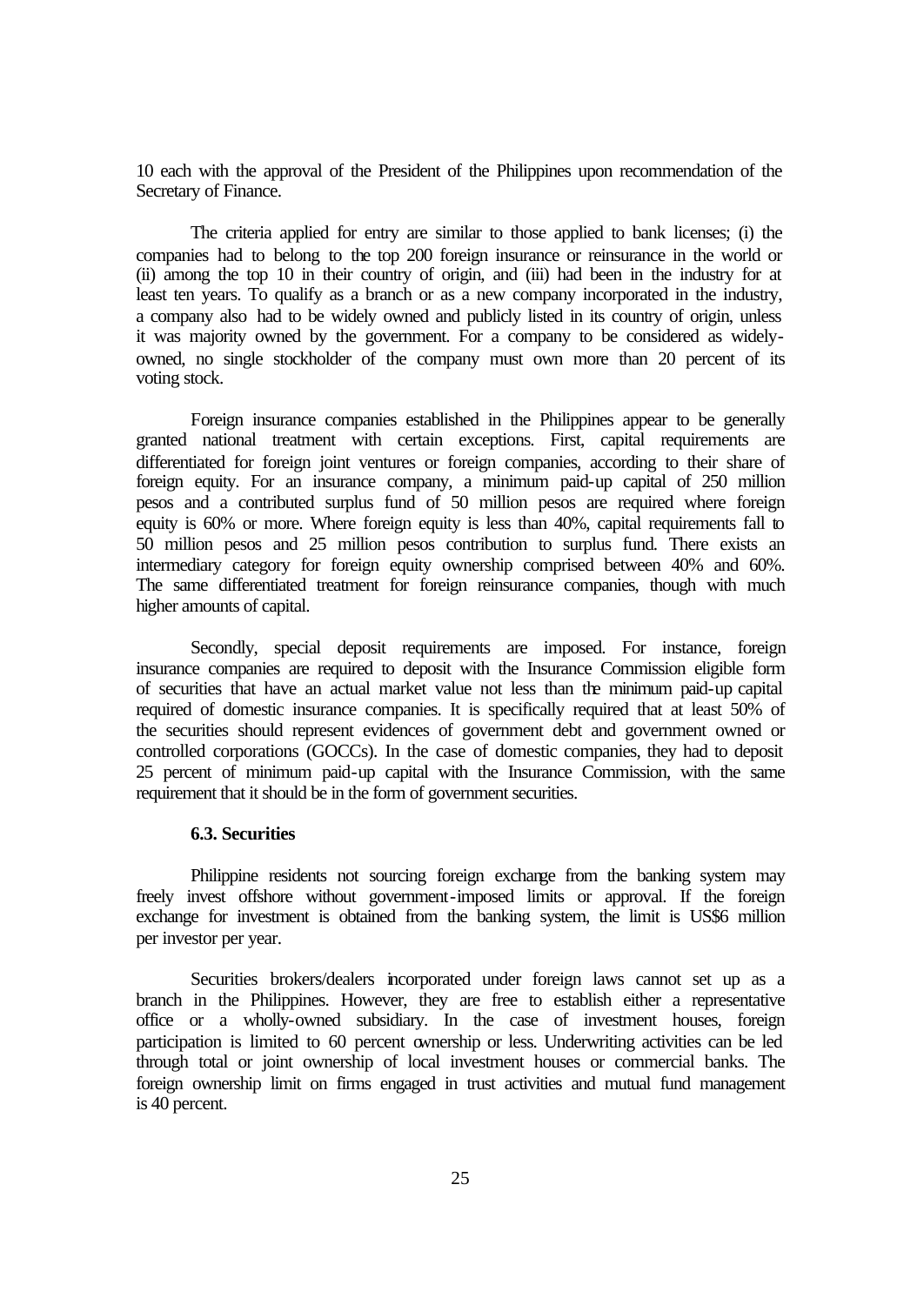10 each with the approval of the President of the Philippines upon recommendation of the Secretary of Finance.

The criteria applied for entry are similar to those applied to bank licenses; (i) the companies had to belong to the top 200 foreign insurance or reinsurance in the world or (ii) among the top 10 in their country of origin, and (iii) had been in the industry for at least ten years. To qualify as a branch or as a new company incorporated in the industry, a company also had to be widely owned and publicly listed in its country of origin, unless it was majority owned by the government. For a company to be considered as widely-owned, no single stockholder of the company must own more than 20 percent of its voting stock.

Foreign insurance companies established in the Philippines appear to be generally granted national treatment with certain exceptions. First, capital requirements are differentiated for foreign joint ventures or foreign companies, according to their share of foreign equity. For an insurance company, a minimum paid-up capital of 250 million pesos and a contributed surplus fund of 50 million pesos are required where foreign equity is 60% or more. Where foreign equity is less than 40%, capital requirements fall to 50 million pesos and 25 million pesos contribution to surplus fund. There exists an intermediary category for foreign equity ownership comprised between 40% and 60%. The same differentiated treatment for foreign reinsurance companies, though with much higher amounts of capital.

Secondly, special deposit requirements are imposed. For instance, foreign insurance companies are required to deposit with the Insurance Commission eligible form of securities that have an actual market value not less than the minimum paid-up capital required of domestic insurance companies. It is specifically required that at least 50% of the securities should represent evidences of government debt and government owned or controlled corporations (GOCCs). In the case of domestic companies, they had to deposit 25 percent of minimum paid-up capital with the Insurance Commission, with the same requirement that it should be in the form of government securities.

### 6.3. Securities

Philippine residents not sourcing foreign exchange from the banking system may freely invest offshore without government-imposed limits or approval. If the foreign exchange for investment is obtained from the banking system, the limit is US$6 million per investor per year.

Securities brokers/dealers incorporated under foreign laws cannot set up as a branch in the Philippines. However, they are free to establish either a representative office or a wholly-owned subsidiary. In the case of investment houses, foreign participation is limited to 60 percent ownership or less. Underwriting activities can be led through total or joint ownership of local investment houses or commercial banks. The foreign ownership limit on firms engaged in trust activities and mutual fund management is 40 percent.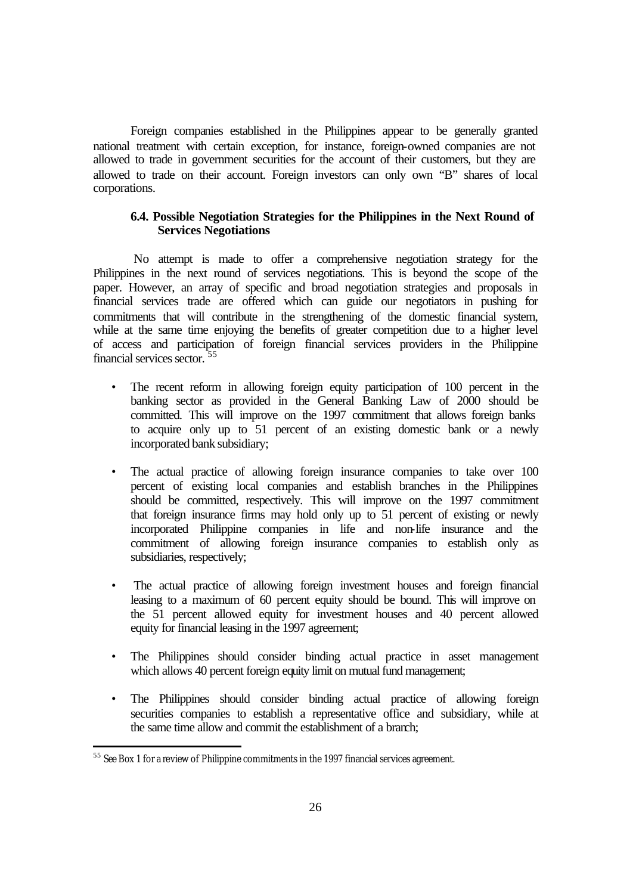Foreign companies established in the Philippines appear to be generally granted national treatment with certain exception, for instance, foreign-owned companies are not allowed to trade in government securities for the account of their customers, but they are allowed to trade on their account. Foreign investors can only own "B" shares of local corporations.

### 6.4. Possible Negotiation Strategies for the Philippines in the Next Round of Services Negotiations

No attempt is made to offer a comprehensive negotiation strategy for the Philippines in the next round of services negotiations. This is beyond the scope of the paper. However, an array of specific and broad negotiation strategies and proposals in financial services trade are offered which can guide our negotiators in pushing for commitments that will contribute in the strengthening of the domestic financial system, while at the same time enjoying the benefits of greater competition due to a higher level of access and participation of foreign financial services providers in the Philippine financial services sector. [55]

- The recent reform in allowing foreign equity participation of 100 percent in the banking sector as provided in the General Banking Law of 2000 should be committed. This will improve on the 1997 commitment that allows foreign banks to acquire only up to 51 percent of an existing domestic bank or a newly incorporated bank subsidiary;
- The actual practice of allowing foreign insurance companies to take over 100 percent of existing local companies and establish branches in the Philippines should be committed, respectively. This will improve on the 1997 commitment that foreign insurance firms may hold only up to 51 percent of existing or newly incorporated Philippine companies in life and non-life insurance and the commitment of allowing foreign insurance companies to establish only as subsidiaries, respectively;
- The actual practice of allowing foreign investment houses and foreign financial leasing to a maximum of 60 percent equity should be bound. This will improve on the 51 percent allowed equity for investment houses and 40 percent allowed equity for financial leasing in the 1997 agreement;
- The Philippines should consider binding actual practice in asset management which allows 40 percent foreign equity limit on mutual fund management;
- The Philippines should consider binding actual practice of allowing foreign securities companies to establish a representative office and subsidiary, while at the same time allow and commit the establishment of a branch;

[55] See Box 1 for a review of Philippine commitments in the 1997 financial services agreement.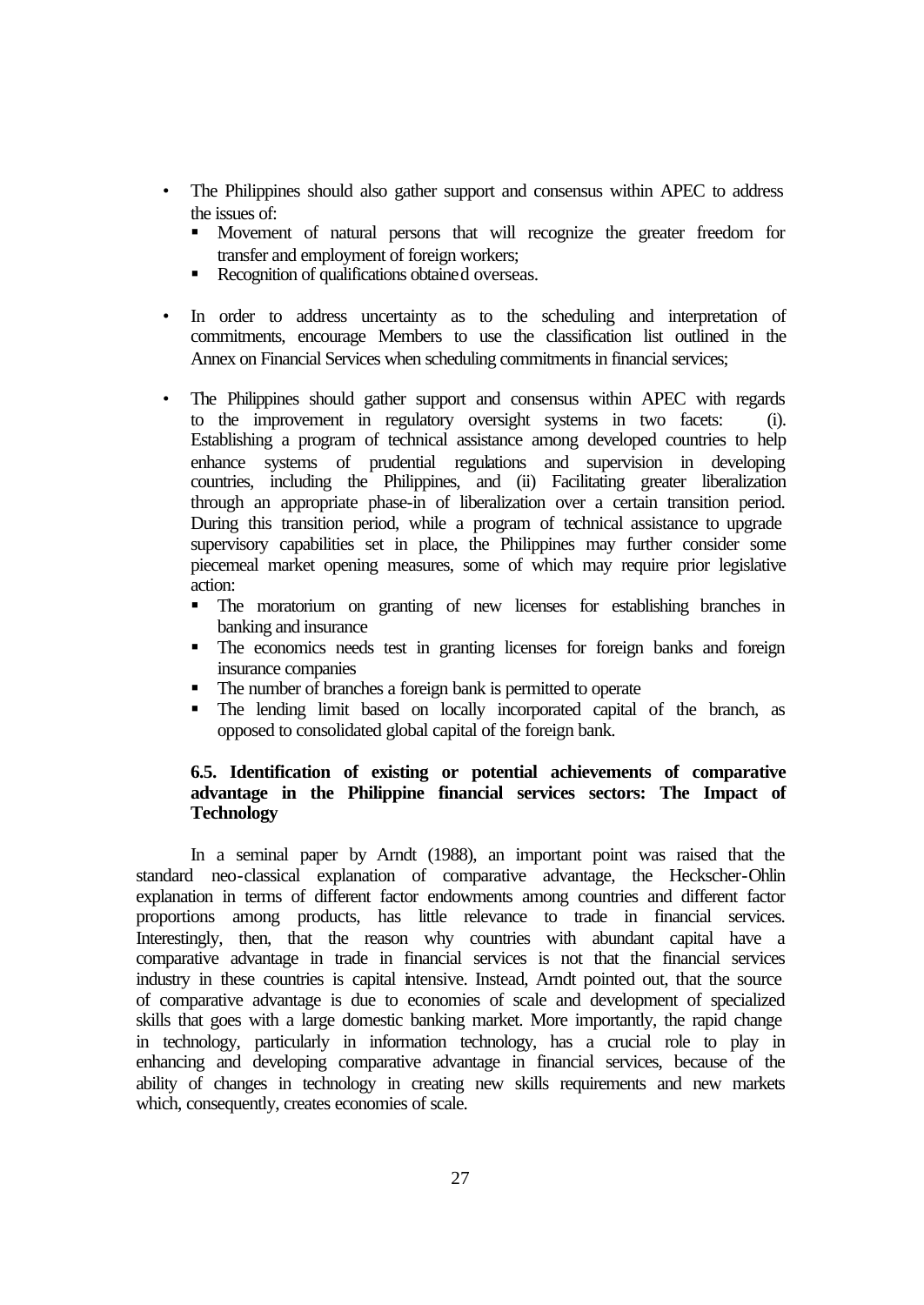- The Philippines should also gather support and consensus within APEC to address the issues of:
  - Movement of natural persons that will recognize the greater freedom for transfer and employment of foreign workers;
  - Recognition of qualifications obtained overseas.

- In order to address uncertainty as to the scheduling and interpretation of commitments, encourage Members to use the classification list outlined in the Annex on Financial Services when scheduling commitments in financial services;

- The Philippines should gather support and consensus within APEC with regards to the improvement in regulatory oversight systems in two facets: (i). Establishing a program of technical assistance among developed countries to help enhance systems of prudential regulations and supervision in developing countries, including the Philippines, and (ii) Facilitating greater liberalization through an appropriate phase-in of liberalization over a certain transition period. During this transition period, while a program of technical assistance to upgrade supervisory capabilities set in place, the Philippines may further consider some piecemeal market opening measures, some of which may require prior legislative action:
  - The moratorium on granting of new licenses for establishing branches in banking and insurance
  - The economics needs test in granting licenses for foreign banks and foreign insurance companies
  - The number of branches a foreign bank is permitted to operate
  - The lending limit based on locally incorporated capital of the branch, as opposed to consolidated global capital of the foreign bank.

### 6.5. Identification of existing or potential achievements of comparative advantage in the Philippine financial services sectors: The Impact of Technology

In a seminal paper by Arndt (1988), an important point was raised that the standard neo-classical explanation of comparative advantage, the Heckscher-Ohlin explanation in terms of different factor endowments among countries and different factor proportions among products, has little relevance to trade in financial services. Interestingly, then, that the reason why countries with abundant capital have a comparative advantage in trade in financial services is not that the financial services industry in these countries is capital intensive. Instead, Arndt pointed out, that the source of comparative advantage is due to economies of scale and development of specialized skills that goes with a large domestic banking market. More importantly, the rapid change in technology, particularly in information technology, has a crucial role to play in enhancing and developing comparative advantage in financial services, because of the ability of changes in technology in creating new skills requirements and new markets which, consequently, creates economies of scale.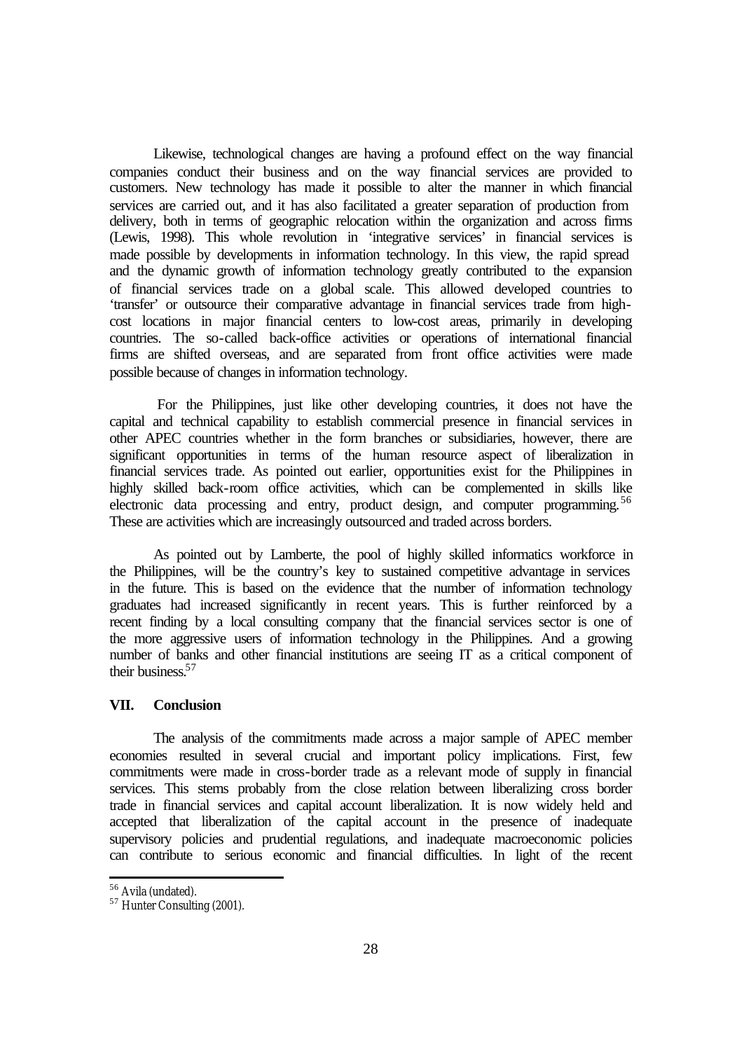Likewise, technological changes are having a profound effect on the way financial companies conduct their business and on the way financial services are provided to customers. New technology has made it possible to alter the manner in which financial services are carried out, and it has also facilitated a greater separation of production from delivery, both in terms of geographic relocation within the organization and across firms (Lewis, 1998). This whole revolution in 'integrative services' in financial services is made possible by developments in information technology. In this view, the rapid spread and the dynamic growth of information technology greatly contributed to the expansion of financial services trade on a global scale. This allowed developed countries to 'transfer' or outsource their comparative advantage in financial services trade from high-cost locations in major financial centers to low-cost areas, primarily in developing countries. The so-called back-office activities or operations of international financial firms are shifted overseas, and are separated from front office activities were made possible because of changes in information technology.

For the Philippines, just like other developing countries, it does not have the capital and technical capability to establish commercial presence in financial services in other APEC countries whether in the form branches or subsidiaries, however, there are significant opportunities in terms of the human resource aspect of liberalization in financial services trade. As pointed out earlier, opportunities exist for the Philippines in highly skilled back-room office activities, which can be complemented in skills like electronic data processing and entry, product design, and computer programming.[56] These are activities which are increasingly outsourced and traded across borders.

As pointed out by Lamberte, the pool of highly skilled informatics workforce in the Philippines, will be the country's key to sustained competitive advantage in services in the future. This is based on the evidence that the number of information technology graduates had increased significantly in recent years. This is further reinforced by a recent finding by a local consulting company that the financial services sector is one of the more aggressive users of information technology in the Philippines. And a growing number of banks and other financial institutions are seeing IT as a critical component of their business.[57]

## VII. Conclusion

The analysis of the commitments made across a major sample of APEC member economies resulted in several crucial and important policy implications. First, few commitments were made in cross-border trade as a relevant mode of supply in financial services. This stems probably from the close relation between liberalizing cross border trade in financial services and capital account liberalization. It is now widely held and accepted that liberalization of the capital account in the presence of inadequate supervisory policies and prudential regulations, and inadequate macroeconomic policies can contribute to serious economic and financial difficulties. In light of the recent

[56] Avila (undated).

[57] Hunter Consulting (2001).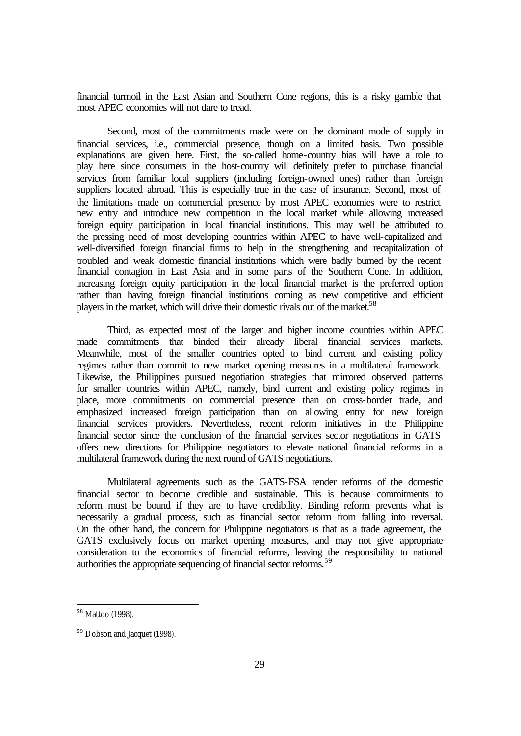financial turmoil in the East Asian and Southern Cone regions, this is a risky gamble that most APEC economies will not dare to tread.

Second, most of the commitments made were on the dominant mode of supply in financial services, i.e., commercial presence, though on a limited basis. Two possible explanations are given here. First, the so-called home-country bias will have a role to play here since consumers in the host-country will definitely prefer to purchase financial services from familiar local suppliers (including foreign-owned ones) rather than foreign suppliers located abroad. This is especially true in the case of insurance. Second, most of the limitations made on commercial presence by most APEC economies were to restrict new entry and introduce new competition in the local market while allowing increased foreign equity participation in local financial institutions. This may well be attributed to the pressing need of most developing countries within APEC to have well-capitalized and well-diversified foreign financial firms to help in the strengthening and recapitalization of troubled and weak domestic financial institutions which were badly burned by the recent financial contagion in East Asia and in some parts of the Southern Cone. In addition, increasing foreign equity participation in the local financial market is the preferred option rather than having foreign financial institutions coming as new competitive and efficient players in the market, which will drive their domestic rivals out of the market.[58]

Third, as expected most of the larger and higher income countries within APEC made commitments that binded their already liberal financial services markets. Meanwhile, most of the smaller countries opted to bind current and existing policy regimes rather than commit to new market opening measures in a multilateral framework. Likewise, the Philippines pursued negotiation strategies that mirrored observed patterns for smaller countries within APEC, namely, bind current and existing policy regimes in place, more commitments on commercial presence than on cross-border trade, and emphasized increased foreign participation than on allowing entry for new foreign financial services providers. Nevertheless, recent reform initiatives in the Philippine financial sector since the conclusion of the financial services sector negotiations in GATS offers new directions for Philippine negotiators to elevate national financial reforms in a multilateral framework during the next round of GATS negotiations.

Multilateral agreements such as the GATS-FSA render reforms of the domestic financial sector to become credible and sustainable. This is because commitments to reform must be bound if they are to have credibility. Binding reform prevents what is necessarily a gradual process, such as financial sector reform from falling into reversal. On the other hand, the concern for Philippine negotiators is that as a trade agreement, the GATS exclusively focus on market opening measures, and may not give appropriate consideration to the economics of financial reforms, leaving the responsibility to national authorities the appropriate sequencing of financial sector reforms.[59]

---

[58] Mattoo (1998).

[59] Dobson and Jacquet (1998).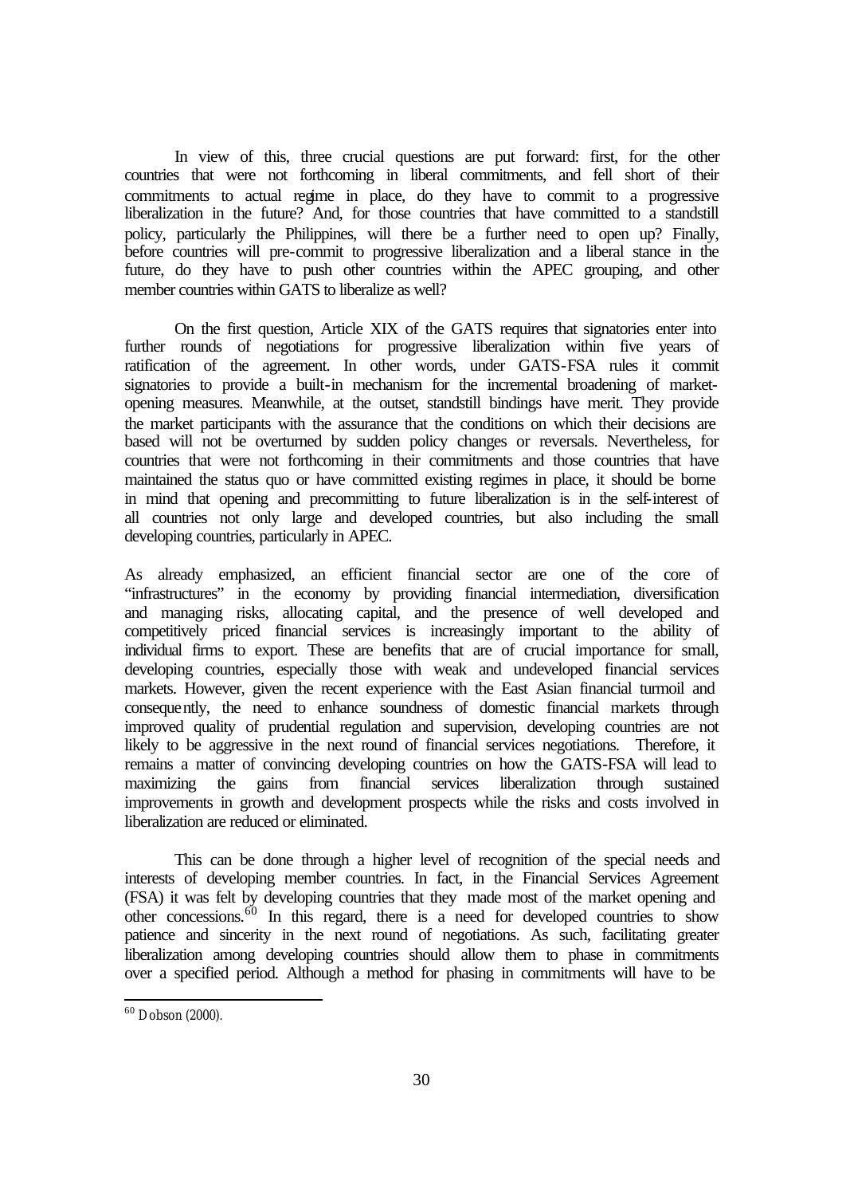In view of this, three crucial questions are put forward: first, for the other countries that were not forthcoming in liberal commitments, and fell short of their commitments to actual regime in place, do they have to commit to a progressive liberalization in the future? And, for those countries that have committed to a standstill policy, particularly the Philippines, will there be a further need to open up? Finally, before countries will pre-commit to progressive liberalization and a liberal stance in the future, do they have to push other countries within the APEC grouping, and other member countries within GATS to liberalize as well?

On the first question, Article XIX of the GATS requires that signatories enter into further rounds of negotiations for progressive liberalization within five years of ratification of the agreement. In other words, under GATS-FSA rules it commit signatories to provide a built-in mechanism for the incremental broadening of market-opening measures. Meanwhile, at the outset, standstill bindings have merit. They provide the market participants with the assurance that the conditions on which their decisions are based will not be overturned by sudden policy changes or reversals. Nevertheless, for countries that were not forthcoming in their commitments and those countries that have maintained the status quo or have committed existing regimes in place, it should be borne in mind that opening and precommitting to future liberalization is in the self-interest of all countries not only large and developed countries, but also including the small developing countries, particularly in APEC.

As already emphasized, an efficient financial sector are one of the core of "infrastructures" in the economy by providing financial intermediation, diversification and managing risks, allocating capital, and the presence of well developed and competitively priced financial services is increasingly important to the ability of individual firms to export. These are benefits that are of crucial importance for small, developing countries, especially those with weak and undeveloped financial services markets. However, given the recent experience with the East Asian financial turmoil and consequently, the need to enhance soundness of domestic financial markets through improved quality of prudential regulation and supervision, developing countries are not likely to be aggressive in the next round of financial services negotiations. Therefore, it remains a matter of convincing developing countries on how the GATS-FSA will lead to maximizing the gains from financial services liberalization through sustained improvements in growth and development prospects while the risks and costs involved in liberalization are reduced or eliminated.

This can be done through a higher level of recognition of the special needs and interests of developing member countries. In fact, in the Financial Services Agreement (FSA) it was felt by developing countries that they made most of the market opening and other concessions.[60] In this regard, there is a need for developed countries to show patience and sincerity in the next round of negotiations. As such, facilitating greater liberalization among developing countries should allow them to phase in commitments over a specified period. Although a method for phasing in commitments will have to be

[60] Dobson (2000).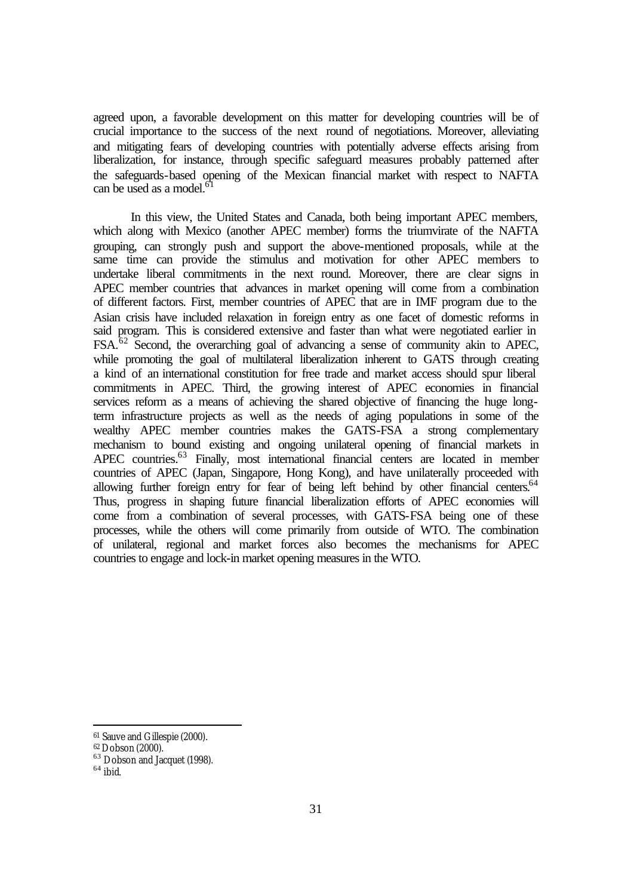agreed upon, a favorable development on this matter for developing countries will be of crucial importance to the success of the next round of negotiations. Moreover, alleviating and mitigating fears of developing countries with potentially adverse effects arising from liberalization, for instance, through specific safeguard measures probably patterned after the safeguards-based opening of the Mexican financial market with respect to NAFTA can be used as a model.[61]

In this view, the United States and Canada, both being important APEC members, which along with Mexico (another APEC member) forms the triumvirate of the NAFTA grouping, can strongly push and support the above-mentioned proposals, while at the same time can provide the stimulus and motivation for other APEC members to undertake liberal commitments in the next round. Moreover, there are clear signs in APEC member countries that advances in market opening will come from a combination of different factors. First, member countries of APEC that are in IMF program due to the Asian crisis have included relaxation in foreign entry as one facet of domestic reforms in said program. This is considered extensive and faster than what were negotiated earlier in FSA.[62] Second, the overarching goal of advancing a sense of community akin to APEC, while promoting the goal of multilateral liberalization inherent to GATS through creating a kind of an international constitution for free trade and market access should spur liberal commitments in APEC. Third, the growing interest of APEC economies in financial services reform as a means of achieving the shared objective of financing the huge long-term infrastructure projects as well as the needs of aging populations in some of the wealthy APEC member countries makes the GATS-FSA a strong complementary mechanism to bound existing and ongoing unilateral opening of financial markets in APEC countries.[63] Finally, most international financial centers are located in member countries of APEC (Japan, Singapore, Hong Kong), and have unilaterally proceeded with allowing further foreign entry for fear of being left behind by other financial centers.[64] Thus, progress in shaping future financial liberalization efforts of APEC economies will come from a combination of several processes, with GATS-FSA being one of these processes, while the others will come primarily from outside of WTO. The combination of unilateral, regional and market forces also becomes the mechanisms for APEC countries to engage and lock-in market opening measures in the WTO.

---

[61] Sauve and Gillespie (2000).
[62] Dobson (2000).
[63] Dobson and Jacquet (1998).
[64] ibid.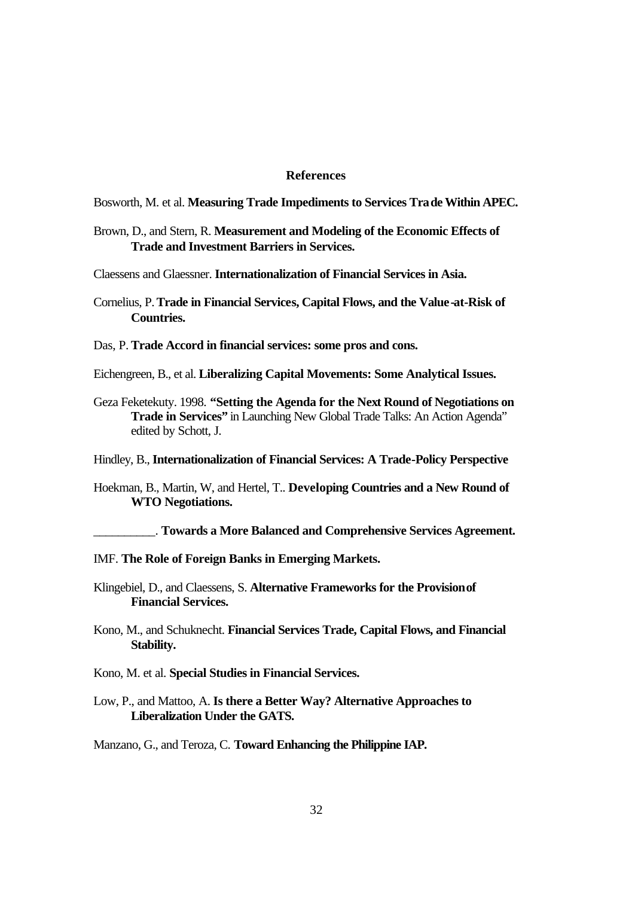## References

Bosworth, M. et al. **Measuring Trade Impediments to Services Trade Within APEC.**

Brown, D., and Stern, R. **Measurement and Modeling of the Economic Effects of Trade and Investment Barriers in Services.**

Claessens and Glaessner. **Internationalization of Financial Services in Asia.**

Cornelius, P. **Trade in Financial Services, Capital Flows, and the Value-at-Risk of Countries.**

Das, P. **Trade Accord in financial services: some pros and cons.**

Eichengreen, B., et al. **Liberalizing Capital Movements: Some Analytical Issues.**

Geza Feketekuty. 1998. **"Setting the Agenda for the Next Round of Negotiations on Trade in Services"** in Launching New Global Trade Talks: An Action Agenda" edited by Schott, J.

Hindley, B., **Internationalization of Financial Services: A Trade-Policy Perspective**

Hoekman, B., Martin, W, and Hertel, T.. **Developing Countries and a New Round of WTO Negotiations.**

__________. **Towards a More Balanced and Comprehensive Services Agreement.**

IMF. **The Role of Foreign Banks in Emerging Markets.**

Klingebiel, D., and Claessens, S. **Alternative Frameworks for the Provision of Financial Services.**

Kono, M., and Schuknecht. **Financial Services Trade, Capital Flows, and Financial Stability.**

Kono, M. et al. **Special Studies in Financial Services.**

Low, P., and Mattoo, A. **Is there a Better Way? Alternative Approaches to Liberalization Under the GATS.**

Manzano, G., and Teroza, C. **Toward Enhancing the Philippine IAP.**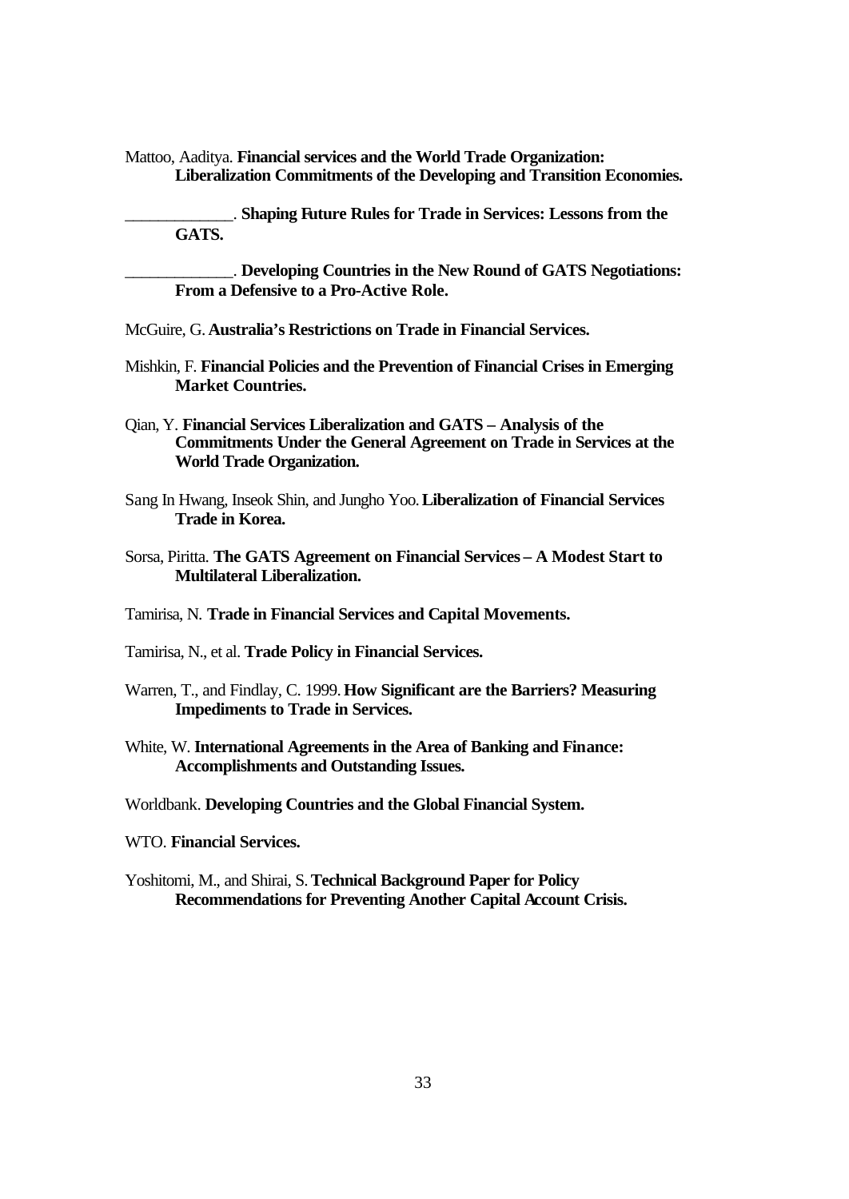Mattoo, Aaditya. **Financial services and the World Trade Organization: Liberalization Commitments of the Developing and Transition Economies.**

_____________. **Shaping Future Rules for Trade in Services: Lessons from the GATS.**

_____________. **Developing Countries in the New Round of GATS Negotiations: From a Defensive to a Pro-Active Role.**

McGuire, G. **Australia's Restrictions on Trade in Financial Services.**

Mishkin, F. **Financial Policies and the Prevention of Financial Crises in Emerging Market Countries.**

Qian, Y. **Financial Services Liberalization and GATS – Analysis of the Commitments Under the General Agreement on Trade in Services at the World Trade Organization.**

Sang In Hwang, Inseok Shin, and Jungho Yoo. **Liberalization of Financial Services Trade in Korea.**

Sorsa, Piritta. **The GATS Agreement on Financial Services – A Modest Start to Multilateral Liberalization.**

Tamirisa, N. **Trade in Financial Services and Capital Movements.**

Tamirisa, N., et al. **Trade Policy in Financial Services.**

Warren, T., and Findlay, C. 1999. **How Significant are the Barriers? Measuring Impediments to Trade in Services.**

White, W. **International Agreements in the Area of Banking and Finance: Accomplishments and Outstanding Issues.**

Worldbank. **Developing Countries and the Global Financial System.**

WTO. **Financial Services.**

Yoshitomi, M., and Shirai, S. **Technical Background Paper for Policy Recommendations for Preventing Another Capital Account Crisis.**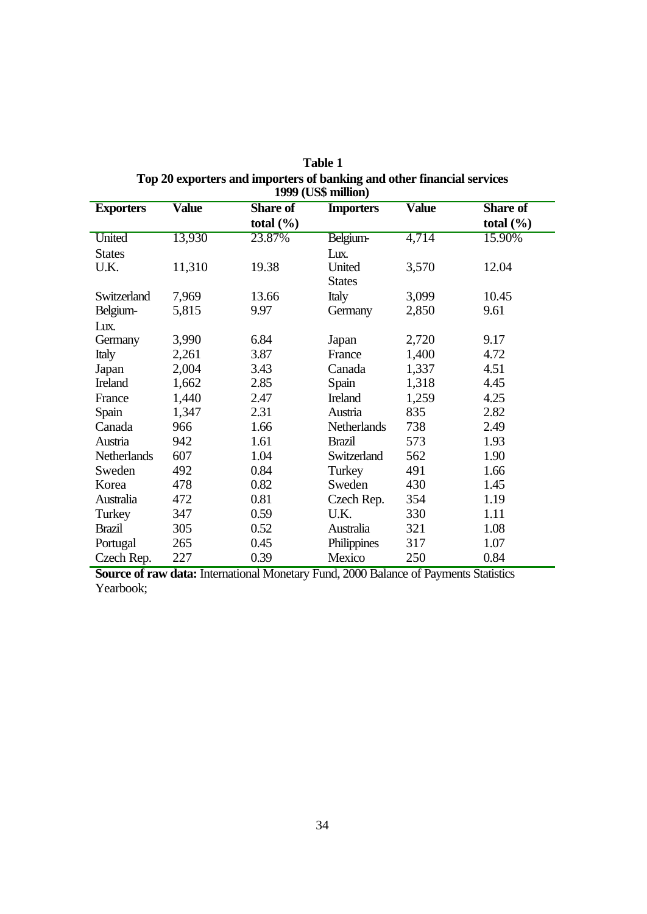**Table 1**

**Top 20 exporters and importers of banking and other financial services 1999 (US$ million)**

| **Exporters** | **Value** | **Share of total (%)** | **Importers** | **Value** | **Share of total (%)** |
|---|---|---|---|---|---|
| United States | 13,930 | 23.87% | Belgium-Lux. | 4,714 | 15.90% |
| U.K. | 11,310 | 19.38 | United States | 3,570 | 12.04 |
| Switzerland | 7,969 | 13.66 | Italy | 3,099 | 10.45 |
| Belgium-Lux. | 5,815 | 9.97 | Germany | 2,850 | 9.61 |
| Germany | 3,990 | 6.84 | Japan | 2,720 | 9.17 |
| Italy | 2,261 | 3.87 | France | 1,400 | 4.72 |
| Japan | 2,004 | 3.43 | Canada | 1,337 | 4.51 |
| Ireland | 1,662 | 2.85 | Spain | 1,318 | 4.45 |
| France | 1,440 | 2.47 | Ireland | 1,259 | 4.25 |
| Spain | 1,347 | 2.31 | Austria | 835 | 2.82 |
| Canada | 966 | 1.66 | Netherlands | 738 | 2.49 |
| Austria | 942 | 1.61 | Brazil | 573 | 1.93 |
| Netherlands | 607 | 1.04 | Switzerland | 562 | 1.90 |
| Sweden | 492 | 0.84 | Turkey | 491 | 1.66 |
| Korea | 478 | 0.82 | Sweden | 430 | 1.45 |
| Australia | 472 | 0.81 | Czech Rep. | 354 | 1.19 |
| Turkey | 347 | 0.59 | U.K. | 330 | 1.11 |
| Brazil | 305 | 0.52 | Australia | 321 | 1.08 |
| Portugal | 265 | 0.45 | Philippines | 317 | 1.07 |
| Czech Rep. | 227 | 0.39 | Mexico | 250 | 0.84 |

**Source of raw data:** International Monetary Fund, 2000 Balance of Payments Statistics Yearbook;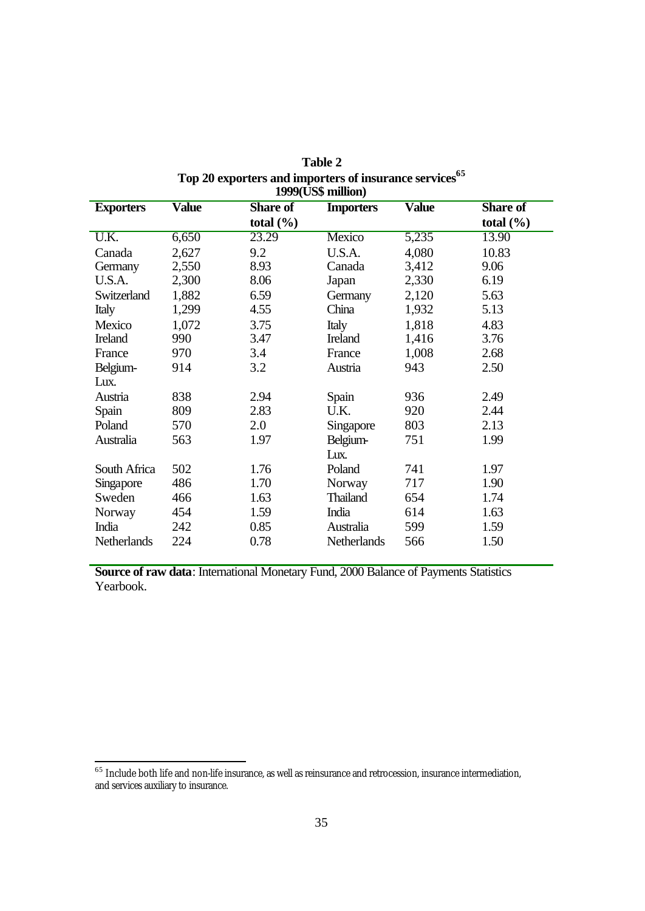**Table 2**
**Top 20 exporters and importers of insurance services[65]**
**1999(US$ million)**

| Exporters | Value | Share of total (%) | Importers | Value | Share of total (%) |
|---|---|---|---|---|---|
| U.K. | 6,650 | 23.29 | Mexico | 5,235 | 13.90 |
| Canada | 2,627 | 9.2 | U.S.A. | 4,080 | 10.83 |
| Germany | 2,550 | 8.93 | Canada | 3,412 | 9.06 |
| U.S.A. | 2,300 | 8.06 | Japan | 2,330 | 6.19 |
| Switzerland | 1,882 | 6.59 | Germany | 2,120 | 5.63 |
| Italy | 1,299 | 4.55 | China | 1,932 | 5.13 |
| Mexico | 1,072 | 3.75 | Italy | 1,818 | 4.83 |
| Ireland | 990 | 3.47 | Ireland | 1,416 | 3.76 |
| France | 970 | 3.4 | France | 1,008 | 2.68 |
| Belgium-Lux. | 914 | 3.2 | Austria | 943 | 2.50 |
| Austria | 838 | 2.94 | Spain | 936 | 2.49 |
| Spain | 809 | 2.83 | U.K. | 920 | 2.44 |
| Poland | 570 | 2.0 | Singapore | 803 | 2.13 |
| Australia | 563 | 1.97 | Belgium-Lux. | 751 | 1.99 |
| South Africa | 502 | 1.76 | Poland | 741 | 1.97 |
| Singapore | 486 | 1.70 | Norway | 717 | 1.90 |
| Sweden | 466 | 1.63 | Thailand | 654 | 1.74 |
| Norway | 454 | 1.59 | India | 614 | 1.63 |
| India | 242 | 0.85 | Australia | 599 | 1.59 |
| Netherlands | 224 | 0.78 | Netherlands | 566 | 1.50 |

**Source of raw data**: International Monetary Fund, 2000 Balance of Payments Statistics Yearbook.

[65] Include both life and non-life insurance, as well as reinsurance and retrocession, insurance intermediation, and services auxiliary to insurance.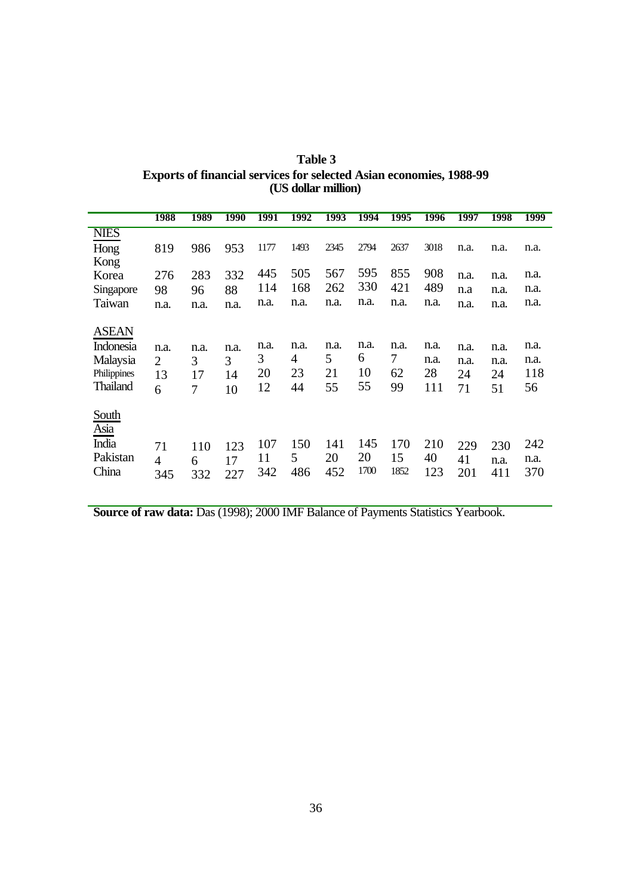**Table 3**
**Exports of financial services for selected Asian economies, 1988-99**
**(US dollar million)**

| | 1988 | 1989 | 1990 | 1991 | 1992 | 1993 | 1994 | 1995 | 1996 | 1997 | 1998 | 1999 |
|---|---|---|---|---|---|---|---|---|---|---|---|---|
| NIES | | | | | | | | | | | | |
| Hong Kong | 819 | 986 | 953 | 1177 | 1493 | 2345 | 2794 | 2637 | 3018 | n.a. | n.a. | n.a. |
| Korea | 276 | 283 | 332 | 445 | 505 | 567 | 595 | 855 | 908 | n.a. | n.a. | n.a. |
| Singapore | 98 | 96 | 88 | 114 | 168 | 262 | 330 | 421 | 489 | n.a | n.a. | n.a. |
| Taiwan | n.a. | n.a. | n.a. | n.a. | n.a. | n.a. | n.a. | n.a. | n.a. | n.a. | n.a. | n.a. |
| ASEAN | | | | | | | | | | | | |
| Indonesia | n.a. | n.a. | n.a. | n.a. | n.a. | n.a. | n.a. | n.a. | n.a. | n.a. | n.a. | n.a. |
| Malaysia | 2 | 3 | 3 | 3 | 4 | 5 | 6 | 7 | n.a. | n.a. | n.a. | n.a. |
| Philippines | 13 | 17 | 14 | 20 | 23 | 21 | 10 | 62 | 28 | 24 | 24 | 118 |
| Thailand | 6 | 7 | 10 | 12 | 44 | 55 | 55 | 99 | 111 | 71 | 51 | 56 |
| South Asia | | | | | | | | | | | | |
| India | 71 | 110 | 123 | 107 | 150 | 141 | 145 | 170 | 210 | 229 | 230 | 242 |
| Pakistan | 4 | 6 | 17 | 11 | 5 | 20 | 20 | 15 | 40 | 41 | n.a. | n.a. |
| China | 345 | 332 | 227 | 342 | 486 | 452 | 1700 | 1852 | 123 | 201 | 411 | 370 |

**Source of raw data:** Das (1998); 2000 IMF Balance of Payments Statistics Yearbook.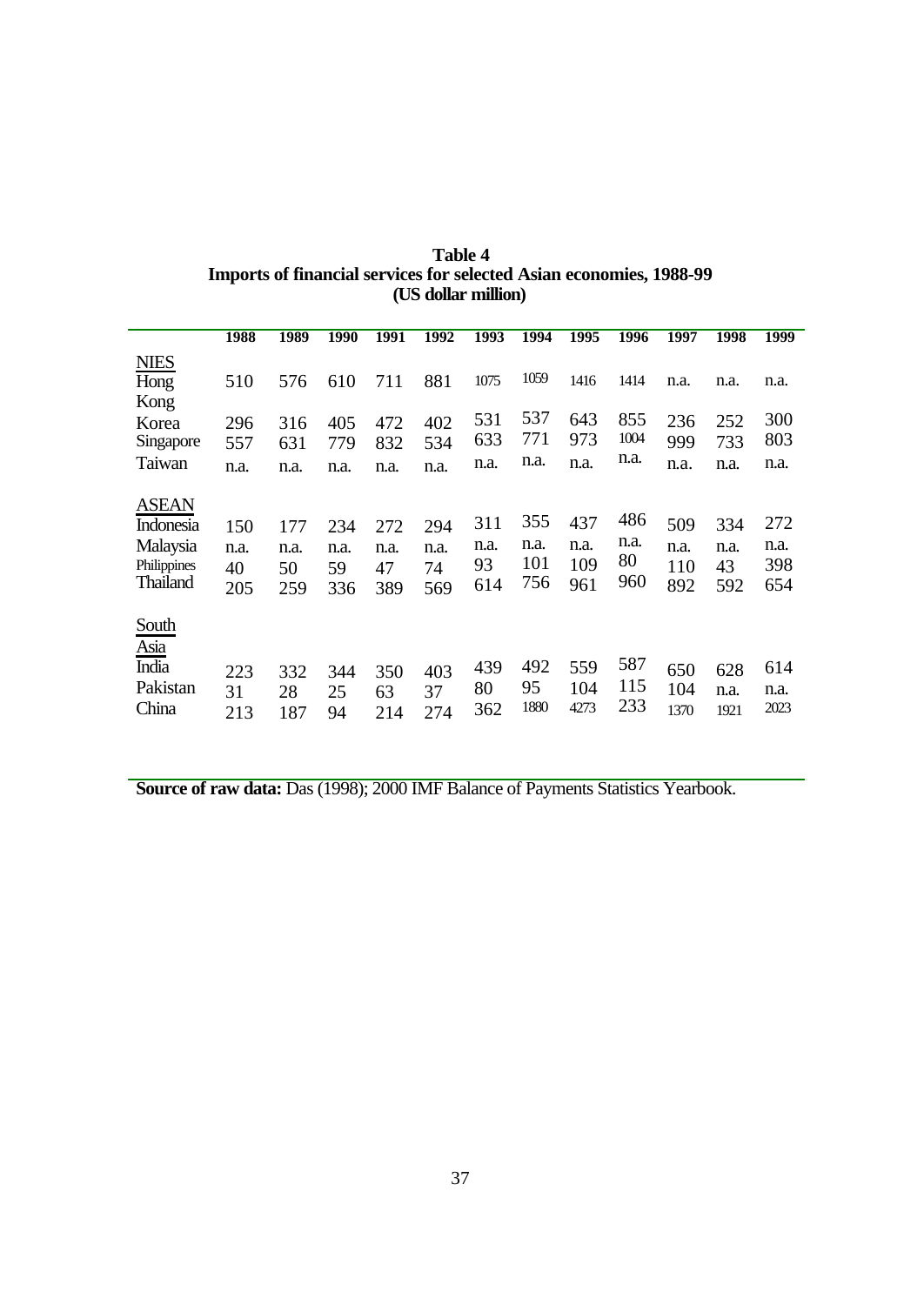**Table 4**
**Imports of financial services for selected Asian economies, 1988-99**
**(US dollar million)**

| | 1988 | 1989 | 1990 | 1991 | 1992 | 1993 | 1994 | 1995 | 1996 | 1997 | 1998 | 1999 |
|---|---|---|---|---|---|---|---|---|---|---|---|---|
| NIES | | | | | | | | | | | | |
| Hong Kong | 510 | 576 | 610 | 711 | 881 | 1075 | 1059 | 1416 | 1414 | n.a. | n.a. | n.a. |
| Korea | 296 | 316 | 405 | 472 | 402 | 531 | 537 | 643 | 855 | 236 | 252 | 300 |
| Singapore | 557 | 631 | 779 | 832 | 534 | 633 | 771 | 973 | 1004 | 999 | 733 | 803 |
| Taiwan | n.a. | n.a. | n.a. | n.a. | n.a. | n.a. | n.a. | n.a. | n.a. | n.a. | n.a. | n.a. |
| ASEAN | | | | | | | | | | | | |
| Indonesia | 150 | 177 | 234 | 272 | 294 | 311 | 355 | 437 | 486 | 509 | 334 | 272 |
| Malaysia | n.a. | n.a. | n.a. | n.a. | n.a. | n.a. | n.a. | n.a. | n.a. | n.a. | n.a. | n.a. |
| Philippines | 40 | 50 | 59 | 47 | 74 | 93 | 101 | 109 | 80 | 110 | 43 | 398 |
| Thailand | 205 | 259 | 336 | 389 | 569 | 614 | 756 | 961 | 960 | 892 | 592 | 654 |
| South Asia | | | | | | | | | | | | |
| India | 223 | 332 | 344 | 350 | 403 | 439 | 492 | 559 | 587 | 650 | 628 | 614 |
| Pakistan | 31 | 28 | 25 | 63 | 37 | 80 | 95 | 104 | 115 | 104 | n.a. | n.a. |
| China | 213 | 187 | 94 | 214 | 274 | 362 | 1880 | 4273 | 233 | 1370 | 1921 | 2023 |

**Source of raw data:** Das (1998); 2000 IMF Balance of Payments Statistics Yearbook.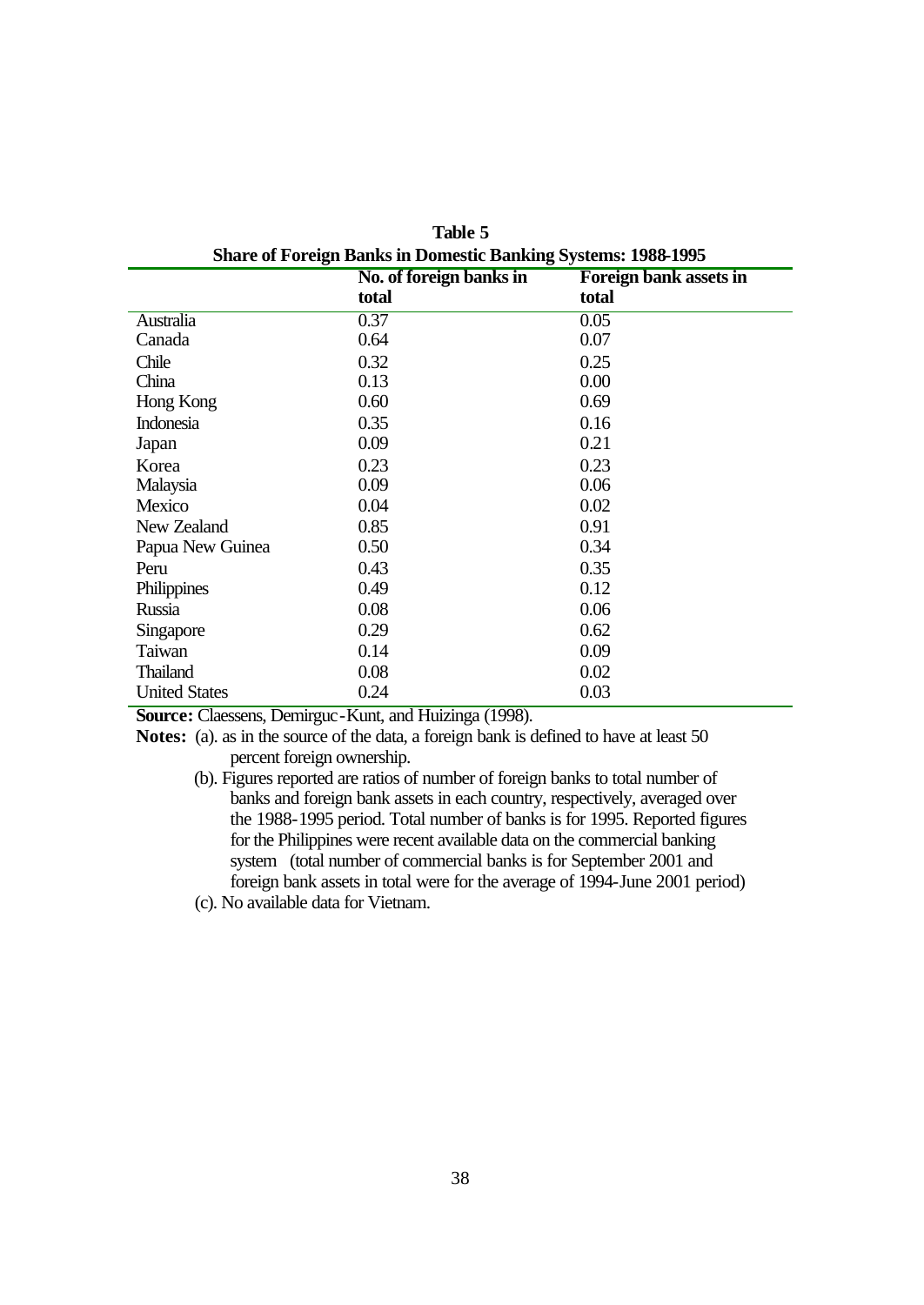**Table 5**

**Share of Foreign Banks in Domestic Banking Systems: 1988-1995**

| | No. of foreign banks in total | Foreign bank assets in total |
|---|---|---|
| Australia | 0.37 | 0.05 |
| Canada | 0.64 | 0.07 |
| Chile | 0.32 | 0.25 |
| China | 0.13 | 0.00 |
| Hong Kong | 0.60 | 0.69 |
| Indonesia | 0.35 | 0.16 |
| Japan | 0.09 | 0.21 |
| Korea | 0.23 | 0.23 |
| Malaysia | 0.09 | 0.06 |
| Mexico | 0.04 | 0.02 |
| New Zealand | 0.85 | 0.91 |
| Papua New Guinea | 0.50 | 0.34 |
| Peru | 0.43 | 0.35 |
| Philippines | 0.49 | 0.12 |
| Russia | 0.08 | 0.06 |
| Singapore | 0.29 | 0.62 |
| Taiwan | 0.14 | 0.09 |
| Thailand | 0.08 | 0.02 |
| United States | 0.24 | 0.03 |

**Source:** Claessens, Demirguc-Kunt, and Huizinga (1998).

**Notes:** (a). as in the source of the data, a foreign bank is defined to have at least 50 percent foreign ownership.

(b). Figures reported are ratios of number of foreign banks to total number of banks and foreign bank assets in each country, respectively, averaged over the 1988-1995 period. Total number of banks is for 1995. Reported figures for the Philippines were recent available data on the commercial banking system (total number of commercial banks is for September 2001 and foreign bank assets in total were for the average of 1994-June 2001 period)

(c). No available data for Vietnam.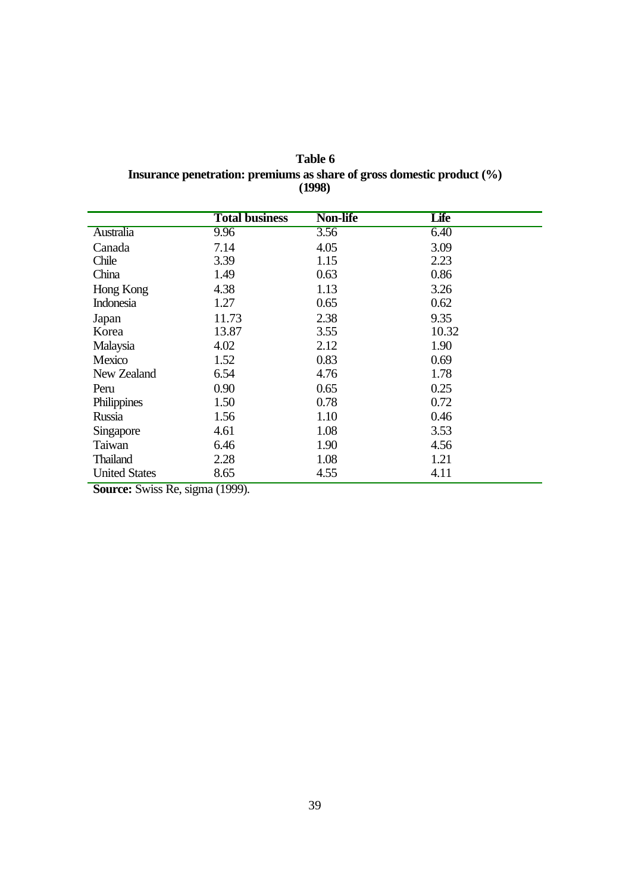**Table 6**
**Insurance penetration: premiums as share of gross domestic product (%)**
**(1998)**

| | Total business | Non-life | Life |
|---|---|---|---|
| Australia | 9.96 | 3.56 | 6.40 |
| Canada | 7.14 | 4.05 | 3.09 |
| Chile | 3.39 | 1.15 | 2.23 |
| China | 1.49 | 0.63 | 0.86 |
| Hong Kong | 4.38 | 1.13 | 3.26 |
| Indonesia | 1.27 | 0.65 | 0.62 |
| Japan | 11.73 | 2.38 | 9.35 |
| Korea | 13.87 | 3.55 | 10.32 |
| Malaysia | 4.02 | 2.12 | 1.90 |
| Mexico | 1.52 | 0.83 | 0.69 |
| New Zealand | 6.54 | 4.76 | 1.78 |
| Peru | 0.90 | 0.65 | 0.25 |
| Philippines | 1.50 | 0.78 | 0.72 |
| Russia | 1.56 | 1.10 | 0.46 |
| Singapore | 4.61 | 1.08 | 3.53 |
| Taiwan | 6.46 | 1.90 | 4.56 |
| Thailand | 2.28 | 1.08 | 1.21 |
| United States | 8.65 | 4.55 | 4.11 |

**Source:** Swiss Re, sigma (1999).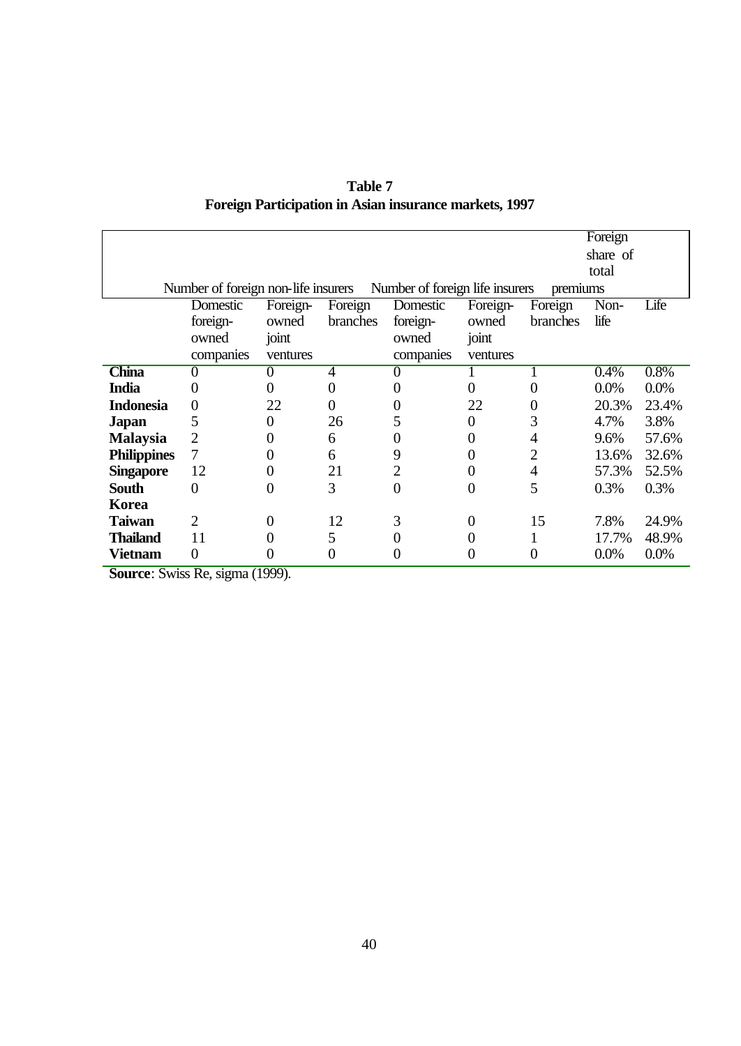**Table 7**
**Foreign Participation in Asian insurance markets, 1997**

| | Number of foreign non-life insurers | | | Number of foreign life insurers | | | Foreign share of total premiums | |
|---|---|---|---|---|---|---|---|---|
| | Domestic foreign-owned companies | Foreign-owned joint ventures | Foreign branches | Domestic foreign-owned companies | Foreign-owned joint ventures | Foreign branches | Non-life | Life |
| **China** | 0 | 0 | 4 | 0 | 1 | 1 | 0.4% | 0.8% |
| **India** | 0 | 0 | 0 | 0 | 0 | 0 | 0.0% | 0.0% |
| **Indonesia** | 0 | 22 | 0 | 0 | 22 | 0 | 20.3% | 23.4% |
| **Japan** | 5 | 0 | 26 | 5 | 0 | 3 | 4.7% | 3.8% |
| **Malaysia** | 2 | 0 | 6 | 0 | 0 | 4 | 9.6% | 57.6% |
| **Philippines** | 7 | 0 | 6 | 9 | 0 | 2 | 13.6% | 32.6% |
| **Singapore** | 12 | 0 | 21 | 2 | 0 | 4 | 57.3% | 52.5% |
| **South Korea** | 0 | 0 | 3 | 0 | 0 | 5 | 0.3% | 0.3% |
| **Taiwan** | 2 | 0 | 12 | 3 | 0 | 15 | 7.8% | 24.9% |
| **Thailand** | 11 | 0 | 5 | 0 | 0 | 1 | 17.7% | 48.9% |
| **Vietnam** | 0 | 0 | 0 | 0 | 0 | 0 | 0.0% | 0.0% |

**Source**: Swiss Re, sigma (1999).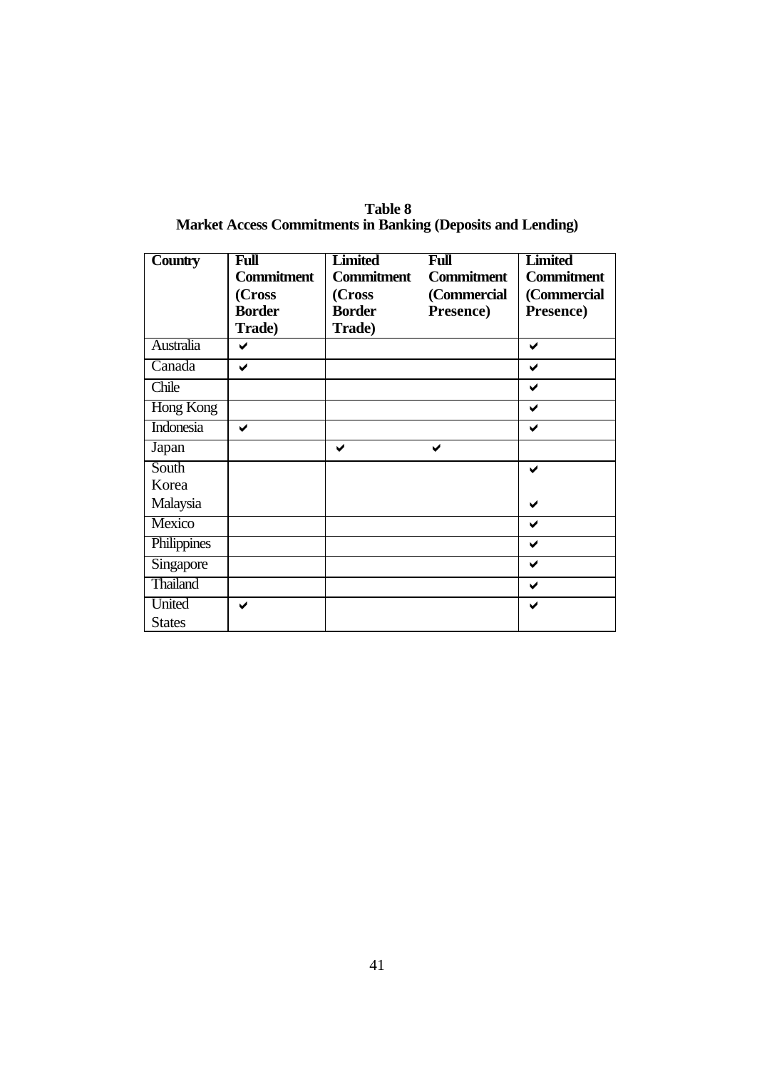**Table 8**
**Market Access Commitments in Banking (Deposits and Lending)**

| Country | Full Commitment (Cross Border Trade) | Limited Commitment (Cross Border Trade) | Full Commitment (Commercial Presence) | Limited Commitment (Commercial Presence) |
|---|---|---|---|---|
| Australia | ✔ | | | ✔ |
| Canada | ✔ | | | ✔ |
| Chile | | | | ✔ |
| Hong Kong | | | | ✔ |
| Indonesia | ✔ | | | ✔ |
| Japan | | ✔ | ✔ | |
| South Korea | | | | ✔ |
| Malaysia | | | | ✔ |
| Mexico | | | | ✔ |
| Philippines | | | | ✔ |
| Singapore | | | | ✔ |
| Thailand | | | | ✔ |
| United States | ✔ | | | ✔ |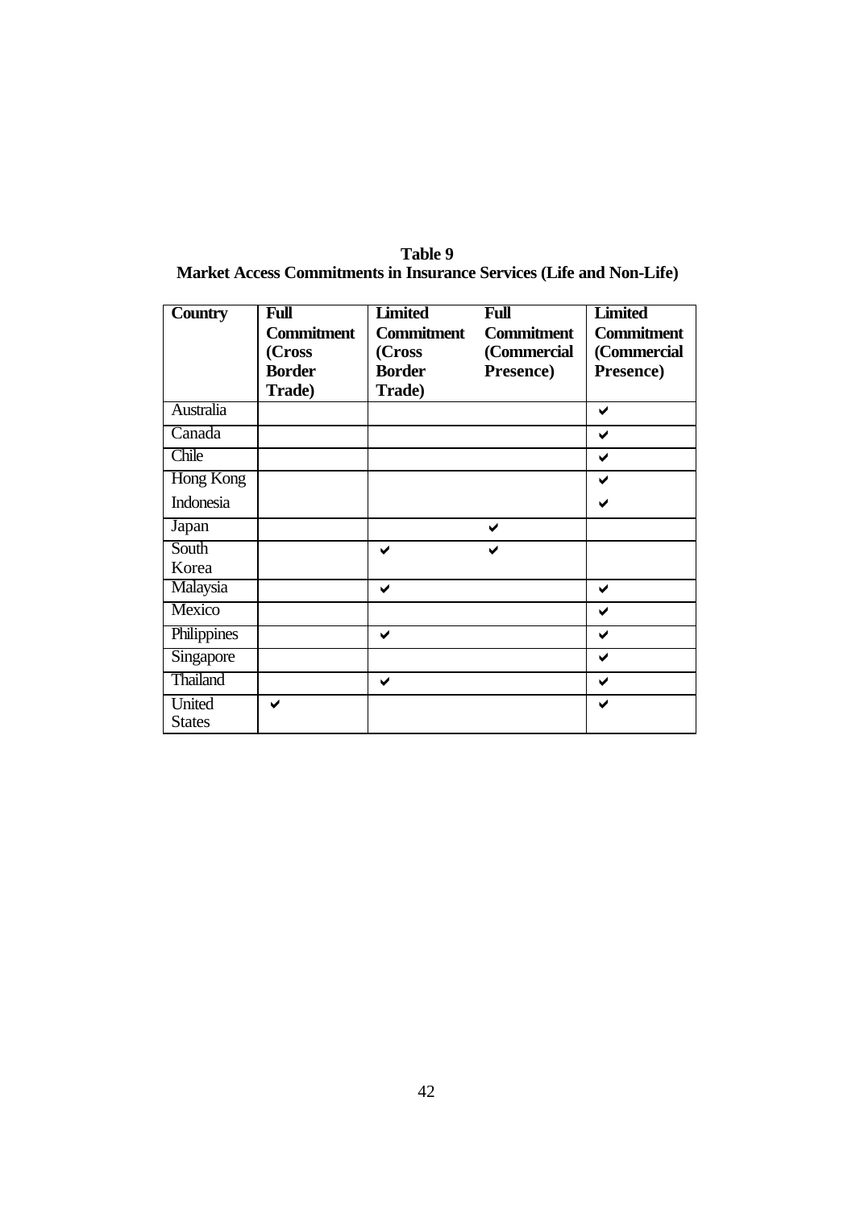**Table 9**
**Market Access Commitments in Insurance Services (Life and Non-Life)**

| Country | Full Commitment (Cross Border Trade) | Limited Commitment (Cross Border Trade) | Full Commitment (Commercial Presence) | Limited Commitment (Commercial Presence) |
|---|---|---|---|---|
| Australia | | | | ✔ |
| Canada | | | | ✔ |
| Chile | | | | ✔ |
| Hong Kong | | | | ✔ |
| Indonesia | | | | ✔ |
| Japan | | | ✔ | |
| South Korea | | ✔ | ✔ | |
| Malaysia | | ✔ | | ✔ |
| Mexico | | | | ✔ |
| Philippines | | ✔ | | ✔ |
| Singapore | | | | ✔ |
| Thailand | | ✔ | | ✔ |
| United States | ✔ | | | ✔ |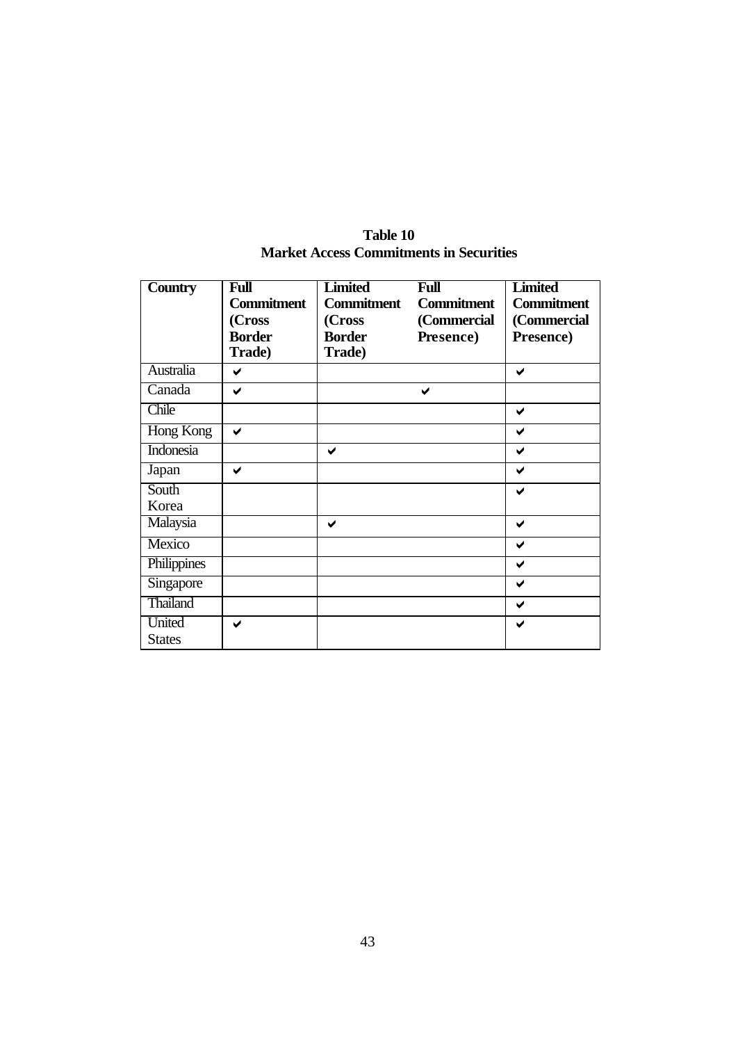**Table 10**
**Market Access Commitments in Securities**

| Country | Full Commitment (Cross Border Trade) | Limited Commitment (Cross Border Trade) | Full Commitment (Commercial Presence) | Limited Commitment (Commercial Presence) |
|---|---|---|---|---|
| Australia | ✔ | | | ✔ |
| Canada | ✔ | | ✔ | |
| Chile | | | | ✔ |
| Hong Kong | ✔ | | | ✔ |
| Indonesia | | ✔ | | ✔ |
| Japan | ✔ | | | ✔ |
| South Korea | | | | ✔ |
| Malaysia | | ✔ | | ✔ |
| Mexico | | | | ✔ |
| Philippines | | | | ✔ |
| Singapore | | | | ✔ |
| Thailand | | | | ✔ |
| United States | ✔ | | | ✔ |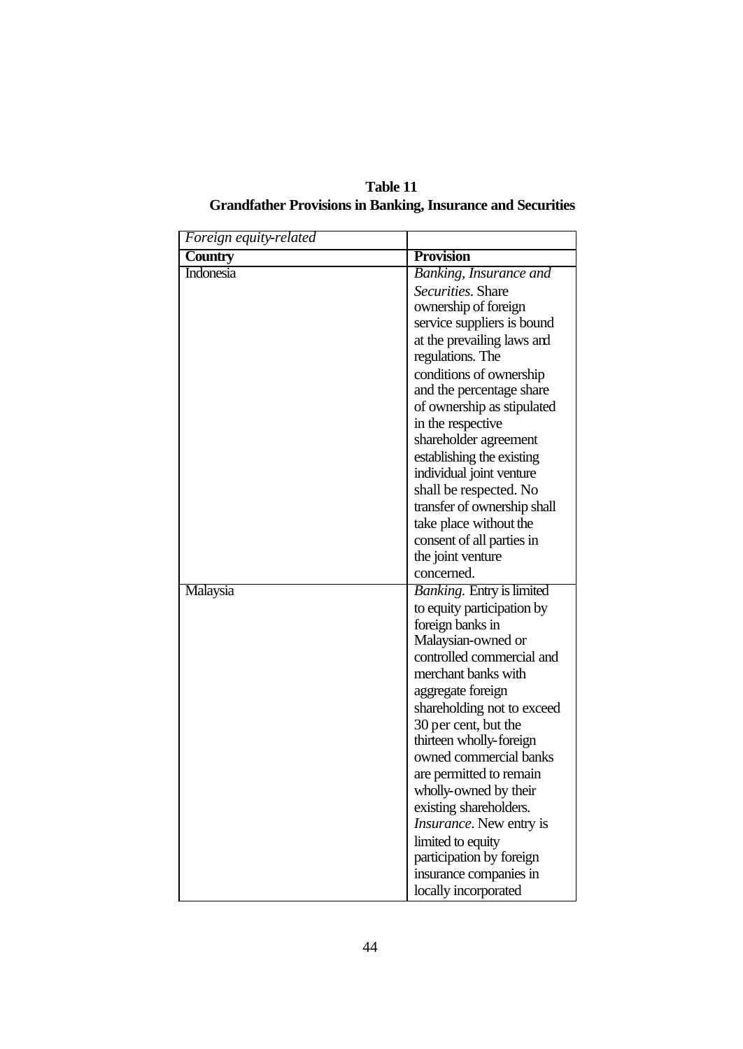**Table 11**
**Grandfather Provisions in Banking, Insurance and Securities**

| *Foreign equity-related* | |
|---|---|
| **Country** | **Provision** |
| Indonesia | *Banking, Insurance and Securities*. Share ownership of foreign service suppliers is bound at the prevailing laws and regulations. The conditions of ownership and the percentage share of ownership as stipulated in the respective shareholder agreement establishing the existing individual joint venture shall be respected. No transfer of ownership shall take place without the consent of all parties in the joint venture concerned. |
| Malaysia | *Banking.* Entry is limited to equity participation by foreign banks in Malaysian-owned or controlled commercial and merchant banks with aggregate foreign shareholding not to exceed 30 per cent, but the thirteen wholly-foreign owned commercial banks are permitted to remain wholly-owned by their existing shareholders. *Insurance*. New entry is limited to equity participation by foreign insurance companies in locally incorporated |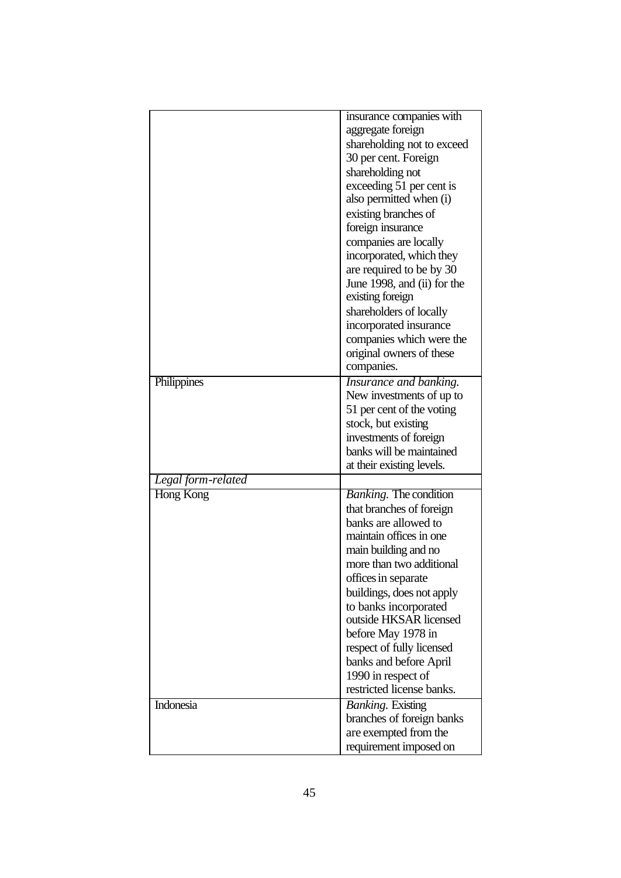| | |
|---|---|
| | insurance companies with aggregate foreign shareholding not to exceed 30 per cent. Foreign shareholding not exceeding 51 per cent is also permitted when (i) existing branches of foreign insurance companies are locally incorporated, which they are required to be by 30 June 1998, and (ii) for the existing foreign shareholders of locally incorporated insurance companies which were the original owners of these companies. |
| Philippines | *Insurance and banking.* New investments of up to 51 per cent of the voting stock, but existing investments of foreign banks will be maintained at their existing levels. |
| *Legal form-related* | |
| Hong Kong | *Banking.* The condition that branches of foreign banks are allowed to maintain offices in one main building and no more than two additional offices in separate buildings, does not apply to banks incorporated outside HKSAR licensed before May 1978 in respect of fully licensed banks and before April 1990 in respect of restricted license banks. |
| Indonesia | *Banking.* Existing branches of foreign banks are exempted from the requirement imposed on |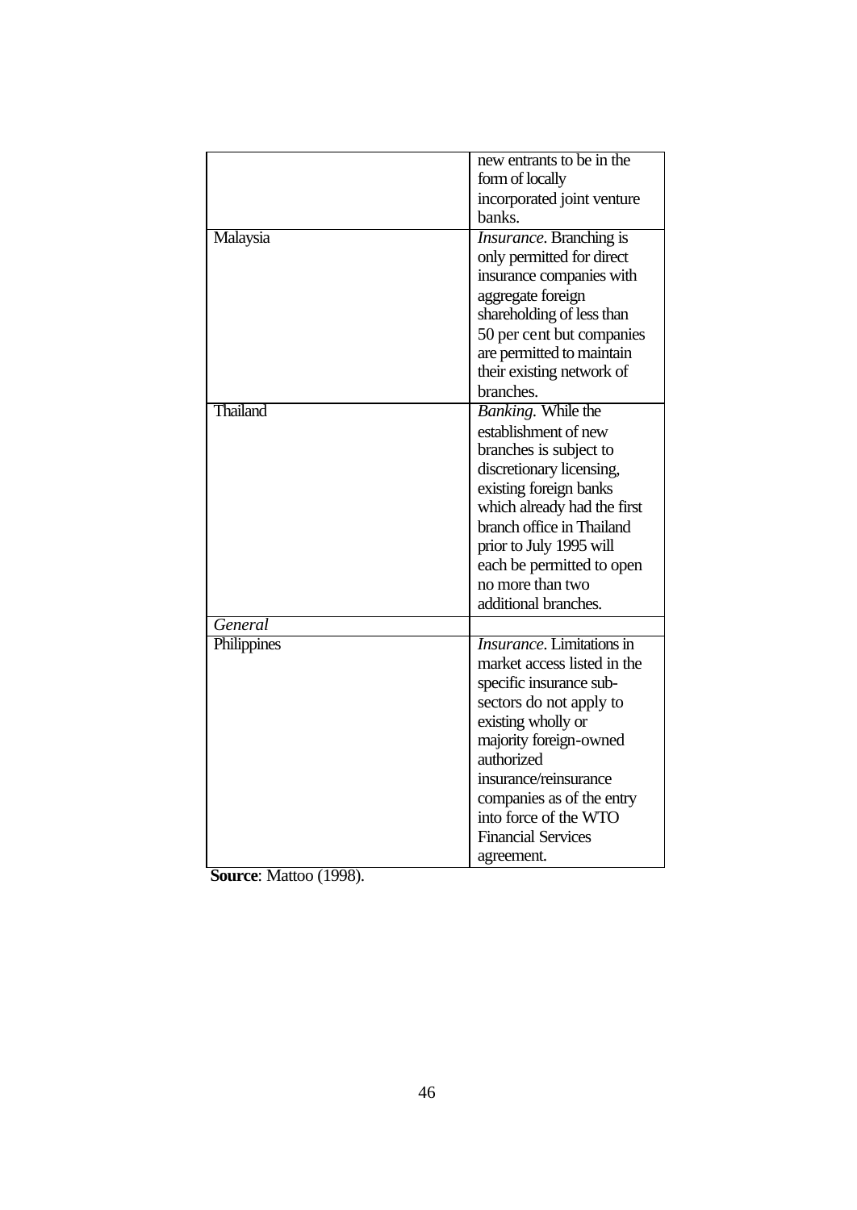| | |
|---|---|
| | new entrants to be in the form of locally incorporated joint venture banks. |
| Malaysia | *Insurance*. Branching is only permitted for direct insurance companies with aggregate foreign shareholding of less than 50 per cent but companies are permitted to maintain their existing network of branches. |
| Thailand | *Banking*. While the establishment of new branches is subject to discretionary licensing, existing foreign banks which already had the first branch office in Thailand prior to July 1995 will each be permitted to open no more than two additional branches. |
| *General* | |
| Philippines | *Insurance*. Limitations in market access listed in the specific insurance sub-sectors do not apply to existing wholly or majority foreign-owned authorized insurance/reinsurance companies as of the entry into force of the WTO Financial Services agreement. |

**Source**: Mattoo (1998).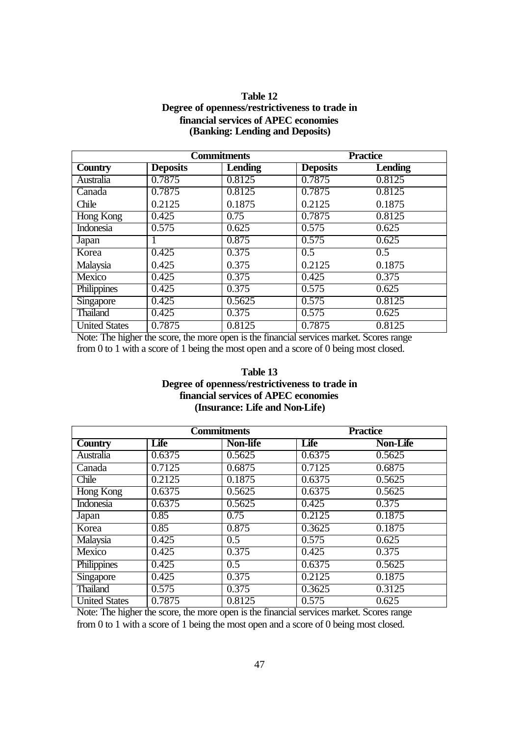**Table 12**
**Degree of openness/restrictiveness to trade in financial services of APEC economies (Banking: Lending and Deposits)**

| | Commitments | | Practice | |
|---|---|---|---|---|
| **Country** | **Deposits** | **Lending** | **Deposits** | **Lending** |
| Australia | 0.7875 | 0.8125 | 0.7875 | 0.8125 |
| Canada | 0.7875 | 0.8125 | 0.7875 | 0.8125 |
| Chile | 0.2125 | 0.1875 | 0.2125 | 0.1875 |
| Hong Kong | 0.425 | 0.75 | 0.7875 | 0.8125 |
| Indonesia | 0.575 | 0.625 | 0.575 | 0.625 |
| Japan | 1 | 0.875 | 0.575 | 0.625 |
| Korea | 0.425 | 0.375 | 0.5 | 0.5 |
| Malaysia | 0.425 | 0.375 | 0.2125 | 0.1875 |
| Mexico | 0.425 | 0.375 | 0.425 | 0.375 |
| Philippines | 0.425 | 0.375 | 0.575 | 0.625 |
| Singapore | 0.425 | 0.5625 | 0.575 | 0.8125 |
| Thailand | 0.425 | 0.375 | 0.575 | 0.625 |
| United States | 0.7875 | 0.8125 | 0.7875 | 0.8125 |

Note: The higher the score, the more open is the financial services market. Scores range from 0 to 1 with a score of 1 being the most open and a score of 0 being most closed.

**Table 13**
**Degree of openness/restrictiveness to trade in financial services of APEC economies (Insurance: Life and Non-Life)**

| | Commitments | | Practice | |
|---|---|---|---|---|
| **Country** | **Life** | **Non-life** | **Life** | **Non-Life** |
| Australia | 0.6375 | 0.5625 | 0.6375 | 0.5625 |
| Canada | 0.7125 | 0.6875 | 0.7125 | 0.6875 |
| Chile | 0.2125 | 0.1875 | 0.6375 | 0.5625 |
| Hong Kong | 0.6375 | 0.5625 | 0.6375 | 0.5625 |
| Indonesia | 0.6375 | 0.5625 | 0.425 | 0.375 |
| Japan | 0.85 | 0.75 | 0.2125 | 0.1875 |
| Korea | 0.85 | 0.875 | 0.3625 | 0.1875 |
| Malaysia | 0.425 | 0.5 | 0.575 | 0.625 |
| Mexico | 0.425 | 0.375 | 0.425 | 0.375 |
| Philippines | 0.425 | 0.5 | 0.6375 | 0.5625 |
| Singapore | 0.425 | 0.375 | 0.2125 | 0.1875 |
| Thailand | 0.575 | 0.375 | 0.3625 | 0.3125 |
| United States | 0.7875 | 0.8125 | 0.575 | 0.625 |

Note: The higher the score, the more open is the financial services market. Scores range from 0 to 1 with a score of 1 being the most open and a score of 0 being most closed.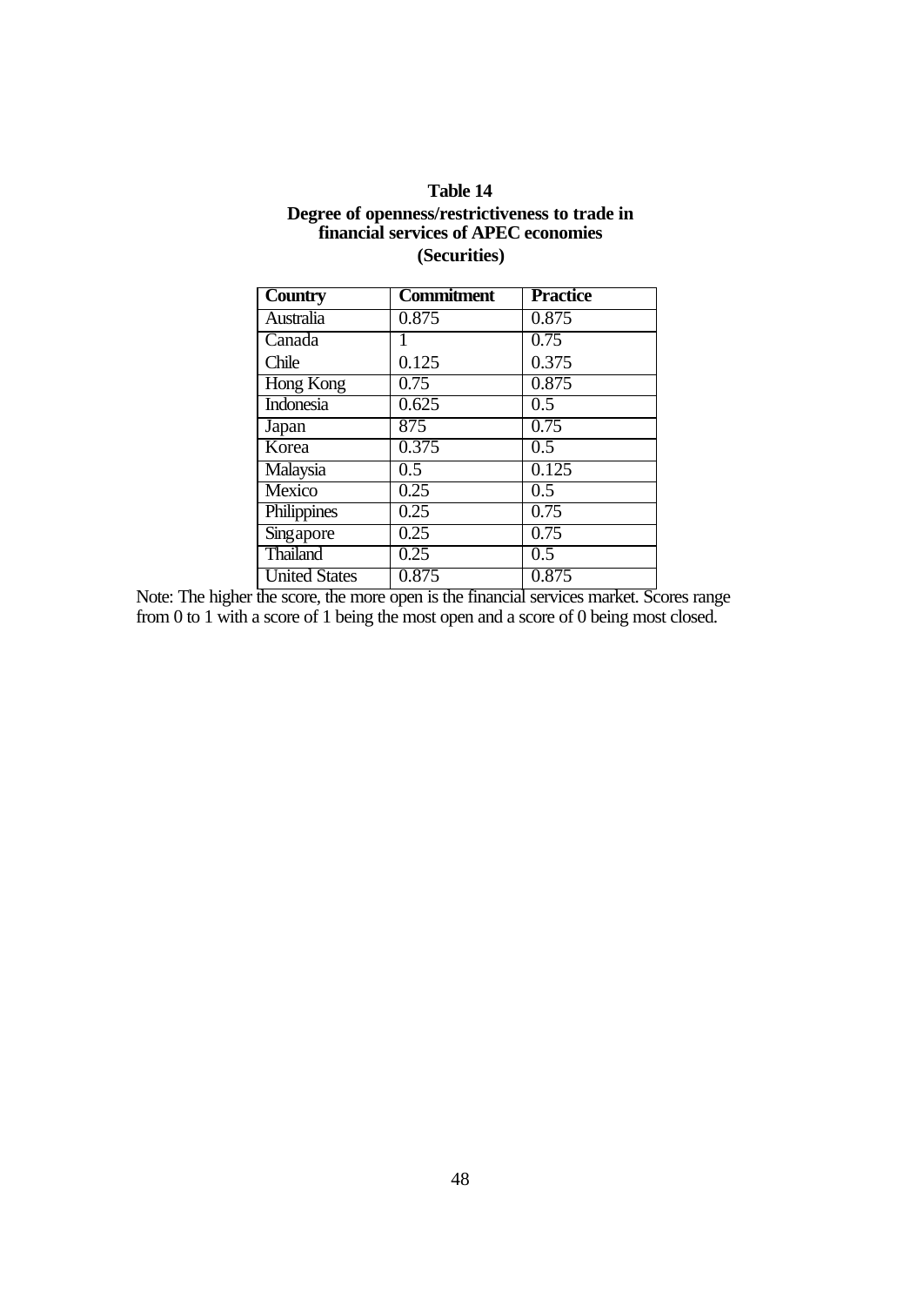**Table 14**
**Degree of openness/restrictiveness to trade in financial services of APEC economies**
**(Securities)**

| Country | Commitment | Practice |
|---|---|---|
| Australia | 0.875 | 0.875 |
| Canada | 1 | 0.75 |
| Chile | 0.125 | 0.375 |
| Hong Kong | 0.75 | 0.875 |
| Indonesia | 0.625 | 0.5 |
| Japan | 875 | 0.75 |
| Korea | 0.375 | 0.5 |
| Malaysia | 0.5 | 0.125 |
| Mexico | 0.25 | 0.5 |
| Philippines | 0.25 | 0.75 |
| Singapore | 0.25 | 0.75 |
| Thailand | 0.25 | 0.5 |
| United States | 0.875 | 0.875 |

Note: The higher the score, the more open is the financial services market. Scores range from 0 to 1 with a score of 1 being the most open and a score of 0 being most closed.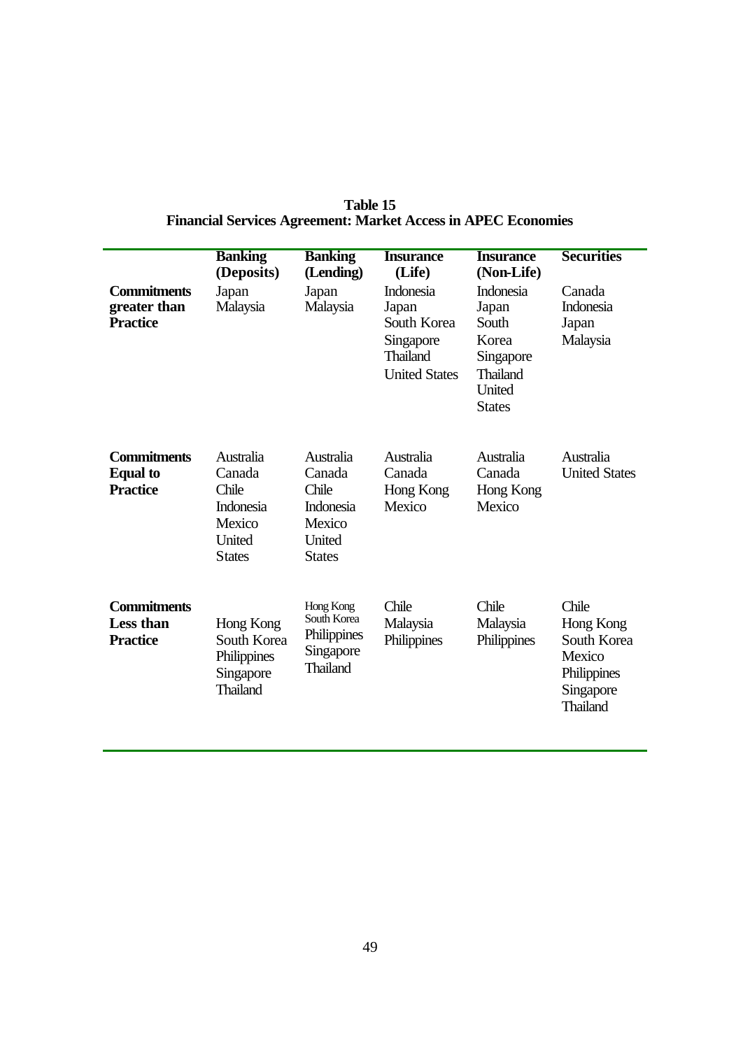**Table 15**
**Financial Services Agreement: Market Access in APEC Economies**

| | Banking (Deposits) | Banking (Lending) | Insurance (Life) | Insurance (Non-Life) | Securities |
|---|---|---|---|---|---|
| **Commitments greater than Practice** | Japan<br>Malaysia | Japan<br>Malaysia | Indonesia<br>Japan<br>South Korea<br>Singapore<br>Thailand<br>United States | Indonesia<br>Japan<br>South Korea<br>Singapore<br>Thailand<br>United States | Canada<br>Indonesia<br>Japan<br>Malaysia |
| **Commitments Equal to Practice** | Australia<br>Canada<br>Chile<br>Indonesia<br>Mexico<br>United States | Australia<br>Canada<br>Chile<br>Indonesia<br>Mexico<br>United States | Australia<br>Canada<br>Hong Kong<br>Mexico | Australia<br>Canada<br>Hong Kong<br>Mexico | Australia<br>United States |
| **Commitments Less than Practice** | Hong Kong<br>South Korea<br>Philippines<br>Singapore<br>Thailand | Hong Kong<br>South Korea<br>Philippines<br>Singapore<br>Thailand | Chile<br>Malaysia<br>Philippines | Chile<br>Malaysia<br>Philippines | Chile<br>Hong Kong<br>South Korea<br>Mexico<br>Philippines<br>Singapore<br>Thailand |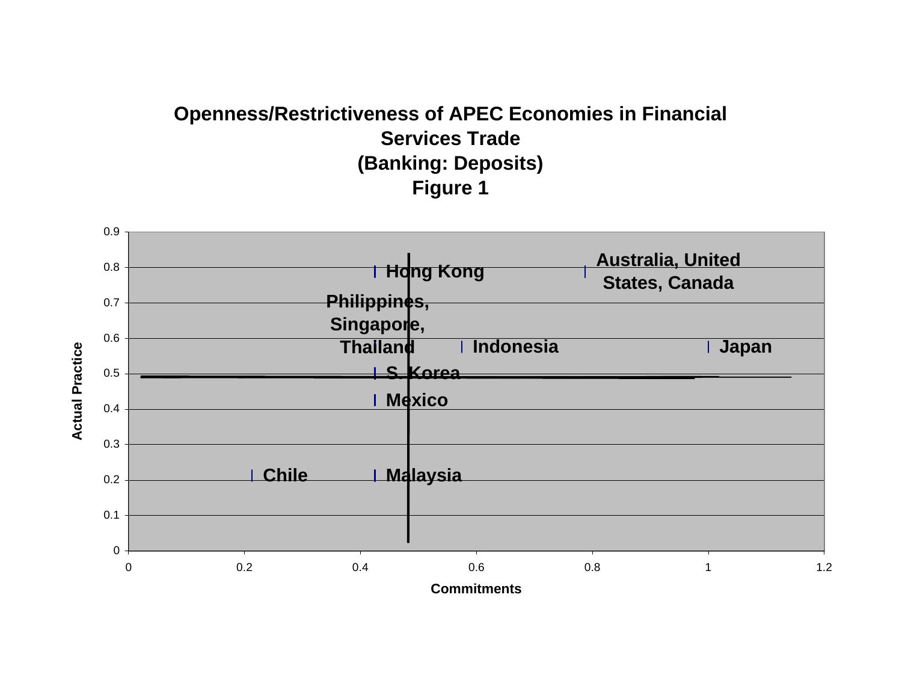**Openness/Restrictiveness of APEC Economies in Financial Services Trade**
**(Banking: Deposits)**
**Figure 1**

| Economy | Commitments | Actual Practice |
|---|---|---|
| Hong Kong | 0.43 | 0.79 |
| Australia, United States, Canada | 0.79 | 0.79 |
| Philippines, Singapore, Thailand | 0.43 | 0.57 |
| Indonesia | 0.57 | 0.57 |
| Japan | 1.0 | 0.57 |
| S. Korea | 0.43 | 0.5 |
| Mexico | 0.43 | 0.43 |
| Chile | 0.21 | 0.21 |
| Malaysia | 0.43 | 0.21 |

Vertical axis: Actual Practice (0 to 0.9). Horizontal axis: Commitments (0 to 1.2).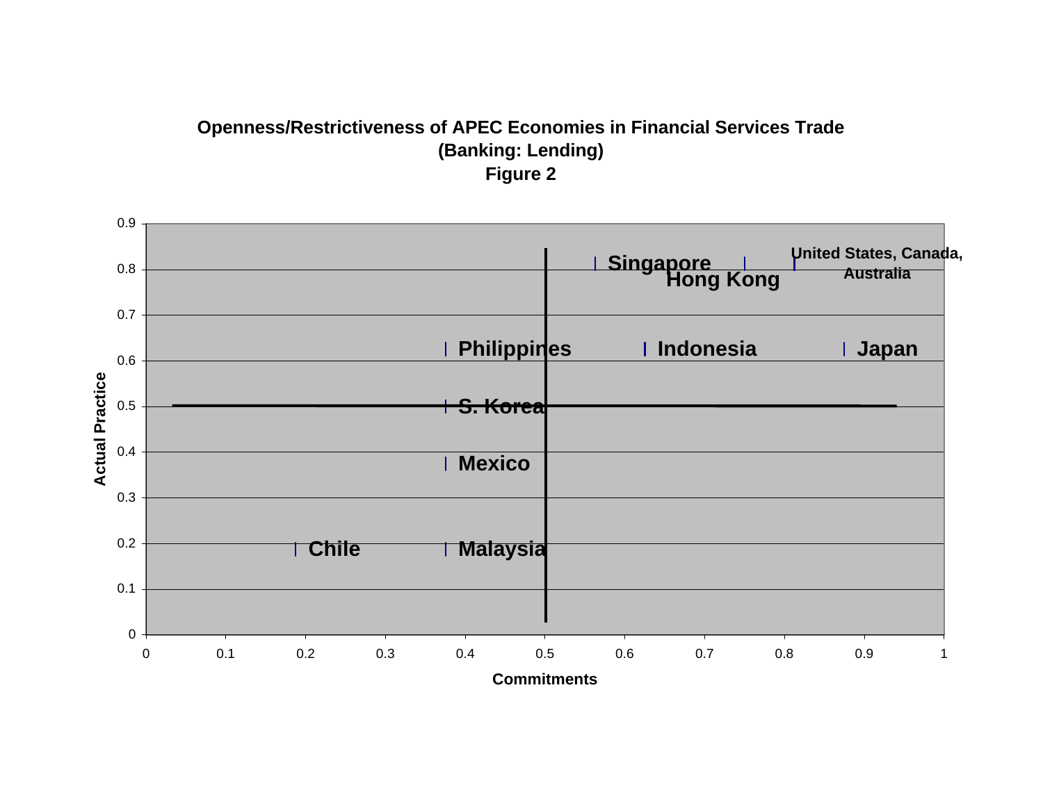**Openness/Restrictiveness of APEC Economies in Financial Services Trade**
**(Banking: Lending)**
**Figure 2**

Actual Practice

0.9
0.8
0.7
0.6
0.5
0.4
0.3
0.2
0.1
0

Singapore
Hong Kong
United States, Canada, Australia
Philippines
Indonesia
Japan
S. Korea
Mexico
Chile
Malaysia

0 0.1 0.2 0.3 0.4 0.5 0.6 0.7 0.8 0.9 1

Commitments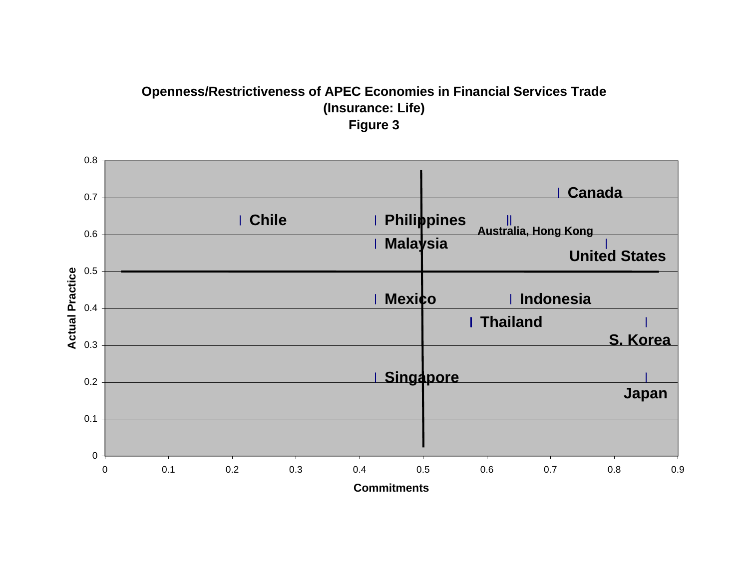**Openness/Restrictiveness of APEC Economies in Financial Services Trade**
**(Insurance: Life)**
**Figure 3**

Actual Practice (y-axis: 0 to 0.8) vs. Commitments (x-axis: 0 to 0.9)

Data labels: Canada, Chile, Philippines, Australia, Hong Kong, Malaysia, United States, Mexico, Indonesia, Thailand, S. Korea, Singapore, Japan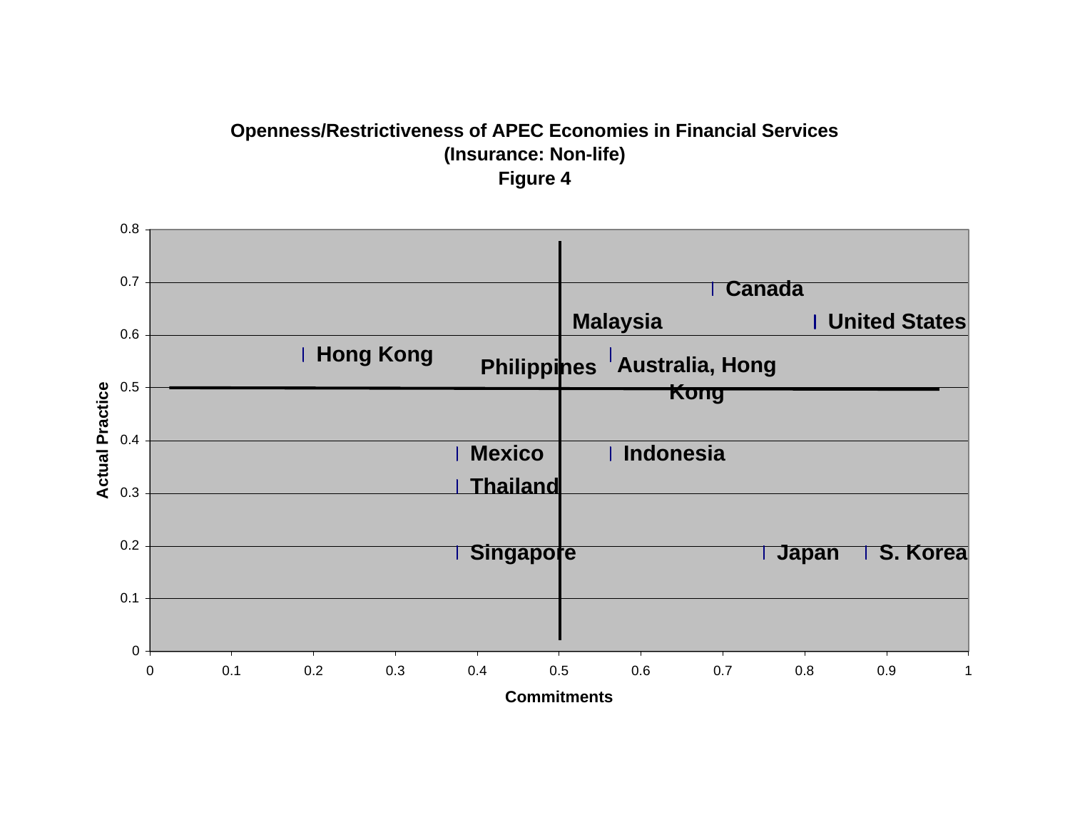**Openness/Restrictiveness of APEC Economies in Financial Services**
**(Insurance: Non-life)**
**Figure 4**

Actual Practice

0.8
0.7
0.6
0.5
0.4
0.3
0.2
0.1
0

Canada
Malaysia
United States
Hong Kong
Philippines
Australia, Hong Kong
Mexico
Indonesia
Thailand
Singapore
Japan
S. Korea

0 0.1 0.2 0.3 0.4 0.5 0.6 0.7 0.8 0.9 1

Commitments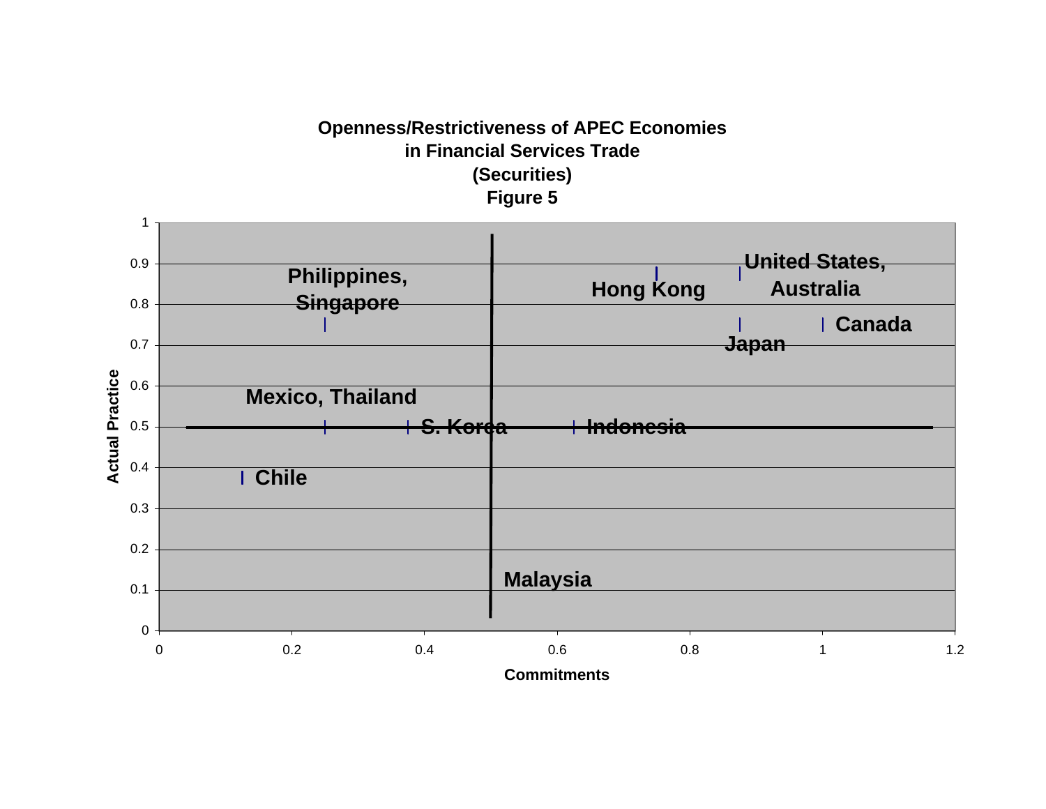**Openness/Restrictiveness of APEC Economies in Financial Services Trade (Securities)**

**Figure 5**

| Economy | Commitments | Actual Practice |
| --- | --- | --- |
| Chile | 0.125 | 0.375 |
| Philippines, Singapore | 0.25 | 0.75 |
| Mexico, Thailand | 0.25 | 0.5 |
| S. Korea | 0.375 | 0.5 |
| Malaysia | 0.5 | 0.125 |
| Indonesia | 0.625 | 0.5 |
| Hong Kong | 0.75 | 0.875 |
| United States, Australia | 0.875 | 0.875 |
| Japan | 0.875 | 0.75 |
| Canada | 1 | 0.75 |

Actual Practice (y-axis) vs. Commitments (x-axis)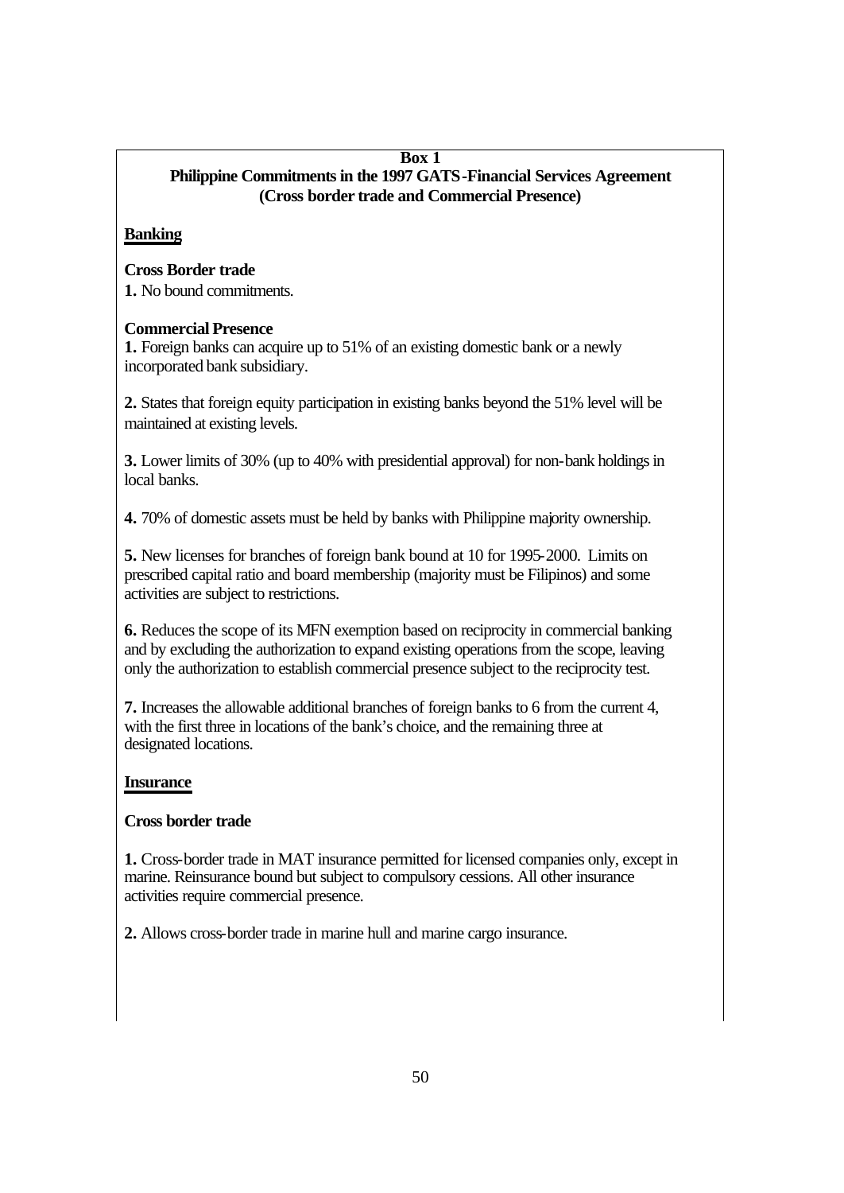**Box 1**
**Philippine Commitments in the 1997 GATS-Financial Services Agreement (Cross border trade and Commercial Presence)**

**Banking**

**Cross Border trade**

**1.** No bound commitments.

**Commercial Presence**

**1.** Foreign banks can acquire up to 51% of an existing domestic bank or a newly incorporated bank subsidiary.

**2.** States that foreign equity participation in existing banks beyond the 51% level will be maintained at existing levels.

**3.** Lower limits of 30% (up to 40% with presidential approval) for non-bank holdings in local banks.

**4.** 70% of domestic assets must be held by banks with Philippine majority ownership.

**5.** New licenses for branches of foreign bank bound at 10 for 1995-2000. Limits on prescribed capital ratio and board membership (majority must be Filipinos) and some activities are subject to restrictions.

**6.** Reduces the scope of its MFN exemption based on reciprocity in commercial banking and by excluding the authorization to expand existing operations from the scope, leaving only the authorization to establish commercial presence subject to the reciprocity test.

**7.** Increases the allowable additional branches of foreign banks to 6 from the current 4, with the first three in locations of the bank's choice, and the remaining three at designated locations.

**Insurance**

**Cross border trade**

**1.** Cross-border trade in MAT insurance permitted for licensed companies only, except in marine. Reinsurance bound but subject to compulsory cessions. All other insurance activities require commercial presence.

**2.** Allows cross-border trade in marine hull and marine cargo insurance.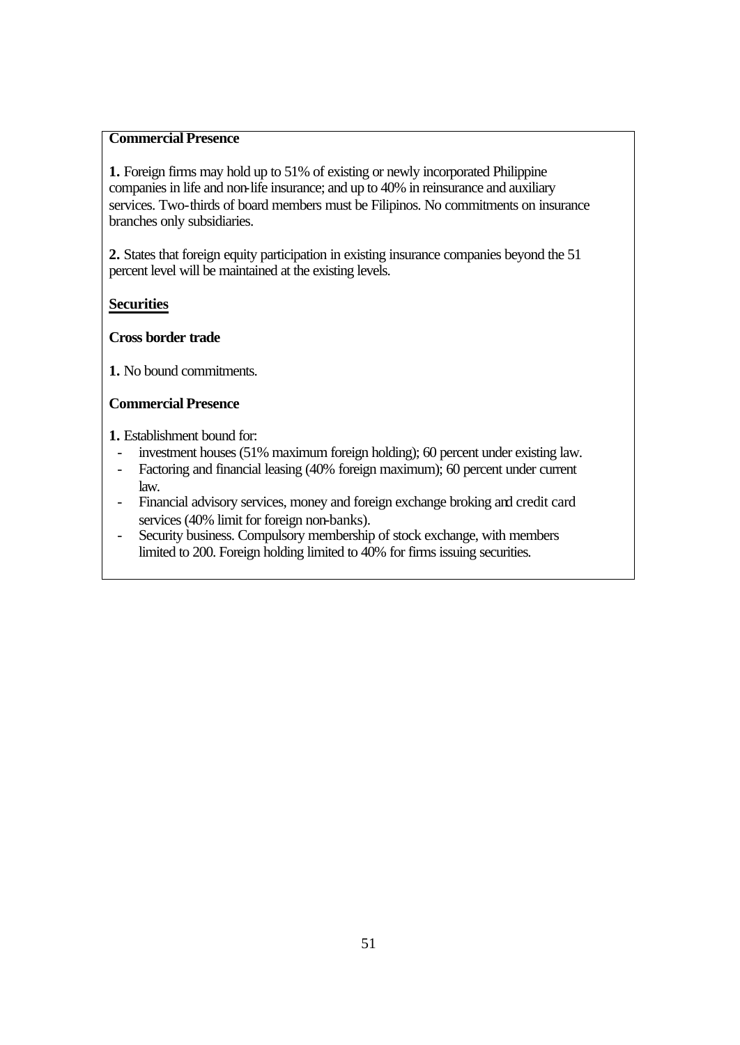**Commercial Presence**

**1.** Foreign firms may hold up to 51% of existing or newly incorporated Philippine companies in life and non-life insurance; and up to 40% in reinsurance and auxiliary services. Two-thirds of board members must be Filipinos. No commitments on insurance branches only subsidiaries.

**2.** States that foreign equity participation in existing insurance companies beyond the 51 percent level will be maintained at the existing levels.

**Securities**

**Cross border trade**

**1.** No bound commitments.

**Commercial Presence**

**1.** Establishment bound for:

- investment houses (51% maximum foreign holding); 60 percent under existing law.
- Factoring and financial leasing (40% foreign maximum); 60 percent under current law.
- Financial advisory services, money and foreign exchange broking and credit card services (40% limit for foreign non-banks).
- Security business. Compulsory membership of stock exchange, with members limited to 200. Foreign holding limited to 40% for firms issuing securities.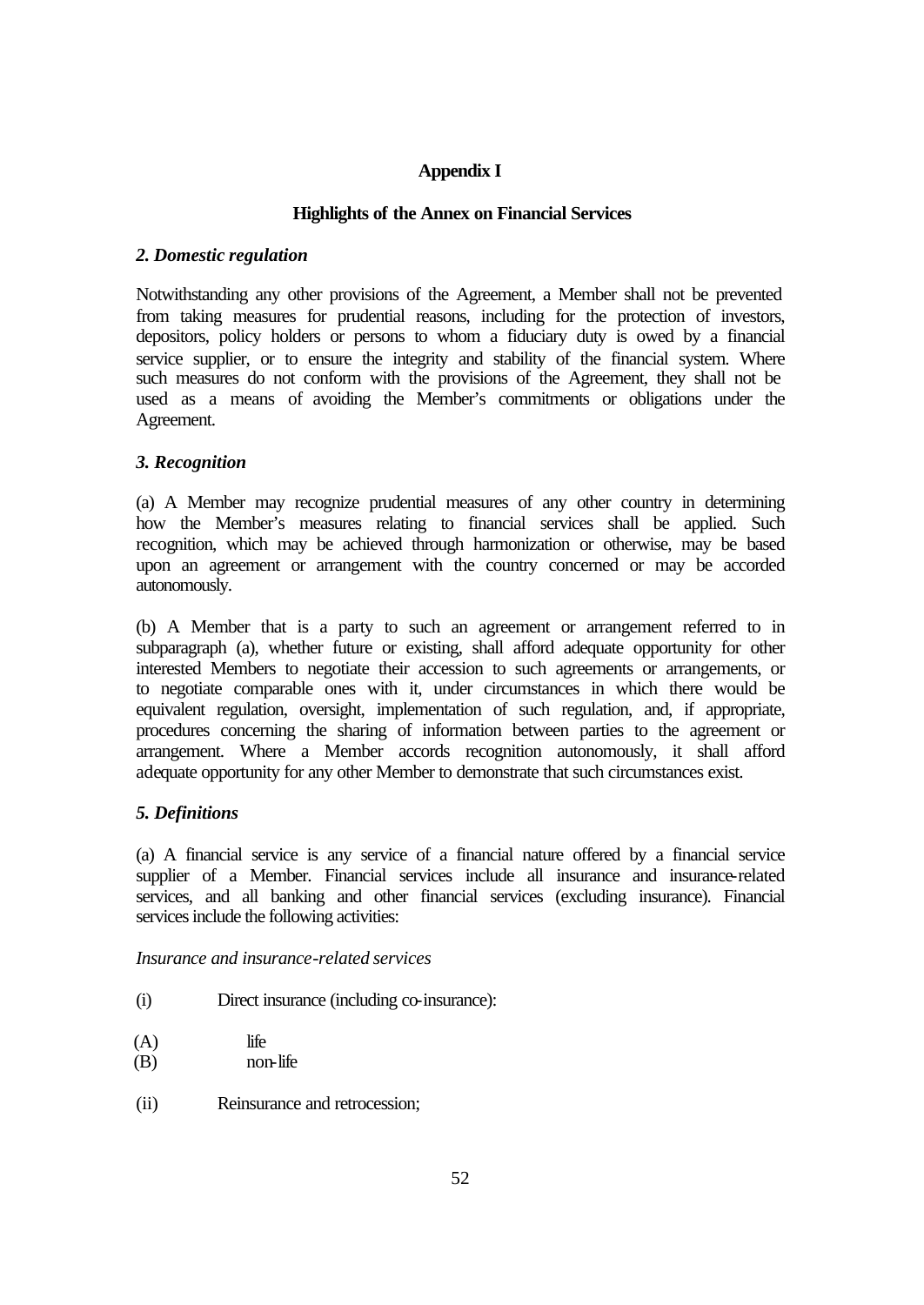# Appendix I

## Highlights of the Annex on Financial Services

### *2. Domestic regulation*

Notwithstanding any other provisions of the Agreement, a Member shall not be prevented from taking measures for prudential reasons, including for the protection of investors, depositors, policy holders or persons to whom a fiduciary duty is owed by a financial service supplier, or to ensure the integrity and stability of the financial system. Where such measures do not conform with the provisions of the Agreement, they shall not be used as a means of avoiding the Member's commitments or obligations under the Agreement.

### *3. Recognition*

(a) A Member may recognize prudential measures of any other country in determining how the Member's measures relating to financial services shall be applied. Such recognition, which may be achieved through harmonization or otherwise, may be based upon an agreement or arrangement with the country concerned or may be accorded autonomously.

(b) A Member that is a party to such an agreement or arrangement referred to in subparagraph (a), whether future or existing, shall afford adequate opportunity for other interested Members to negotiate their accession to such agreements or arrangements, or to negotiate comparable ones with it, under circumstances in which there would be equivalent regulation, oversight, implementation of such regulation, and, if appropriate, procedures concerning the sharing of information between parties to the agreement or arrangement. Where a Member accords recognition autonomously, it shall afford adequate opportunity for any other Member to demonstrate that such circumstances exist.

### *5. Definitions*

(a) A financial service is any service of a financial nature offered by a financial service supplier of a Member. Financial services include all insurance and insurance-related services, and all banking and other financial services (excluding insurance). Financial services include the following activities:

*Insurance and insurance-related services*

(i) Direct insurance (including co-insurance):

(A) life
(B) non-life

(ii) Reinsurance and retrocession;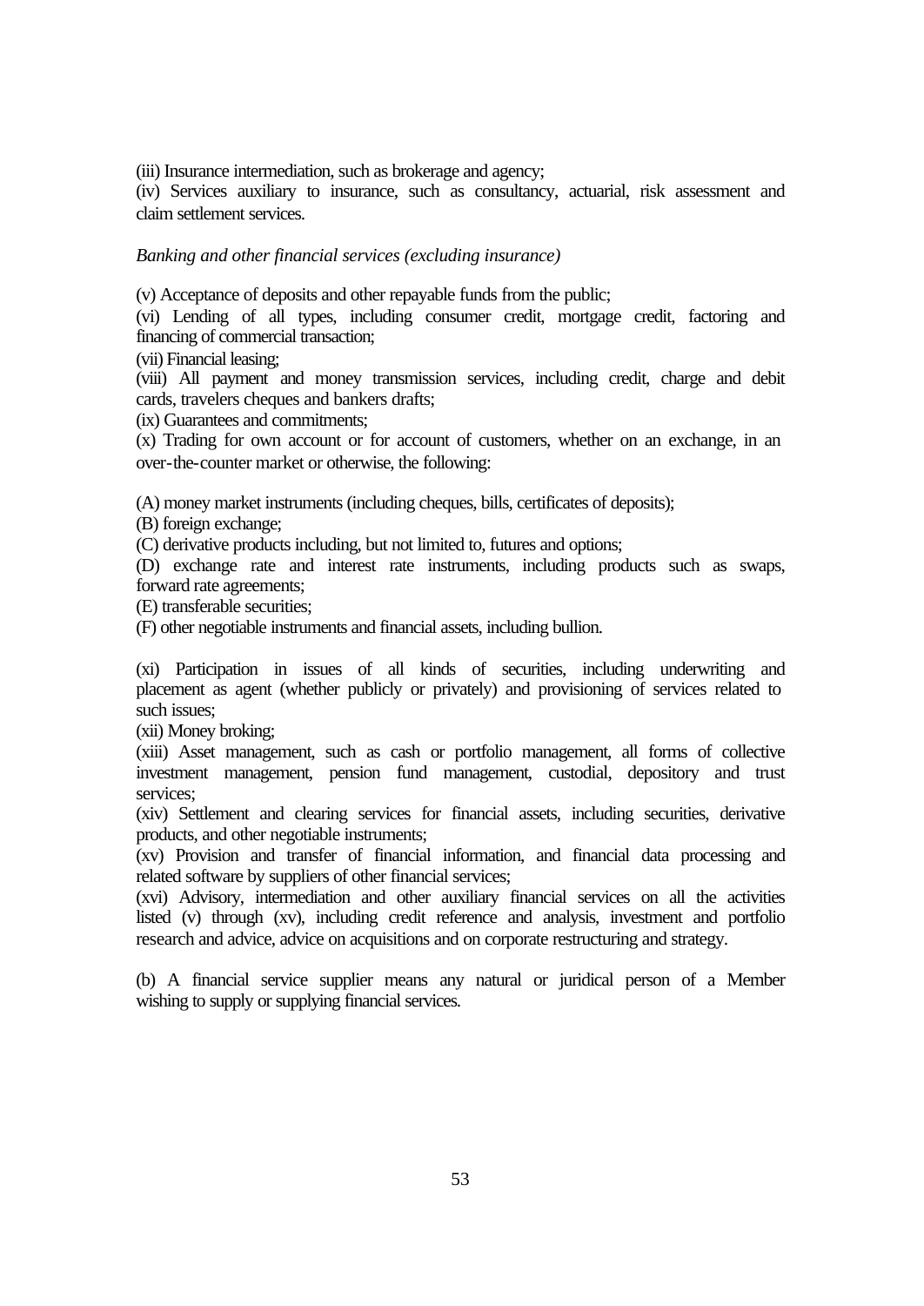(iii) Insurance intermediation, such as brokerage and agency;

(iv) Services auxiliary to insurance, such as consultancy, actuarial, risk assessment and claim settlement services.

*Banking and other financial services (excluding insurance)*

(v) Acceptance of deposits and other repayable funds from the public;

(vi) Lending of all types, including consumer credit, mortgage credit, factoring and financing of commercial transaction;

(vii) Financial leasing;

(viii) All payment and money transmission services, including credit, charge and debit cards, travelers cheques and bankers drafts;

(ix) Guarantees and commitments;

(x) Trading for own account or for account of customers, whether on an exchange, in an over-the-counter market or otherwise, the following:

(A) money market instruments (including cheques, bills, certificates of deposits);

(B) foreign exchange;

(C) derivative products including, but not limited to, futures and options;

(D) exchange rate and interest rate instruments, including products such as swaps, forward rate agreements;

(E) transferable securities;

(F) other negotiable instruments and financial assets, including bullion.

(xi) Participation in issues of all kinds of securities, including underwriting and placement as agent (whether publicly or privately) and provisioning of services related to such issues;

(xii) Money broking;

(xiii) Asset management, such as cash or portfolio management, all forms of collective investment management, pension fund management, custodial, depository and trust services;

(xiv) Settlement and clearing services for financial assets, including securities, derivative products, and other negotiable instruments;

(xv) Provision and transfer of financial information, and financial data processing and related software by suppliers of other financial services;

(xvi) Advisory, intermediation and other auxiliary financial services on all the activities listed (v) through (xv), including credit reference and analysis, investment and portfolio research and advice, advice on acquisitions and on corporate restructuring and strategy.

(b) A financial service supplier means any natural or juridical person of a Member wishing to supply or supplying financial services.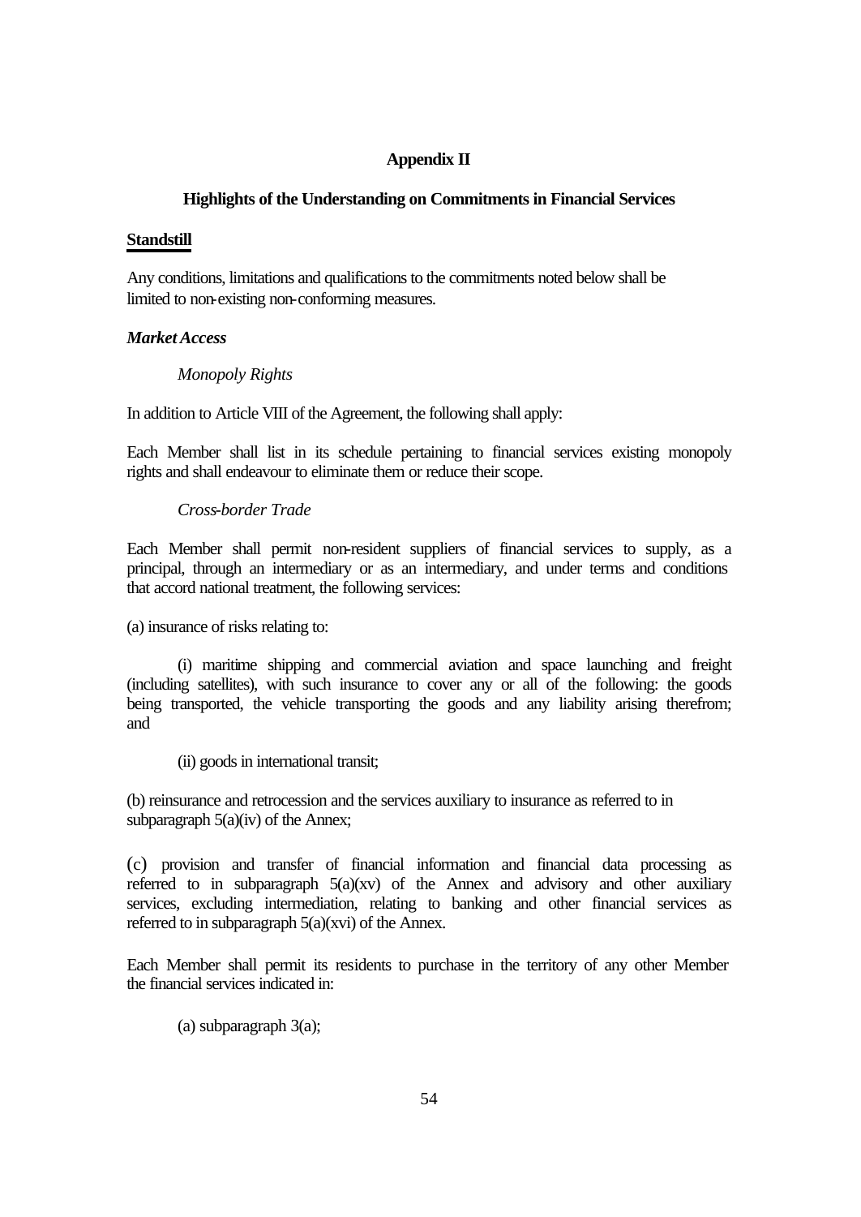**Appendix II**

**Highlights of the Understanding on Commitments in Financial Services**

**Standstill**

Any conditions, limitations and qualifications to the commitments noted below shall be limited to non-existing non-conforming measures.

***Market Access***

*Monopoly Rights*

In addition to Article VIII of the Agreement, the following shall apply:

Each Member shall list in its schedule pertaining to financial services existing monopoly rights and shall endeavour to eliminate them or reduce their scope.

*Cross-border Trade*

Each Member shall permit non-resident suppliers of financial services to supply, as a principal, through an intermediary or as an intermediary, and under terms and conditions that accord national treatment, the following services:

(a) insurance of risks relating to:

(i) maritime shipping and commercial aviation and space launching and freight (including satellites), with such insurance to cover any or all of the following: the goods being transported, the vehicle transporting the goods and any liability arising therefrom; and

(ii) goods in international transit;

(b) reinsurance and retrocession and the services auxiliary to insurance as referred to in subparagraph 5(a)(iv) of the Annex;

(c) provision and transfer of financial information and financial data processing as referred to in subparagraph 5(a)(xv) of the Annex and advisory and other auxiliary services, excluding intermediation, relating to banking and other financial services as referred to in subparagraph 5(a)(xvi) of the Annex.

Each Member shall permit its residents to purchase in the territory of any other Member the financial services indicated in:

(a) subparagraph 3(a);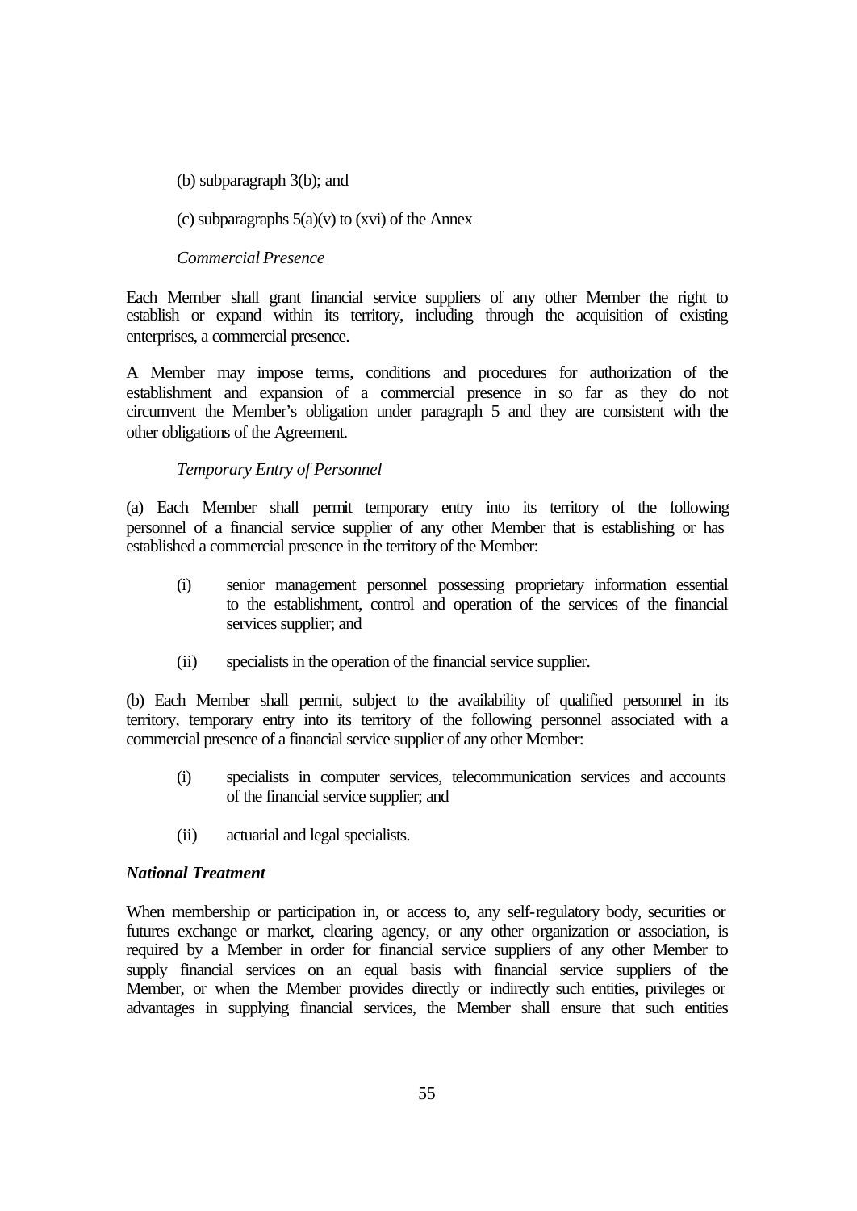(b) subparagraph 3(b); and

(c) subparagraphs 5(a)(v) to (xvi) of the Annex

*Commercial Presence*

Each Member shall grant financial service suppliers of any other Member the right to establish or expand within its territory, including through the acquisition of existing enterprises, a commercial presence.

A Member may impose terms, conditions and procedures for authorization of the establishment and expansion of a commercial presence in so far as they do not circumvent the Member's obligation under paragraph 5 and they are consistent with the other obligations of the Agreement.

*Temporary Entry of Personnel*

(a) Each Member shall permit temporary entry into its territory of the following personnel of a financial service supplier of any other Member that is establishing or has established a commercial presence in the territory of the Member:

- (i) senior management personnel possessing proprietary information essential to the establishment, control and operation of the services of the financial services supplier; and
- (ii) specialists in the operation of the financial service supplier.

(b) Each Member shall permit, subject to the availability of qualified personnel in its territory, temporary entry into its territory of the following personnel associated with a commercial presence of a financial service supplier of any other Member:

- (i) specialists in computer services, telecommunication services and accounts of the financial service supplier; and
- (ii) actuarial and legal specialists.

***National Treatment***

When membership or participation in, or access to, any self-regulatory body, securities or futures exchange or market, clearing agency, or any other organization or association, is required by a Member in order for financial service suppliers of any other Member to supply financial services on an equal basis with financial service suppliers of the Member, or when the Member provides directly or indirectly such entities, privileges or advantages in supplying financial services, the Member shall ensure that such entities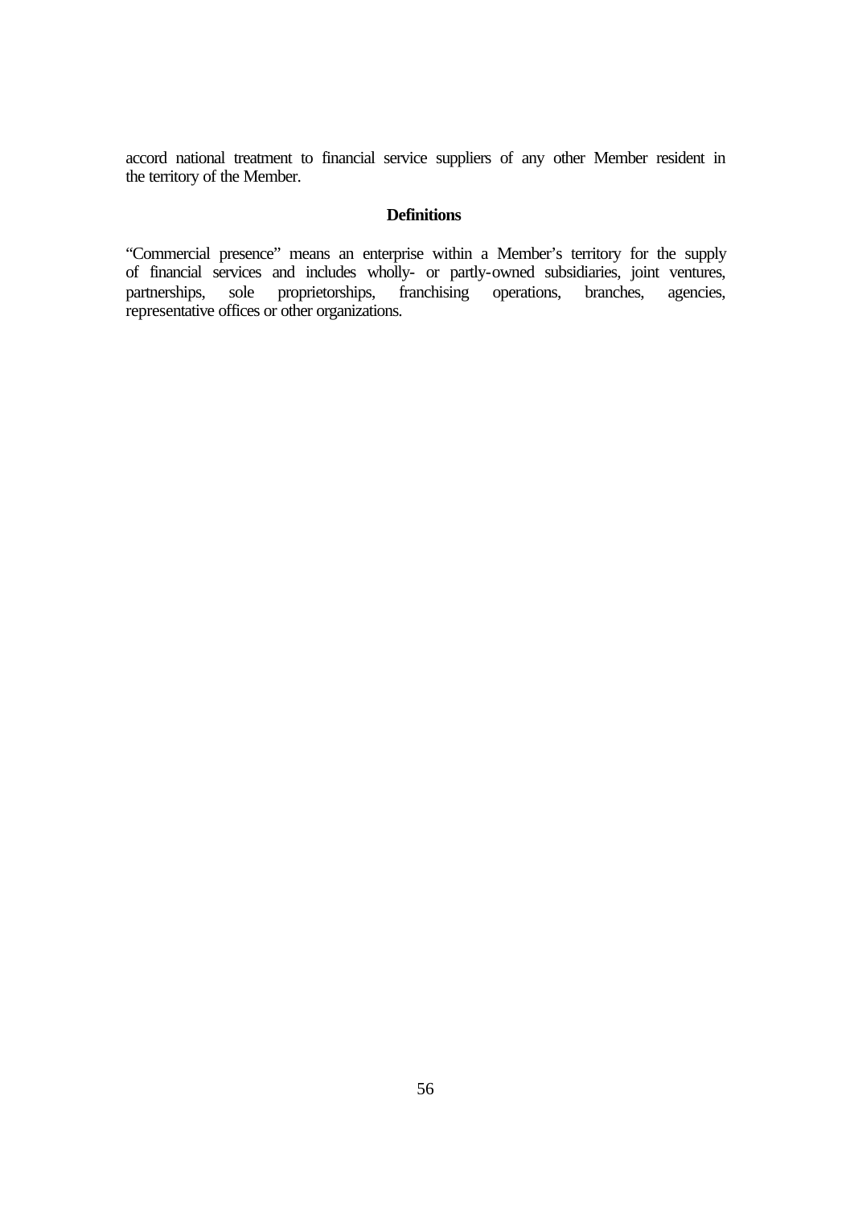accord national treatment to financial service suppliers of any other Member resident in the territory of the Member.

**Definitions**

"Commercial presence" means an enterprise within a Member's territory for the supply of financial services and includes wholly- or partly-owned subsidiaries, joint ventures, partnerships, sole proprietorships, franchising operations, branches, agencies, representative offices or other organizations.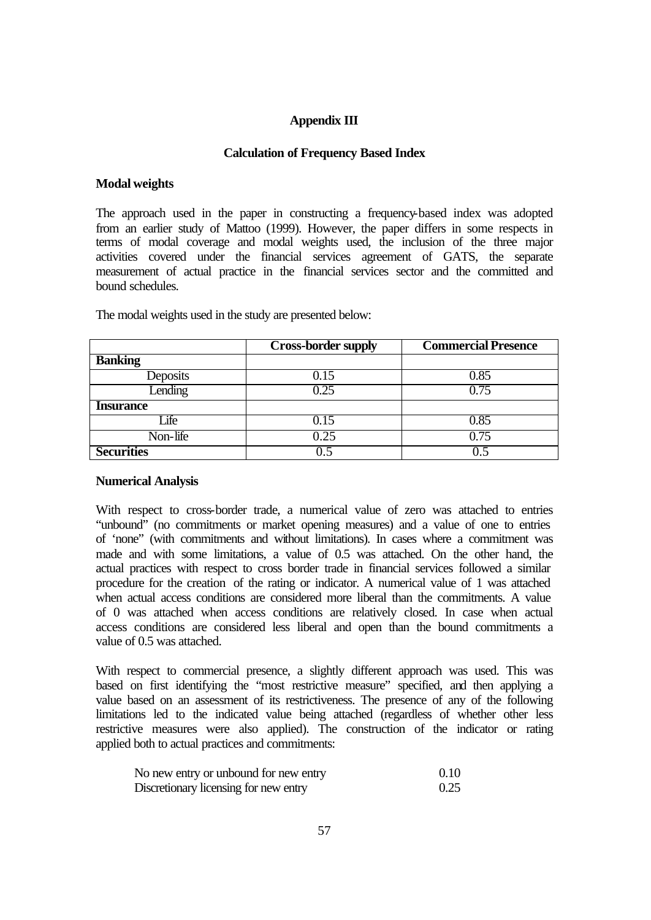## Appendix III

### Calculation of Frequency Based Index

**Modal weights**

The approach used in the paper in constructing a frequency-based index was adopted from an earlier study of Mattoo (1999). However, the paper differs in some respects in terms of modal coverage and modal weights used, the inclusion of the three major activities covered under the financial services agreement of GATS, the separate measurement of actual practice in the financial services sector and the committed and bound schedules.

The modal weights used in the study are presented below:

| | Cross-border supply | Commercial Presence |
|---|---|---|
| **Banking** | | |
| Deposits | 0.15 | 0.85 |
| Lending | 0.25 | 0.75 |
| **Insurance** | | |
| Life | 0.15 | 0.85 |
| Non-life | 0.25 | 0.75 |
| **Securities** | 0.5 | 0.5 |

**Numerical Analysis**

With respect to cross-border trade, a numerical value of zero was attached to entries "unbound" (no commitments or market opening measures) and a value of one to entries of 'none" (with commitments and without limitations). In cases where a commitment was made and with some limitations, a value of 0.5 was attached. On the other hand, the actual practices with respect to cross border trade in financial services followed a similar procedure for the creation of the rating or indicator. A numerical value of 1 was attached when actual access conditions are considered more liberal than the commitments. A value of 0 was attached when access conditions are relatively closed. In case when actual access conditions are considered less liberal and open than the bound commitments a value of 0.5 was attached.

With respect to commercial presence, a slightly different approach was used. This was based on first identifying the "most restrictive measure" specified, and then applying a value based on an assessment of its restrictiveness. The presence of any of the following limitations led to the indicated value being attached (regardless of whether other less restrictive measures were also applied). The construction of the indicator or rating applied both to actual practices and commitments:

| | |
|---|---|
| No new entry or unbound for new entry | 0.10 |
| Discretionary licensing for new entry | 0.25 |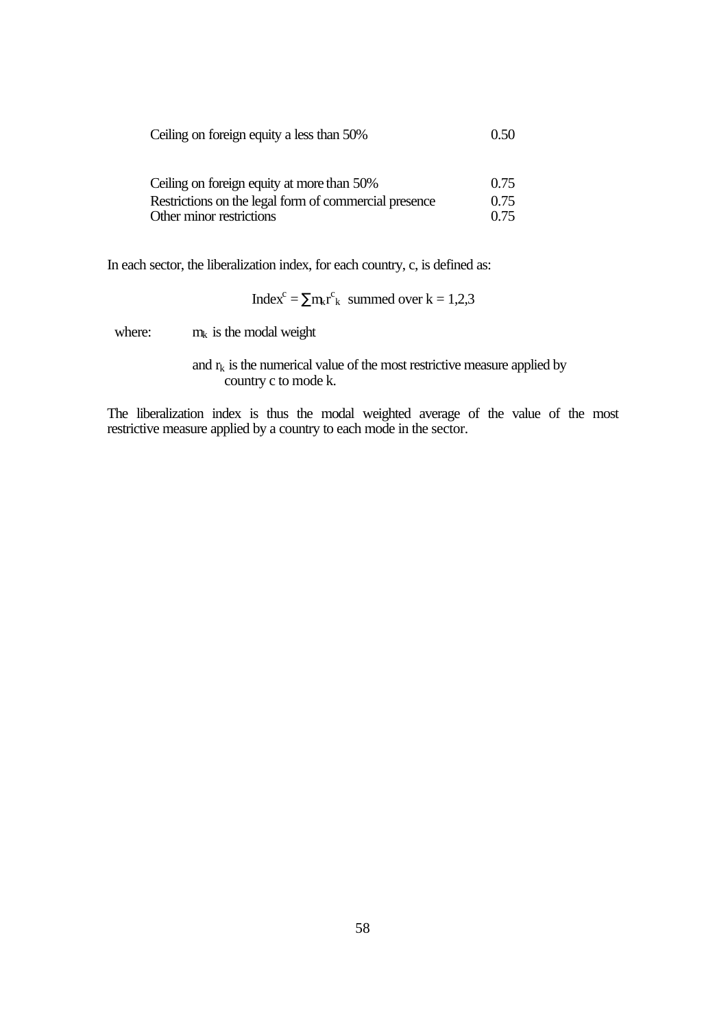| | |
|---|---|
| Ceiling on foreign equity a less than 50% | 0.50 |
| | |
| Ceiling on foreign equity at more than 50% | 0.75 |
| Restrictions on the legal form of commercial presence | 0.75 |
| Other minor restrictions | 0.75 |

In each sector, the liberalization index, for each country, c, is defined as:

$$Index^{c} = \sum m_k r^{c}_{k} \text{ summed over } k = 1,2,3$$

where: $m_k$ is the modal weight

and $r_k$ is the numerical value of the most restrictive measure applied by country c to mode k.

The liberalization index is thus the modal weighted average of the value of the most restrictive measure applied by a country to each mode in the sector.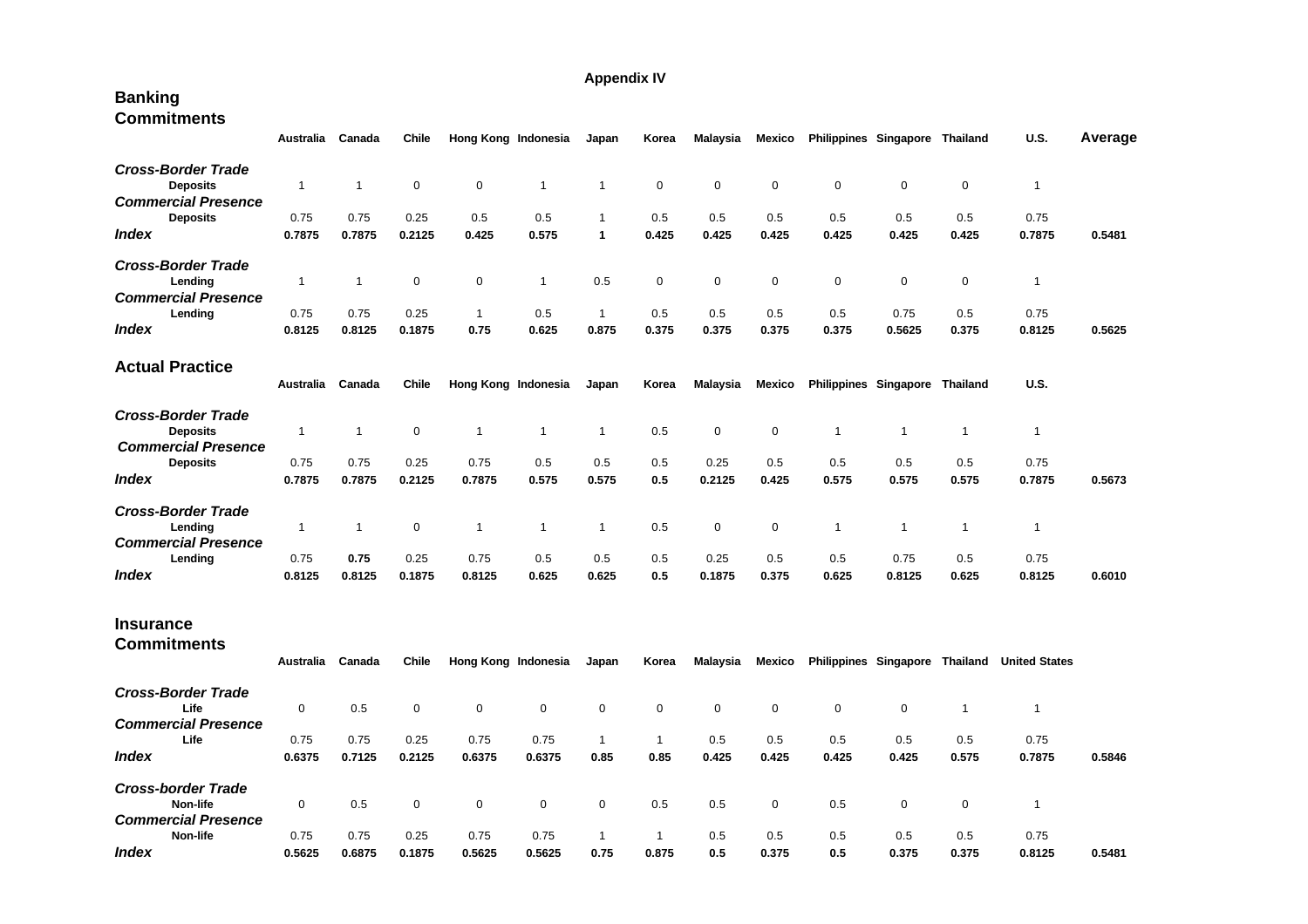# Appendix IV

## Banking

### Commitments

| | Australia | Canada | Chile | Hong Kong | Indonesia | Japan | Korea | Malaysia | Mexico | Philippines | Singapore | Thailand | U.S. | Average |
|---|---|---|---|---|---|---|---|---|---|---|---|---|---|---|
| ***Cross-Border Trade*** | | | | | | | | | | | | | | |
| **Deposits** | 1 | 1 | 0 | 0 | 1 | 1 | 0 | 0 | 0 | 0 | 0 | 0 | 1 | |
| ***Commercial Presence*** | | | | | | | | | | | | | | |
| **Deposits** | 0.75 | 0.75 | 0.25 | 0.5 | 0.5 | 1 | 0.5 | 0.5 | 0.5 | 0.5 | 0.5 | 0.5 | 0.75 | |
| ***Index*** | **0.7875** | **0.7875** | **0.2125** | **0.425** | **0.575** | **1** | **0.425** | **0.425** | **0.425** | **0.425** | **0.425** | **0.425** | **0.7875** | **0.5481** |
| ***Cross-Border Trade*** | | | | | | | | | | | | | | |
| **Lending** | 1 | 1 | 0 | 0 | 1 | 0.5 | 0 | 0 | 0 | 0 | 0 | 0 | 1 | |
| ***Commercial Presence*** | | | | | | | | | | | | | | |
| **Lending** | 0.75 | 0.75 | 0.25 | 1 | 0.5 | 1 | 0.5 | 0.5 | 0.5 | 0.5 | 0.75 | 0.5 | 0.75 | |
| ***Index*** | **0.8125** | **0.8125** | **0.1875** | **0.75** | **0.625** | **0.875** | **0.375** | **0.375** | **0.375** | **0.375** | **0.5625** | **0.375** | **0.8125** | **0.5625** |

### Actual Practice

| | Australia | Canada | Chile | Hong Kong | Indonesia | Japan | Korea | Malaysia | Mexico | Philippines | Singapore | Thailand | U.S. | Average |
|---|---|---|---|---|---|---|---|---|---|---|---|---|---|---|
| ***Cross-Border Trade*** | | | | | | | | | | | | | | |
| **Deposits** | 1 | 1 | 0 | 1 | 1 | 1 | 0.5 | 0 | 0 | 1 | 1 | 1 | 1 | |
| ***Commercial Presence*** | | | | | | | | | | | | | | |
| **Deposits** | 0.75 | 0.75 | 0.25 | 0.75 | 0.5 | 0.5 | 0.5 | 0.25 | 0.5 | 0.5 | 0.5 | 0.5 | 0.75 | |
| ***Index*** | **0.7875** | **0.7875** | **0.2125** | **0.7875** | **0.575** | **0.575** | **0.5** | **0.2125** | **0.425** | **0.575** | **0.575** | **0.575** | **0.7875** | **0.5673** |
| ***Cross-Border Trade*** | | | | | | | | | | | | | | |
| **Lending** | 1 | 1 | 0 | 1 | 1 | 1 | 0.5 | 0 | 0 | 1 | 1 | 1 | 1 | |
| ***Commercial Presence*** | | | | | | | | | | | | | | |
| **Lending** | 0.75 | **0.75** | 0.25 | 0.75 | 0.5 | 0.5 | 0.5 | 0.25 | 0.5 | 0.5 | 0.75 | 0.5 | 0.75 | |
| ***Index*** | **0.8125** | **0.8125** | **0.1875** | **0.8125** | **0.625** | **0.625** | **0.5** | **0.1875** | **0.375** | **0.625** | **0.8125** | **0.625** | **0.8125** | **0.6010** |

## Insurance

### Commitments

| | Australia | Canada | Chile | Hong Kong | Indonesia | Japan | Korea | Malaysia | Mexico | Philippines | Singapore | Thailand | United States | Average |
|---|---|---|---|---|---|---|---|---|---|---|---|---|---|---|
| ***Cross-Border Trade*** | | | | | | | | | | | | | | |
| **Life** | 0 | 0.5 | 0 | 0 | 0 | 0 | 0 | 0 | 0 | 0 | 0 | 1 | 1 | |
| ***Commercial Presence*** | | | | | | | | | | | | | | |
| **Life** | 0.75 | 0.75 | 0.25 | 0.75 | 0.75 | 1 | 1 | 0.5 | 0.5 | 0.5 | 0.5 | 0.5 | 0.75 | |
| ***Index*** | **0.6375** | **0.7125** | **0.2125** | **0.6375** | **0.6375** | **0.85** | **0.85** | **0.425** | **0.425** | **0.425** | **0.425** | **0.575** | **0.7875** | **0.5846** |
| ***Cross-border Trade*** | | | | | | | | | | | | | | |
| **Non-life** | 0 | 0.5 | 0 | 0 | 0 | 0 | 0.5 | 0.5 | 0 | 0.5 | 0 | 0 | 1 | |
| ***Commercial Presence*** | | | | | | | | | | | | | | |
| **Non-life** | 0.75 | 0.75 | 0.25 | 0.75 | 0.75 | 1 | 1 | 0.5 | 0.5 | 0.5 | 0.5 | 0.5 | 0.75 | |
| ***Index*** | **0.5625** | **0.6875** | **0.1875** | **0.5625** | **0.5625** | **0.75** | **0.875** | **0.5** | **0.375** | **0.5** | **0.375** | **0.375** | **0.8125** | **0.5481** |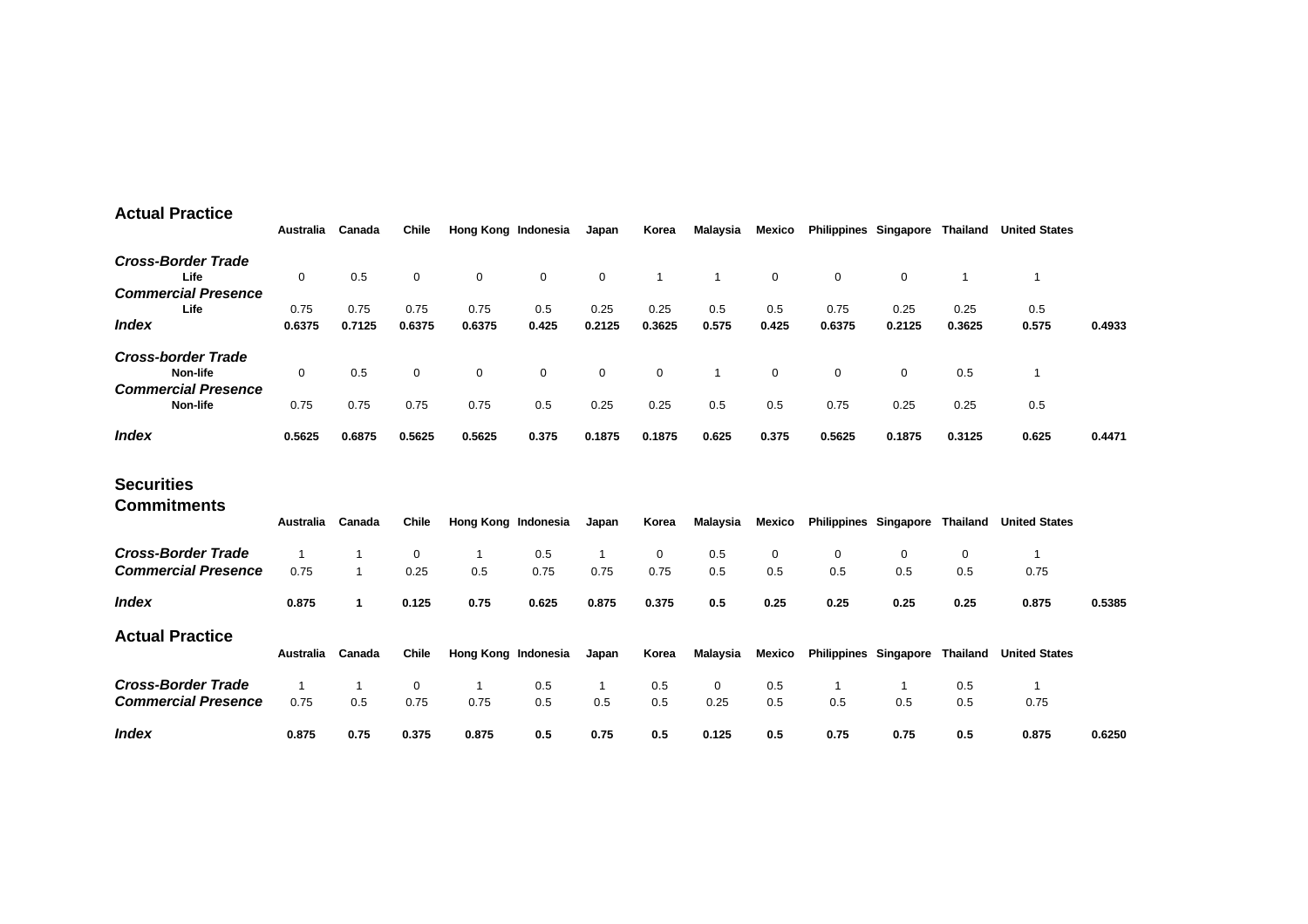## Actual Practice

| | Australia | Canada | Chile | Hong Kong | Indonesia | Japan | Korea | Malaysia | Mexico | Philippines | Singapore | Thailand | United States | |
|---|---|---|---|---|---|---|---|---|---|---|---|---|---|---|
| ***Cross-Border Trade*** | | | | | | | | | | | | | | |
| **Life** | 0 | 0.5 | 0 | 0 | 0 | 0 | 1 | 1 | 0 | 0 | 0 | 1 | 1 | |
| ***Commercial Presence*** | | | | | | | | | | | | | | |
| **Life** | 0.75 | 0.75 | 0.75 | 0.75 | 0.5 | 0.25 | 0.25 | 0.5 | 0.5 | 0.75 | 0.25 | 0.25 | 0.5 | |
| ***Index*** | **0.6375** | **0.7125** | **0.6375** | **0.6375** | **0.425** | **0.2125** | **0.3625** | **0.575** | **0.425** | **0.6375** | **0.2125** | **0.3625** | **0.575** | **0.4933** |
| ***Cross-border Trade*** | | | | | | | | | | | | | | |
| **Non-life** | 0 | 0.5 | 0 | 0 | 0 | 0 | 0 | 1 | 0 | 0 | 0 | 0.5 | 1 | |
| ***Commercial Presence*** | | | | | | | | | | | | | | |
| **Non-life** | 0.75 | 0.75 | 0.75 | 0.75 | 0.5 | 0.25 | 0.25 | 0.5 | 0.5 | 0.75 | 0.25 | 0.25 | 0.5 | |
| ***Index*** | **0.5625** | **0.6875** | **0.5625** | **0.5625** | **0.375** | **0.1875** | **0.1875** | **0.625** | **0.375** | **0.5625** | **0.1875** | **0.3125** | **0.625** | **0.4471** |

## Securities

## Commitments

| | Australia | Canada | Chile | Hong Kong | Indonesia | Japan | Korea | Malaysia | Mexico | Philippines | Singapore | Thailand | United States | |
|---|---|---|---|---|---|---|---|---|---|---|---|---|---|---|
| ***Cross-Border Trade*** | 1 | 1 | 0 | 1 | 0.5 | 1 | 0 | 0.5 | 0 | 0 | 0 | 0 | 1 | |
| ***Commercial Presence*** | 0.75 | 1 | 0.25 | 0.5 | 0.75 | 0.75 | 0.75 | 0.5 | 0.5 | 0.5 | 0.5 | 0.5 | 0.75 | |
| ***Index*** | **0.875** | **1** | **0.125** | **0.75** | **0.625** | **0.875** | **0.375** | **0.5** | **0.25** | **0.25** | **0.25** | **0.25** | **0.875** | **0.5385** |

## Actual Practice

| | Australia | Canada | Chile | Hong Kong | Indonesia | Japan | Korea | Malaysia | Mexico | Philippines | Singapore | Thailand | United States | |
|---|---|---|---|---|---|---|---|---|---|---|---|---|---|---|
| ***Cross-Border Trade*** | 1 | 1 | 0 | 1 | 0.5 | 1 | 0.5 | 0 | 0.5 | 1 | 1 | 0.5 | 1 | |
| ***Commercial Presence*** | 0.75 | 0.5 | 0.75 | 0.75 | 0.5 | 0.5 | 0.5 | 0.25 | 0.5 | 0.5 | 0.5 | 0.5 | 0.75 | |
| ***Index*** | **0.875** | **0.75** | **0.375** | **0.875** | **0.5** | **0.75** | **0.5** | **0.125** | **0.5** | **0.75** | **0.75** | **0.5** | **0.875** | **0.6250** |